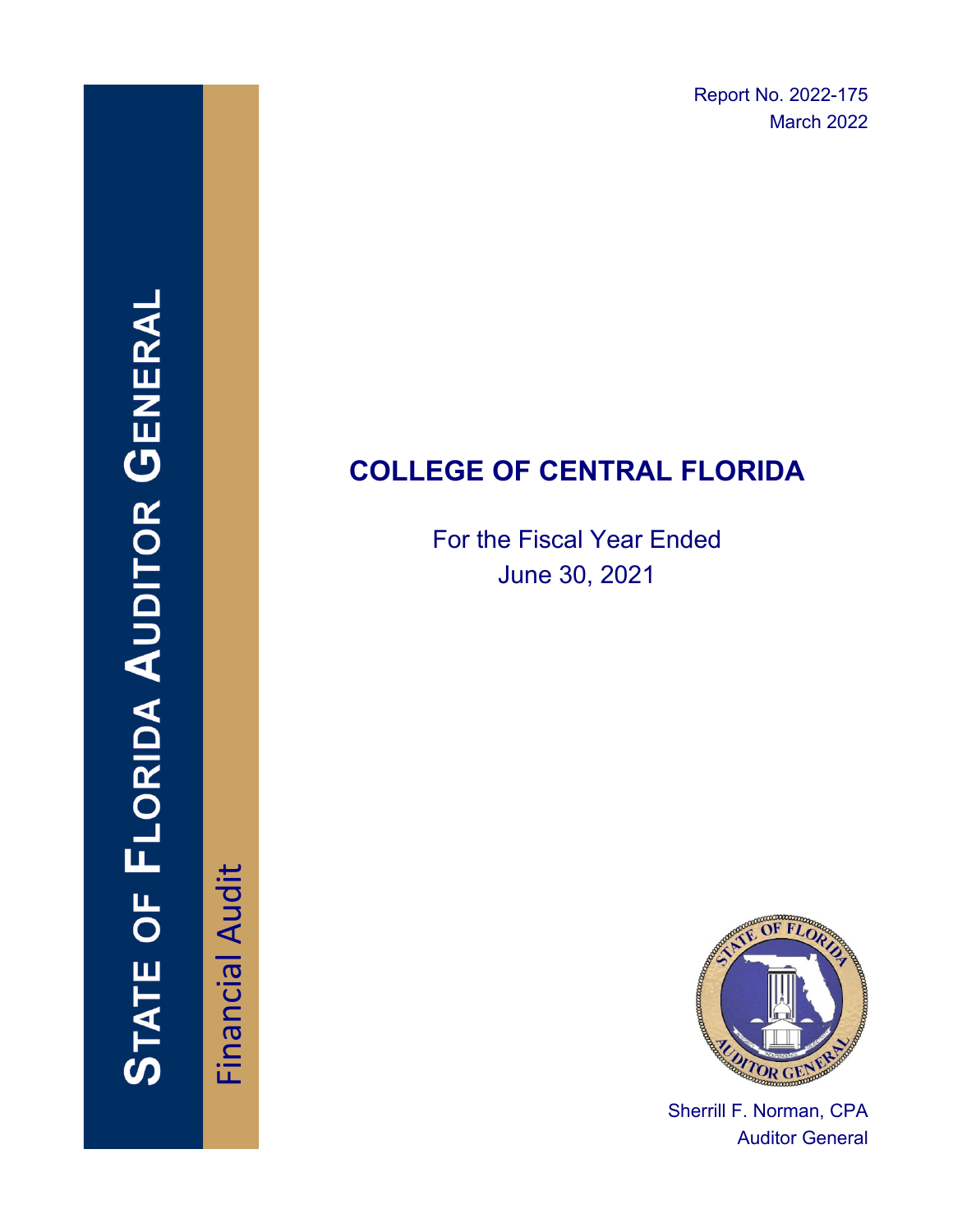Report No. 2022-175
March 2022

# STATE OF FLORIDA AUDITOR GENERAL

Financial Audit

# COLLEGE OF CENTRAL FLORIDA

For the Fiscal Year Ended
June 30, 2021

Sherrill F. Norman, CPA
Auditor General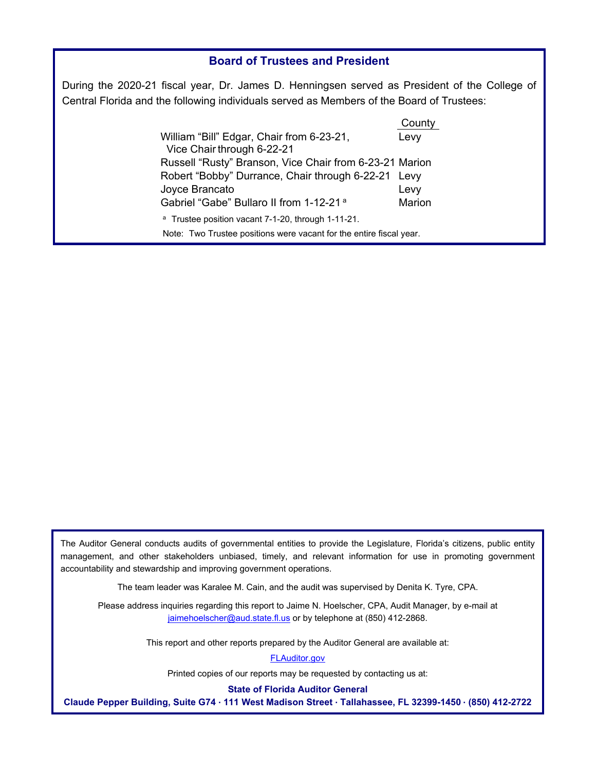## Board of Trustees and President

During the 2020-21 fiscal year, Dr. James D. Henningsen served as President of the College of Central Florida and the following individuals served as Members of the Board of Trustees:

| | County |
|---|---|
| William "Bill" Edgar, Chair from 6-23-21, Vice Chair through 6-22-21 | Levy |
| Russell "Rusty" Branson, Vice Chair from 6-23-21 | Marion |
| Robert "Bobby" Durrance, Chair through 6-22-21 | Levy |
| Joyce Brancato | Levy |
| Gabriel "Gabe" Bullaro II from 1-12-21 [a] | Marion |

[a] Trustee position vacant 7-1-20, through 1-11-21.

Note: Two Trustee positions were vacant for the entire fiscal year.

---

The Auditor General conducts audits of governmental entities to provide the Legislature, Florida's citizens, public entity management, and other stakeholders unbiased, timely, and relevant information for use in promoting government accountability and stewardship and improving government operations.

The team leader was Karalee M. Cain, and the audit was supervised by Denita K. Tyre, CPA.

Please address inquiries regarding this report to Jaime N. Hoelscher, CPA, Audit Manager, by e-mail at jaimehoelscher@aud.state.fl.us or by telephone at (850) 412-2868.

This report and other reports prepared by the Auditor General are available at:

FLAuditor.gov

Printed copies of our reports may be requested by contacting us at:

**State of Florida Auditor General**

**Claude Pepper Building, Suite G74 · 111 West Madison Street · Tallahassee, FL 32399-1450 · (850) 412-2722**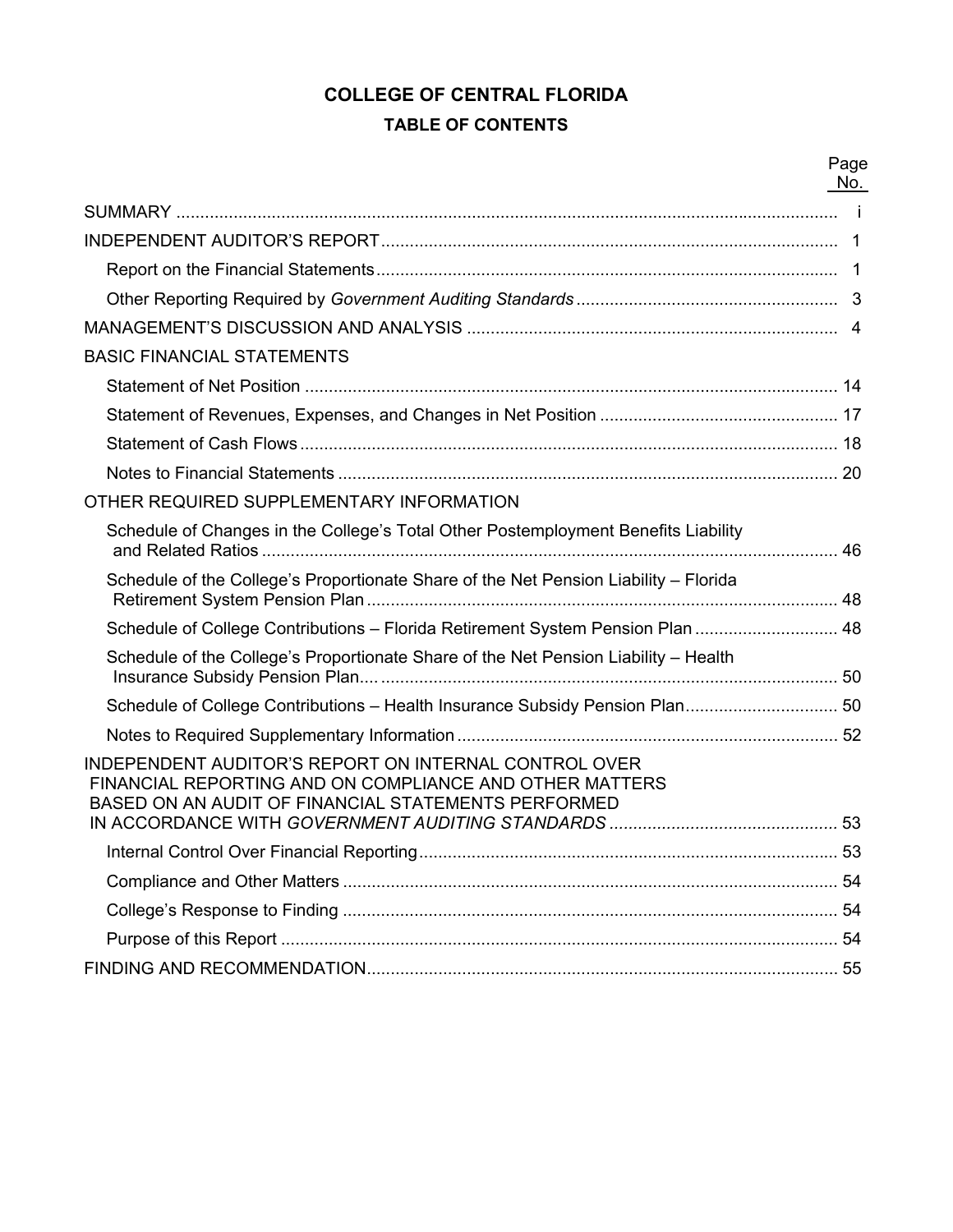# COLLEGE OF CENTRAL FLORIDA

## TABLE OF CONTENTS

| | Page No. |
|---|---|
| SUMMARY | i |
| INDEPENDENT AUDITOR'S REPORT | 1 |
| Report on the Financial Statements | 1 |
| Other Reporting Required by *Government Auditing Standards* | 3 |
| MANAGEMENT'S DISCUSSION AND ANALYSIS | 4 |
| BASIC FINANCIAL STATEMENTS | |
| Statement of Net Position | 14 |
| Statement of Revenues, Expenses, and Changes in Net Position | 17 |
| Statement of Cash Flows | 18 |
| Notes to Financial Statements | 20 |
| OTHER REQUIRED SUPPLEMENTARY INFORMATION | |
| Schedule of Changes in the College's Total Other Postemployment Benefits Liability and Related Ratios | 46 |
| Schedule of the College's Proportionate Share of the Net Pension Liability – Florida Retirement System Pension Plan | 48 |
| Schedule of College Contributions – Florida Retirement System Pension Plan | 48 |
| Schedule of the College's Proportionate Share of the Net Pension Liability – Health Insurance Subsidy Pension Plan | 50 |
| Schedule of College Contributions – Health Insurance Subsidy Pension Plan | 50 |
| Notes to Required Supplementary Information | 52 |
| INDEPENDENT AUDITOR'S REPORT ON INTERNAL CONTROL OVER FINANCIAL REPORTING AND ON COMPLIANCE AND OTHER MATTERS BASED ON AN AUDIT OF FINANCIAL STATEMENTS PERFORMED IN ACCORDANCE WITH *GOVERNMENT AUDITING STANDARDS* | 53 |
| Internal Control Over Financial Reporting | 53 |
| Compliance and Other Matters | 54 |
| College's Response to Finding | 54 |
| Purpose of this Report | 54 |
| FINDING AND RECOMMENDATION | 55 |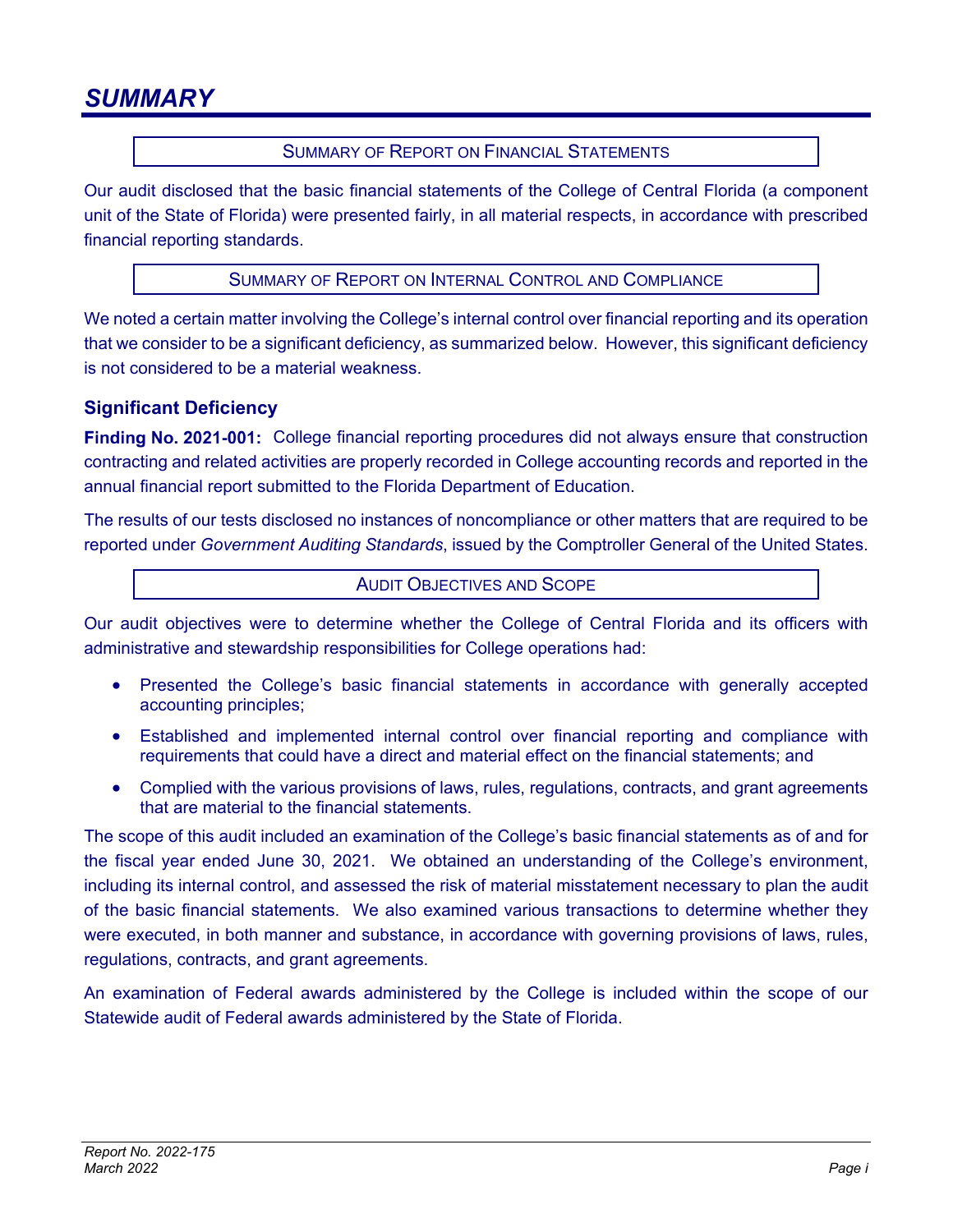# SUMMARY

## SUMMARY OF REPORT ON FINANCIAL STATEMENTS

Our audit disclosed that the basic financial statements of the College of Central Florida (a component unit of the State of Florida) were presented fairly, in all material respects, in accordance with prescribed financial reporting standards.

## SUMMARY OF REPORT ON INTERNAL CONTROL AND COMPLIANCE

We noted a certain matter involving the College's internal control over financial reporting and its operation that we consider to be a significant deficiency, as summarized below. However, this significant deficiency is not considered to be a material weakness.

### Significant Deficiency

**Finding No. 2021-001:** College financial reporting procedures did not always ensure that construction contracting and related activities are properly recorded in College accounting records and reported in the annual financial report submitted to the Florida Department of Education.

The results of our tests disclosed no instances of noncompliance or other matters that are required to be reported under *Government Auditing Standards*, issued by the Comptroller General of the United States.

## AUDIT OBJECTIVES AND SCOPE

Our audit objectives were to determine whether the College of Central Florida and its officers with administrative and stewardship responsibilities for College operations had:

- Presented the College's basic financial statements in accordance with generally accepted accounting principles;
- Established and implemented internal control over financial reporting and compliance with requirements that could have a direct and material effect on the financial statements; and
- Complied with the various provisions of laws, rules, regulations, contracts, and grant agreements that are material to the financial statements.

The scope of this audit included an examination of the College's basic financial statements as of and for the fiscal year ended June 30, 2021. We obtained an understanding of the College's environment, including its internal control, and assessed the risk of material misstatement necessary to plan the audit of the basic financial statements. We also examined various transactions to determine whether they were executed, in both manner and substance, in accordance with governing provisions of laws, rules, regulations, contracts, and grant agreements.

An examination of Federal awards administered by the College is included within the scope of our Statewide audit of Federal awards administered by the State of Florida.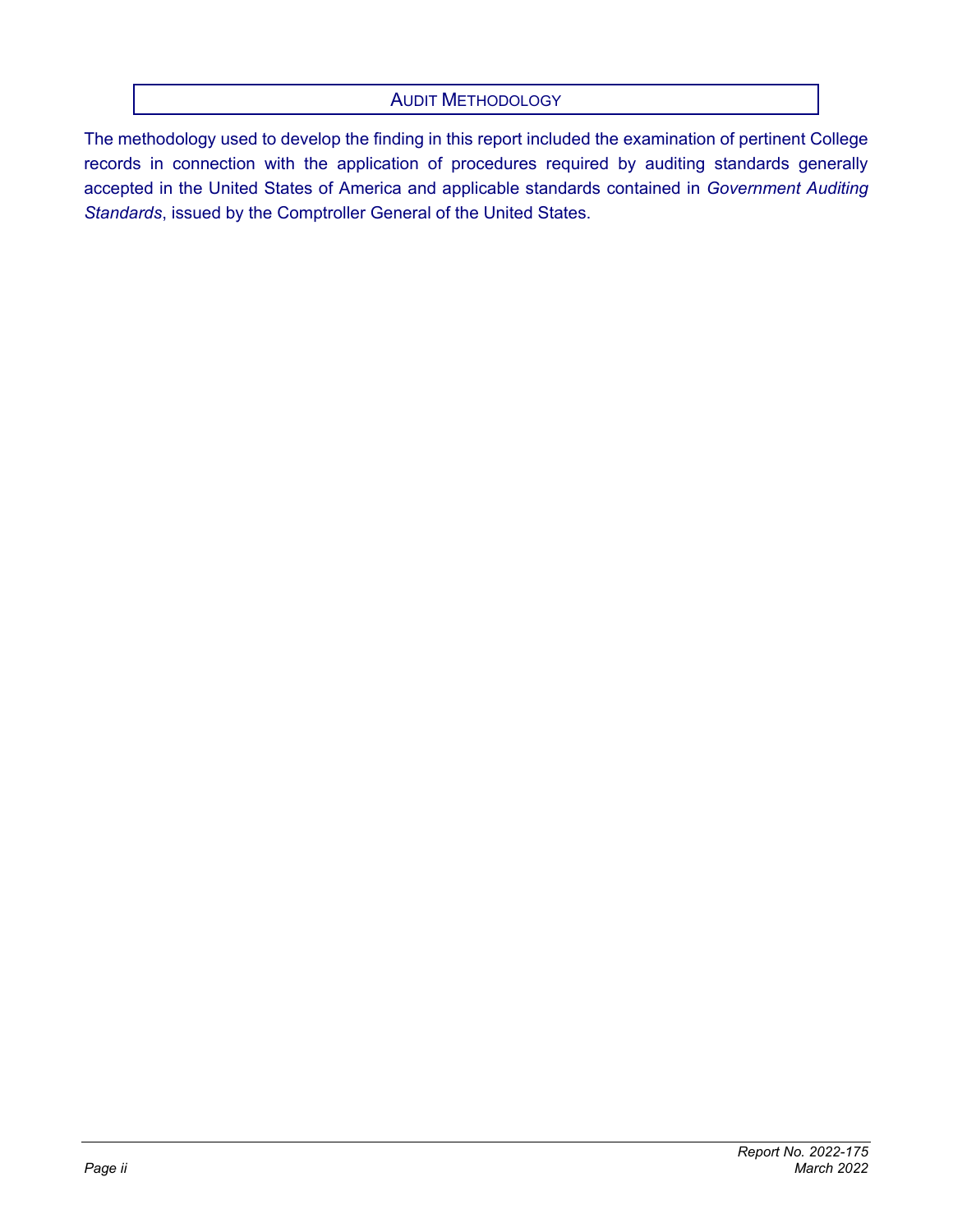## AUDIT METHODOLOGY

The methodology used to develop the finding in this report included the examination of pertinent College records in connection with the application of procedures required by auditing standards generally accepted in the United States of America and applicable standards contained in *Government Auditing Standards*, issued by the Comptroller General of the United States.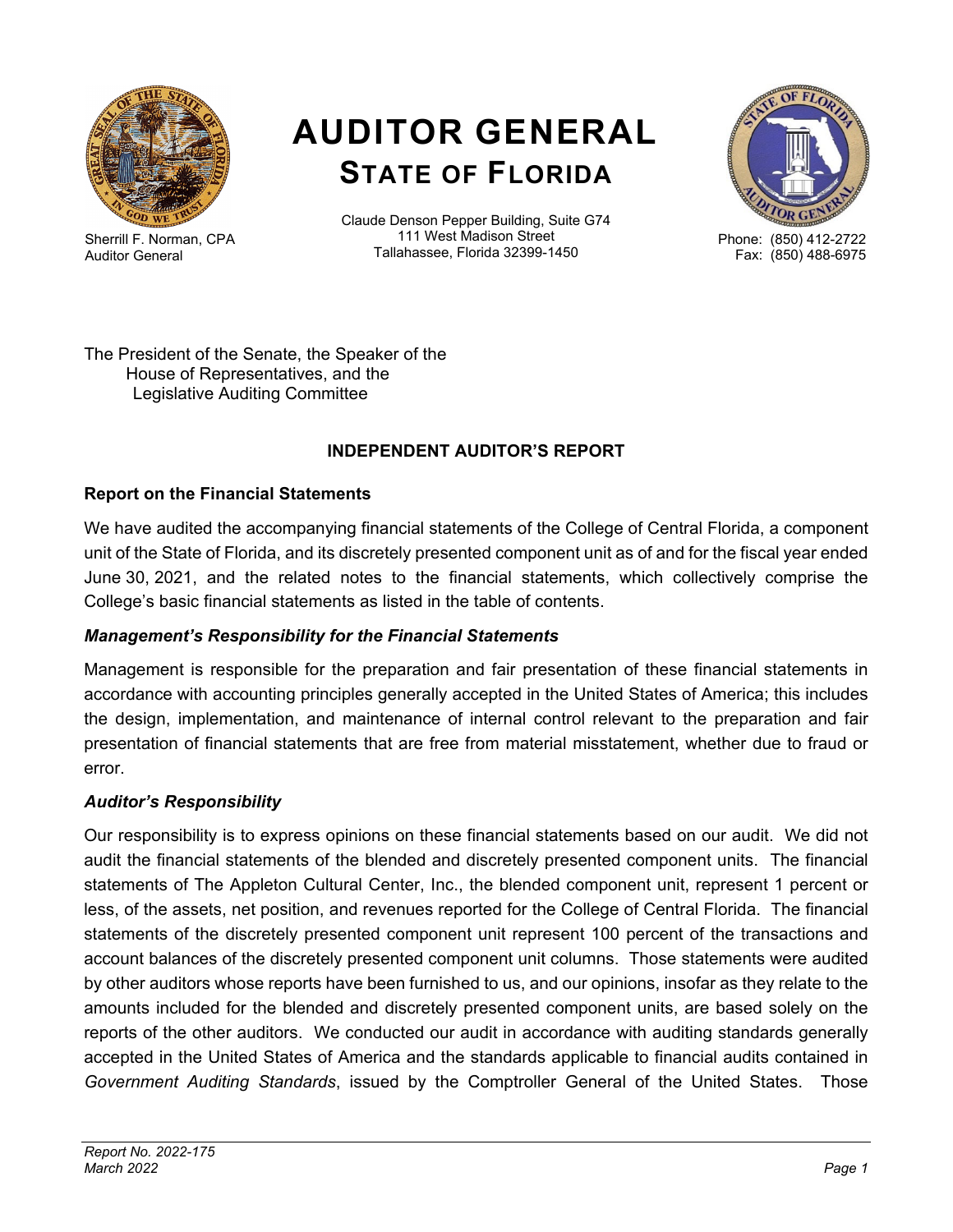# AUDITOR GENERAL
## STATE OF FLORIDA

Sherrill F. Norman, CPA
Auditor General

Claude Denson Pepper Building, Suite G74
111 West Madison Street
Tallahassee, Florida 32399-1450

Phone: (850) 412-2722
Fax: (850) 488-6975

The President of the Senate, the Speaker of the
House of Representatives, and the
Legislative Auditing Committee

### INDEPENDENT AUDITOR'S REPORT

### Report on the Financial Statements

We have audited the accompanying financial statements of the College of Central Florida, a component unit of the State of Florida, and its discretely presented component unit as of and for the fiscal year ended June 30, 2021, and the related notes to the financial statements, which collectively comprise the College's basic financial statements as listed in the table of contents.

#### *Management's Responsibility for the Financial Statements*

Management is responsible for the preparation and fair presentation of these financial statements in accordance with accounting principles generally accepted in the United States of America; this includes the design, implementation, and maintenance of internal control relevant to the preparation and fair presentation of financial statements that are free from material misstatement, whether due to fraud or error.

#### *Auditor's Responsibility*

Our responsibility is to express opinions on these financial statements based on our audit. We did not audit the financial statements of the blended and discretely presented component units. The financial statements of The Appleton Cultural Center, Inc., the blended component unit, represent 1 percent or less, of the assets, net position, and revenues reported for the College of Central Florida. The financial statements of the discretely presented component unit represent 100 percent of the transactions and account balances of the discretely presented component unit columns. Those statements were audited by other auditors whose reports have been furnished to us, and our opinions, insofar as they relate to the amounts included for the blended and discretely presented component units, are based solely on the reports of the other auditors. We conducted our audit in accordance with auditing standards generally accepted in the United States of America and the standards applicable to financial audits contained in *Government Auditing Standards*, issued by the Comptroller General of the United States. Those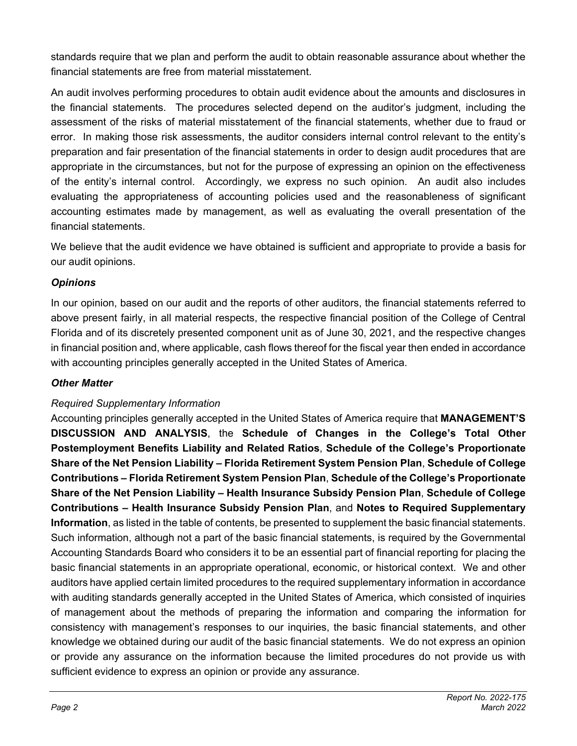standards require that we plan and perform the audit to obtain reasonable assurance about whether the financial statements are free from material misstatement.

An audit involves performing procedures to obtain audit evidence about the amounts and disclosures in the financial statements. The procedures selected depend on the auditor's judgment, including the assessment of the risks of material misstatement of the financial statements, whether due to fraud or error. In making those risk assessments, the auditor considers internal control relevant to the entity's preparation and fair presentation of the financial statements in order to design audit procedures that are appropriate in the circumstances, but not for the purpose of expressing an opinion on the effectiveness of the entity's internal control. Accordingly, we express no such opinion. An audit also includes evaluating the appropriateness of accounting policies used and the reasonableness of significant accounting estimates made by management, as well as evaluating the overall presentation of the financial statements.

We believe that the audit evidence we have obtained is sufficient and appropriate to provide a basis for our audit opinions.

### *Opinions*

In our opinion, based on our audit and the reports of other auditors, the financial statements referred to above present fairly, in all material respects, the respective financial position of the College of Central Florida and of its discretely presented component unit as of June 30, 2021, and the respective changes in financial position and, where applicable, cash flows thereof for the fiscal year then ended in accordance with accounting principles generally accepted in the United States of America.

### *Other Matter*

*Required Supplementary Information*

Accounting principles generally accepted in the United States of America require that **MANAGEMENT'S DISCUSSION AND ANALYSIS**, the **Schedule of Changes in the College's Total Other Postemployment Benefits Liability and Related Ratios**, **Schedule of the College's Proportionate Share of the Net Pension Liability – Florida Retirement System Pension Plan**, **Schedule of College Contributions – Florida Retirement System Pension Plan**, **Schedule of the College's Proportionate Share of the Net Pension Liability – Health Insurance Subsidy Pension Plan**, **Schedule of College Contributions – Health Insurance Subsidy Pension Plan**, and **Notes to Required Supplementary Information**, as listed in the table of contents, be presented to supplement the basic financial statements. Such information, although not a part of the basic financial statements, is required by the Governmental Accounting Standards Board who considers it to be an essential part of financial reporting for placing the basic financial statements in an appropriate operational, economic, or historical context. We and other auditors have applied certain limited procedures to the required supplementary information in accordance with auditing standards generally accepted in the United States of America, which consisted of inquiries of management about the methods of preparing the information and comparing the information for consistency with management's responses to our inquiries, the basic financial statements, and other knowledge we obtained during our audit of the basic financial statements. We do not express an opinion or provide any assurance on the information because the limited procedures do not provide us with sufficient evidence to express an opinion or provide any assurance.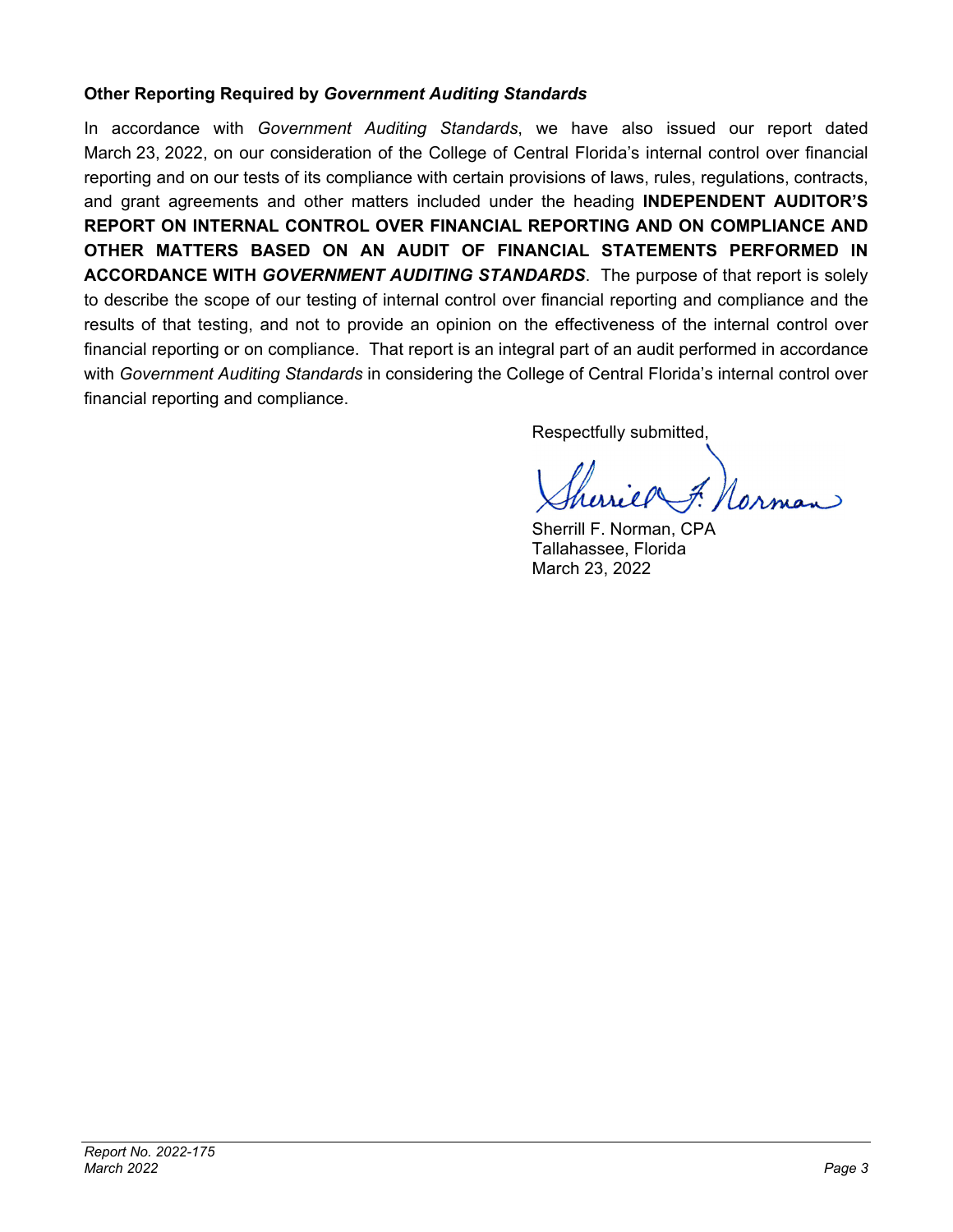### Other Reporting Required by *Government Auditing Standards*

In accordance with *Government Auditing Standards*, we have also issued our report dated March 23, 2022, on our consideration of the College of Central Florida's internal control over financial reporting and on our tests of its compliance with certain provisions of laws, rules, regulations, contracts, and grant agreements and other matters included under the heading **INDEPENDENT AUDITOR'S REPORT ON INTERNAL CONTROL OVER FINANCIAL REPORTING AND ON COMPLIANCE AND OTHER MATTERS BASED ON AN AUDIT OF FINANCIAL STATEMENTS PERFORMED IN ACCORDANCE WITH *GOVERNMENT AUDITING STANDARDS***. The purpose of that report is solely to describe the scope of our testing of internal control over financial reporting and compliance and the results of that testing, and not to provide an opinion on the effectiveness of the internal control over financial reporting or on compliance. That report is an integral part of an audit performed in accordance with *Government Auditing Standards* in considering the College of Central Florida's internal control over financial reporting and compliance.

Respectfully submitted,

Sherrill F. Norman, CPA
Tallahassee, Florida
March 23, 2022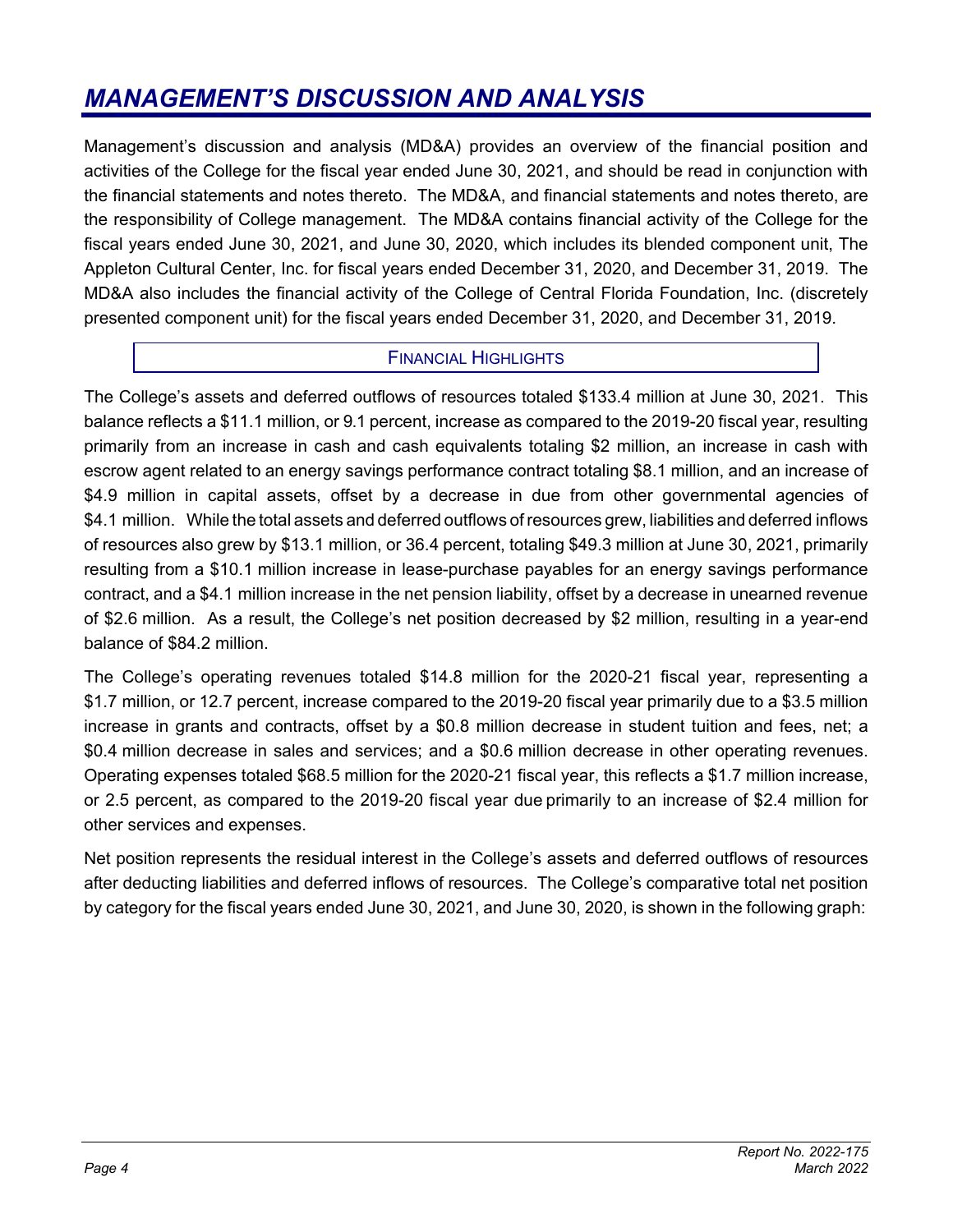# *MANAGEMENT'S DISCUSSION AND ANALYSIS*

Management's discussion and analysis (MD&A) provides an overview of the financial position and activities of the College for the fiscal year ended June 30, 2021, and should be read in conjunction with the financial statements and notes thereto. The MD&A, and financial statements and notes thereto, are the responsibility of College management. The MD&A contains financial activity of the College for the fiscal years ended June 30, 2021, and June 30, 2020, which includes its blended component unit, The Appleton Cultural Center, Inc. for fiscal years ended December 31, 2020, and December 31, 2019. The MD&A also includes the financial activity of the College of Central Florida Foundation, Inc. (discretely presented component unit) for the fiscal years ended December 31, 2020, and December 31, 2019.

## FINANCIAL HIGHLIGHTS

The College's assets and deferred outflows of resources totaled $133.4 million at June 30, 2021. This balance reflects a $11.1 million, or 9.1 percent, increase as compared to the 2019-20 fiscal year, resulting primarily from an increase in cash and cash equivalents totaling $2 million, an increase in cash with escrow agent related to an energy savings performance contract totaling $8.1 million, and an increase of $4.9 million in capital assets, offset by a decrease in due from other governmental agencies of $4.1 million. While the total assets and deferred outflows of resources grew, liabilities and deferred inflows of resources also grew by $13.1 million, or 36.4 percent, totaling $49.3 million at June 30, 2021, primarily resulting from a $10.1 million increase in lease-purchase payables for an energy savings performance contract, and a $4.1 million increase in the net pension liability, offset by a decrease in unearned revenue of $2.6 million. As a result, the College's net position decreased by $2 million, resulting in a year-end balance of $84.2 million.

The College's operating revenues totaled $14.8 million for the 2020-21 fiscal year, representing a $1.7 million, or 12.7 percent, increase compared to the 2019-20 fiscal year primarily due to a $3.5 million increase in grants and contracts, offset by a $0.8 million decrease in student tuition and fees, net; a $0.4 million decrease in sales and services; and a $0.6 million decrease in other operating revenues. Operating expenses totaled $68.5 million for the 2020-21 fiscal year, this reflects a $1.7 million increase, or 2.5 percent, as compared to the 2019-20 fiscal year due primarily to an increase of $2.4 million for other services and expenses.

Net position represents the residual interest in the College's assets and deferred outflows of resources after deducting liabilities and deferred inflows of resources. The College's comparative total net position by category for the fiscal years ended June 30, 2021, and June 30, 2020, is shown in the following graph: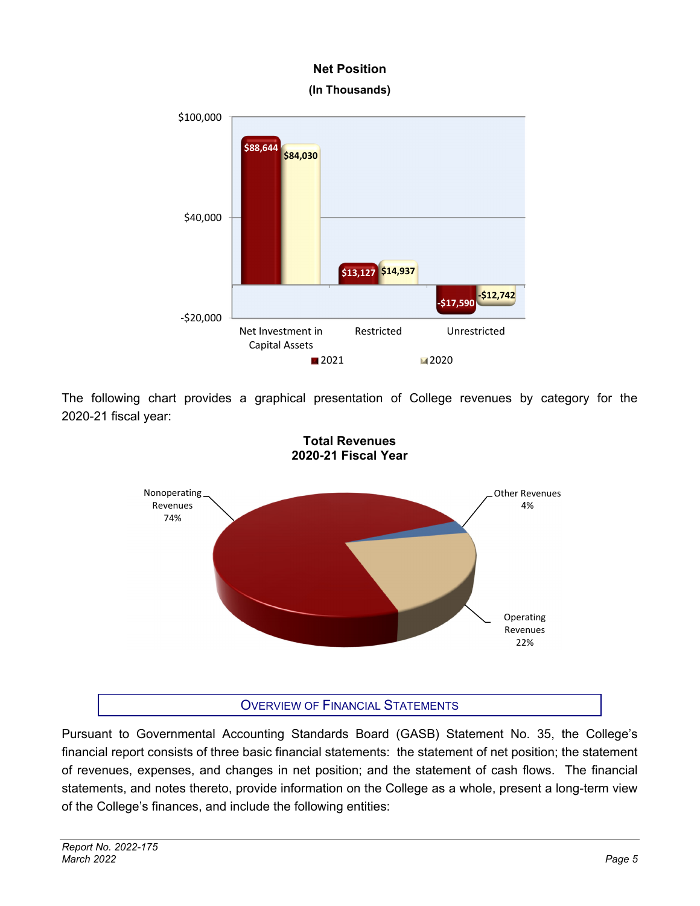**Net Position**
**(In Thousands)**

| | 2021 | 2020 |
|---|---|---|
| Net Investment in Capital Assets | $88,644 | $84,030 |
| Restricted | $13,127 | $14,937 |
| Unrestricted | -$17,590 | -$12,742 |

The following chart provides a graphical presentation of College revenues by category for the 2020-21 fiscal year:

**Total Revenues**
**2020-21 Fiscal Year**

| Category | Percentage |
|---|---|
| Nonoperating Revenues | 74% |
| Operating Revenues | 22% |
| Other Revenues | 4% |

## OVERVIEW OF FINANCIAL STATEMENTS

Pursuant to Governmental Accounting Standards Board (GASB) Statement No. 35, the College's financial report consists of three basic financial statements: the statement of net position; the statement of revenues, expenses, and changes in net position; and the statement of cash flows. The financial statements, and notes thereto, provide information on the College as a whole, present a long-term view of the College's finances, and include the following entities: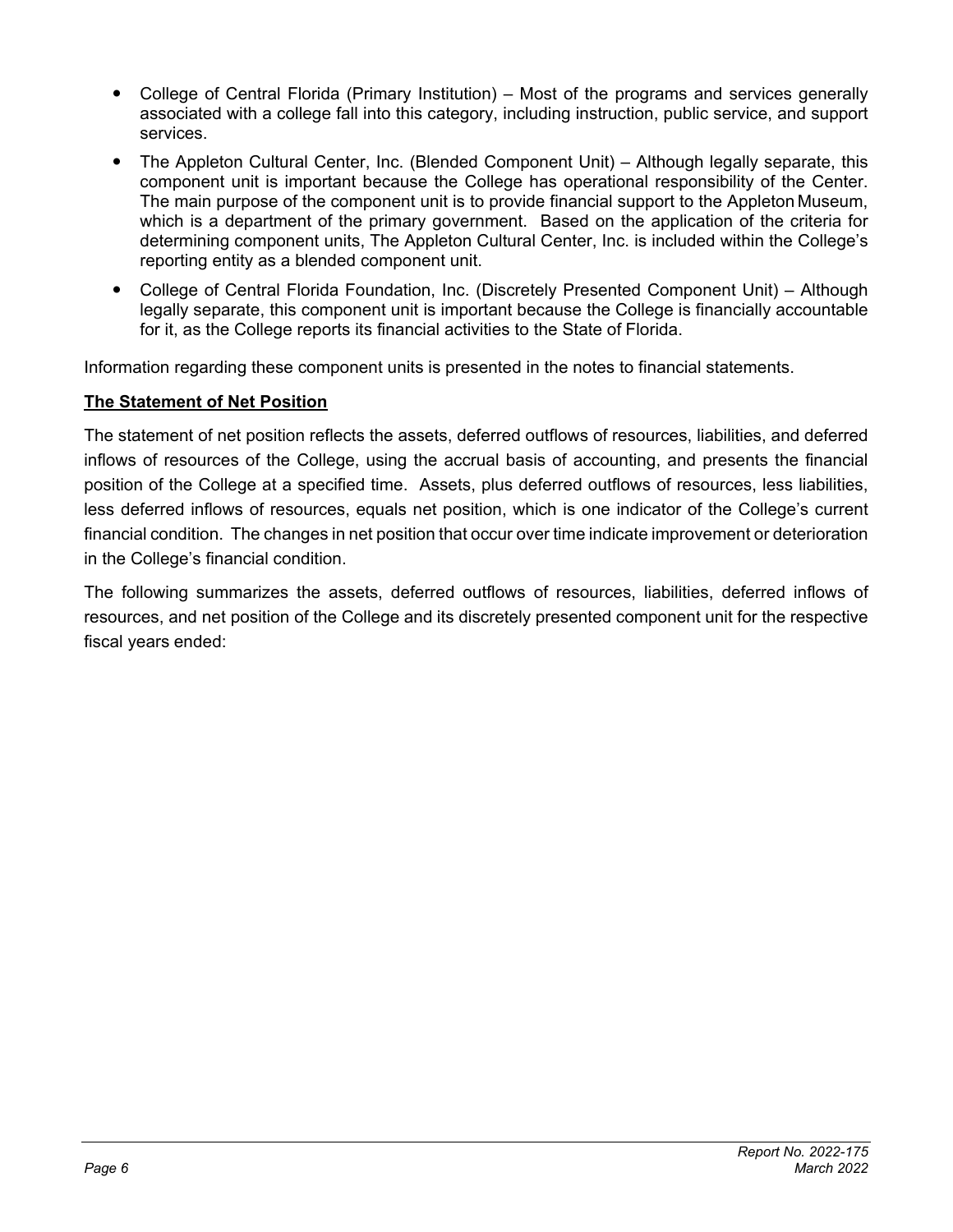- College of Central Florida (Primary Institution) – Most of the programs and services generally associated with a college fall into this category, including instruction, public service, and support services.
- The Appleton Cultural Center, Inc. (Blended Component Unit) – Although legally separate, this component unit is important because the College has operational responsibility of the Center. The main purpose of the component unit is to provide financial support to the Appleton Museum, which is a department of the primary government. Based on the application of the criteria for determining component units, The Appleton Cultural Center, Inc. is included within the College's reporting entity as a blended component unit.
- College of Central Florida Foundation, Inc. (Discretely Presented Component Unit) – Although legally separate, this component unit is important because the College is financially accountable for it, as the College reports its financial activities to the State of Florida.

Information regarding these component units is presented in the notes to financial statements.

**The Statement of Net Position**

The statement of net position reflects the assets, deferred outflows of resources, liabilities, and deferred inflows of resources of the College, using the accrual basis of accounting, and presents the financial position of the College at a specified time. Assets, plus deferred outflows of resources, less liabilities, less deferred inflows of resources, equals net position, which is one indicator of the College's current financial condition. The changes in net position that occur over time indicate improvement or deterioration in the College's financial condition.

The following summarizes the assets, deferred outflows of resources, liabilities, deferred inflows of resources, and net position of the College and its discretely presented component unit for the respective fiscal years ended: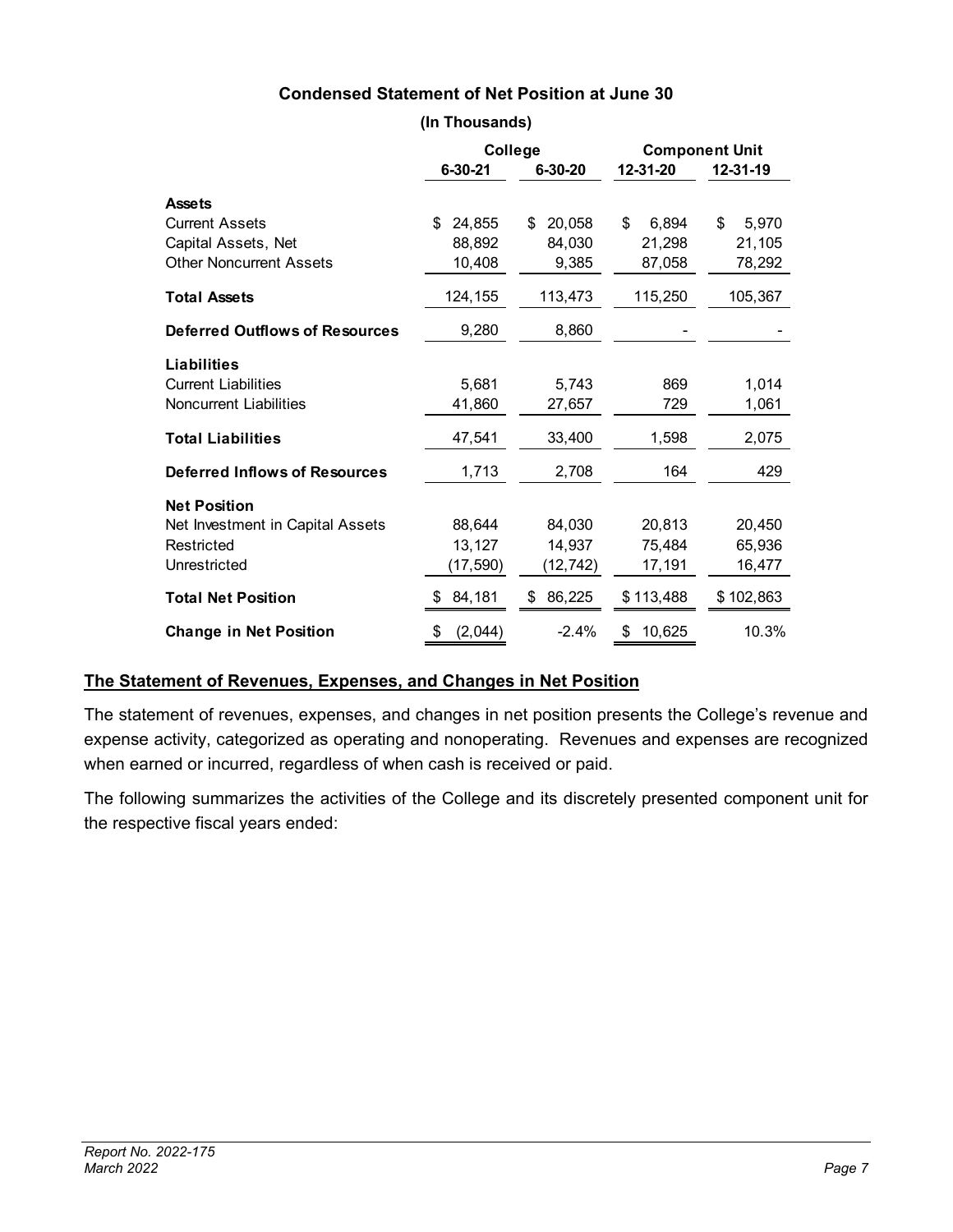**Condensed Statement of Net Position at June 30**

**(In Thousands)**

| | College | | Component Unit | |
|---|---|---|---|---|
| | **6-30-21** | **6-30-20** | **12-31-20** | **12-31-19** |
| **Assets** | | | | |
| Current Assets | $ 24,855 | $ 20,058 | $ 6,894 | $ 5,970 |
| Capital Assets, Net | 88,892 | 84,030 | 21,298 | 21,105 |
| Other Noncurrent Assets | 10,408 | 9,385 | 87,058 | 78,292 |
| **Total Assets** | 124,155 | 113,473 | 115,250 | 105,367 |
| **Deferred Outflows of Resources** | 9,280 | 8,860 | - | - |
| **Liabilities** | | | | |
| Current Liabilities | 5,681 | 5,743 | 869 | 1,014 |
| Noncurrent Liabilities | 41,860 | 27,657 | 729 | 1,061 |
| **Total Liabilities** | 47,541 | 33,400 | 1,598 | 2,075 |
| **Deferred Inflows of Resources** | 1,713 | 2,708 | 164 | 429 |
| **Net Position** | | | | |
| Net Investment in Capital Assets | 88,644 | 84,030 | 20,813 | 20,450 |
| Restricted | 13,127 | 14,937 | 75,484 | 65,936 |
| Unrestricted | (17,590) | (12,742) | 17,191 | 16,477 |
| **Total Net Position** | $ 84,181 | $ 86,225 | $ 113,488 | $ 102,863 |
| **Change in Net Position** | $ (2,044) | -2.4% | $ 10,625 | 10.3% |

## The Statement of Revenues, Expenses, and Changes in Net Position

The statement of revenues, expenses, and changes in net position presents the College's revenue and expense activity, categorized as operating and nonoperating. Revenues and expenses are recognized when earned or incurred, regardless of when cash is received or paid.

The following summarizes the activities of the College and its discretely presented component unit for the respective fiscal years ended: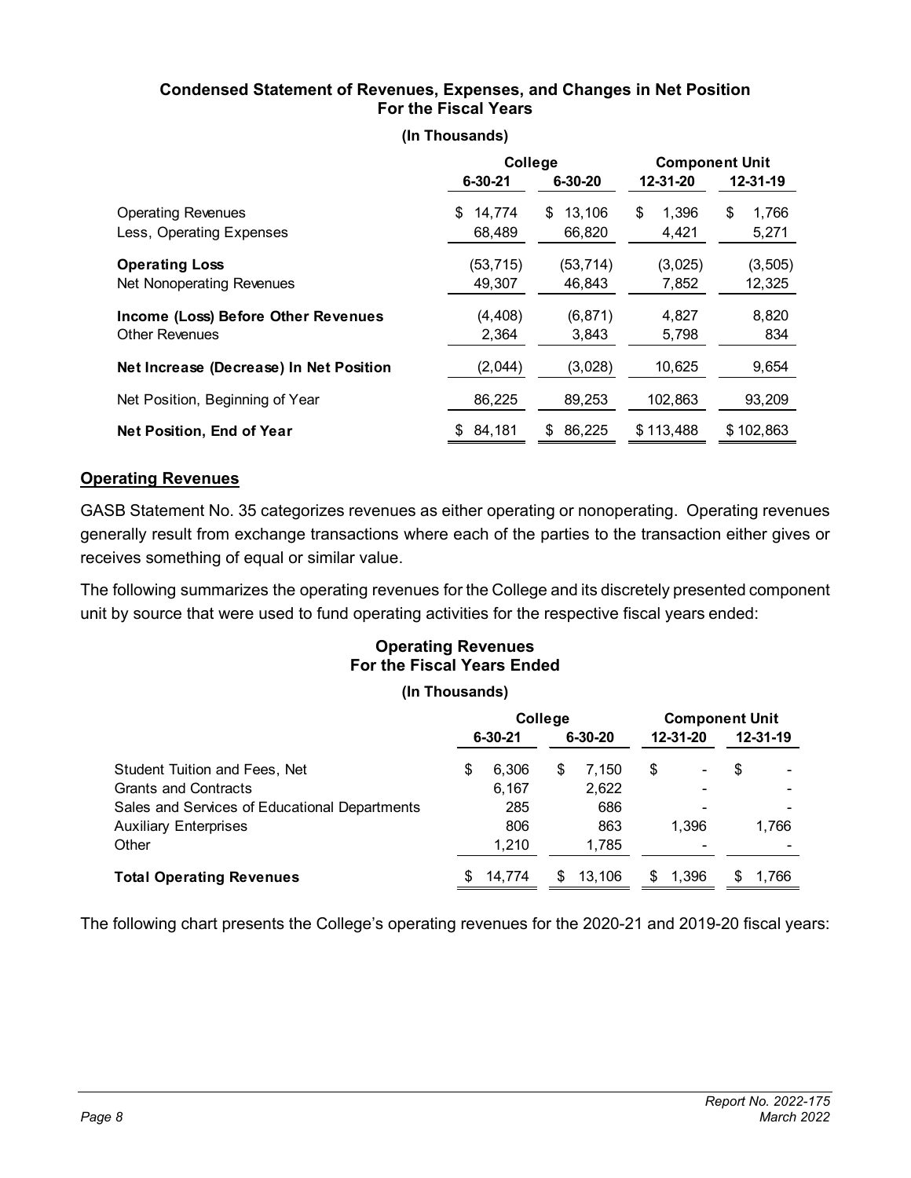### Condensed Statement of Revenues, Expenses, and Changes in Net Position For the Fiscal Years

**(In Thousands)**

| | College | | Component Unit | |
|---|---|---|---|---|
| | **6-30-21** | **6-30-20** | **12-31-20** | **12-31-19** |
| Operating Revenues | $ 14,774 | $ 13,106 | $ 1,396 | $ 1,766 |
| Less, Operating Expenses | 68,489 | 66,820 | 4,421 | 5,271 |
| **Operating Loss** | (53,715) | (53,714) | (3,025) | (3,505) |
| Net Nonoperating Revenues | 49,307 | 46,843 | 7,852 | 12,325 |
| **Income (Loss) Before Other Revenues** | (4,408) | (6,871) | 4,827 | 8,820 |
| Other Revenues | 2,364 | 3,843 | 5,798 | 834 |
| **Net Increase (Decrease) In Net Position** | (2,044) | (3,028) | 10,625 | 9,654 |
| Net Position, Beginning of Year | 86,225 | 89,253 | 102,863 | 93,209 |
| **Net Position, End of Year** | $ 84,181 | $ 86,225 | $ 113,488 | $ 102,863 |

## Operating Revenues

GASB Statement No. 35 categorizes revenues as either operating or nonoperating. Operating revenues generally result from exchange transactions where each of the parties to the transaction either gives or receives something of equal or similar value.

The following summarizes the operating revenues for the College and its discretely presented component unit by source that were used to fund operating activities for the respective fiscal years ended:

### Operating Revenues For the Fiscal Years Ended

**(In Thousands)**

| | College | | Component Unit | |
|---|---|---|---|---|
| | **6-30-21** | **6-30-20** | **12-31-20** | **12-31-19** |
| Student Tuition and Fees, Net | $ 6,306 | $ 7,150 | $ - | $ - |
| Grants and Contracts | 6,167 | 2,622 | - | - |
| Sales and Services of Educational Departments | 285 | 686 | - | - |
| Auxiliary Enterprises | 806 | 863 | 1,396 | 1,766 |
| Other | 1,210 | 1,785 | - | - |
| **Total Operating Revenues** | $ 14,774 | $ 13,106 | $ 1,396 | $ 1,766 |

The following chart presents the College's operating revenues for the 2020-21 and 2019-20 fiscal years: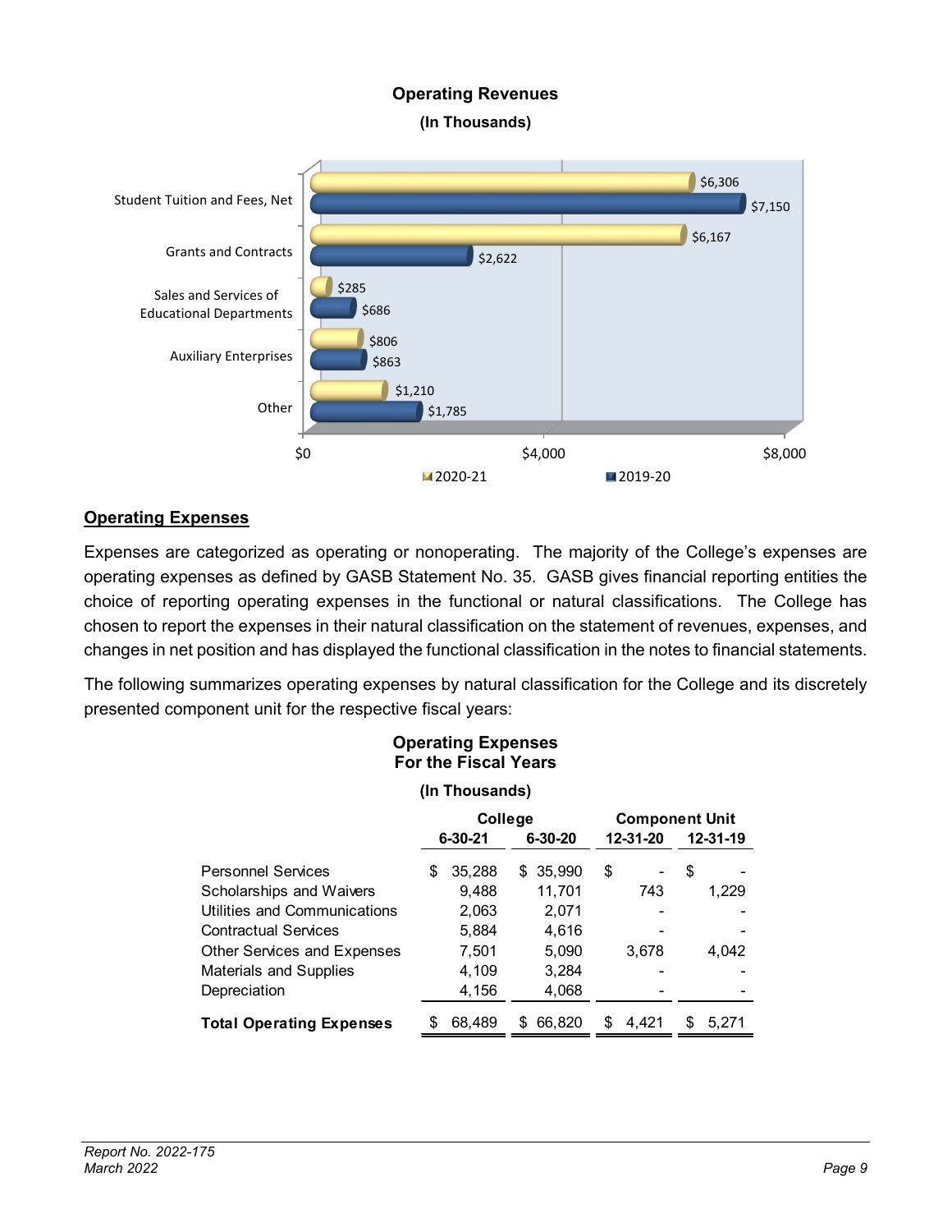**Operating Revenues**

**(In Thousands)**

| | 2020-21 | 2019-20 |
|---|---|---|
| Student Tuition and Fees, Net | $6,306 | $7,150 |
| Grants and Contracts | $6,167 | $2,622 |
| Sales and Services of Educational Departments | $285 | $686 |
| Auxiliary Enterprises | $806 | $863 |
| Other | $1,210 | $1,785 |

## Operating Expenses

Expenses are categorized as operating or nonoperating. The majority of the College's expenses are operating expenses as defined by GASB Statement No. 35. GASB gives financial reporting entities the choice of reporting operating expenses in the functional or natural classifications. The College has chosen to report the expenses in their natural classification on the statement of revenues, expenses, and changes in net position and has displayed the functional classification in the notes to financial statements.

The following summarizes operating expenses by natural classification for the College and its discretely presented component unit for the respective fiscal years:

**Operating Expenses For the Fiscal Years**

**(In Thousands)**

| | College | | Component Unit | |
|---|---|---|---|---|
| | 6-30-21 | 6-30-20 | 12-31-20 | 12-31-19 |
| Personnel Services | $ 35,288 | $ 35,990 | $ - | $ - |
| Scholarships and Waivers | 9,488 | 11,701 | 743 | 1,229 |
| Utilities and Communications | 2,063 | 2,071 | - | - |
| Contractual Services | 5,884 | 4,616 | - | - |
| Other Services and Expenses | 7,501 | 5,090 | 3,678 | 4,042 |
| Materials and Supplies | 4,109 | 3,284 | - | - |
| Depreciation | 4,156 | 4,068 | - | - |
| **Total Operating Expenses** | $ 68,489 | $ 66,820 | $ 4,421 | $ 5,271 |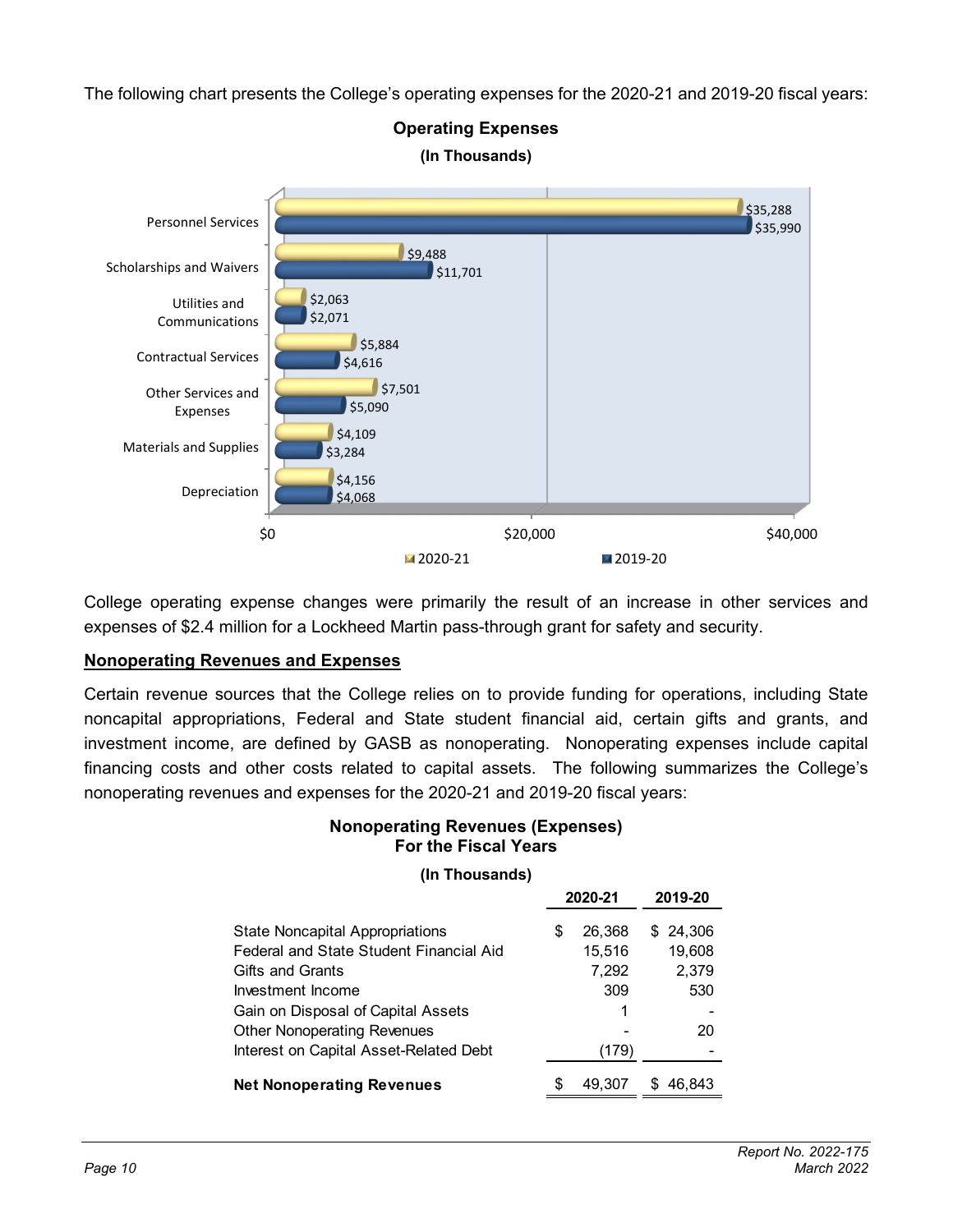The following chart presents the College's operating expenses for the 2020-21 and 2019-20 fiscal years:

**Operating Expenses**

**(In Thousands)**

| | 2020-21 | 2019-20 |
|---|---|---|
| Personnel Services | $35,288 | $35,990 |
| Scholarships and Waivers | $9,488 | $11,701 |
| Utilities and Communications | $2,063 | $2,071 |
| Contractual Services | $5,884 | $4,616 |
| Other Services and Expenses | $7,501 | $5,090 |
| Materials and Supplies | $4,109 | $3,284 |
| Depreciation | $4,156 | $4,068 |

College operating expense changes were primarily the result of an increase in other services and expenses of $2.4 million for a Lockheed Martin pass-through grant for safety and security.

## Nonoperating Revenues and Expenses

Certain revenue sources that the College relies on to provide funding for operations, including State noncapital appropriations, Federal and State student financial aid, certain gifts and grants, and investment income, are defined by GASB as nonoperating. Nonoperating expenses include capital financing costs and other costs related to capital assets. The following summarizes the College's nonoperating revenues and expenses for the 2020-21 and 2019-20 fiscal years:

**Nonoperating Revenues (Expenses)**
**For the Fiscal Years**

**(In Thousands)**

| | 2020-21 | 2019-20 |
|---|---|---|
| State Noncapital Appropriations | $ 26,368 | $ 24,306 |
| Federal and State Student Financial Aid | 15,516 | 19,608 |
| Gifts and Grants | 7,292 | 2,379 |
| Investment Income | 309 | 530 |
| Gain on Disposal of Capital Assets | 1 | - |
| Other Nonoperating Revenues | - | 20 |
| Interest on Capital Asset-Related Debt | (179) | - |
| **Net Nonoperating Revenues** | $ 49,307 | $ 46,843 |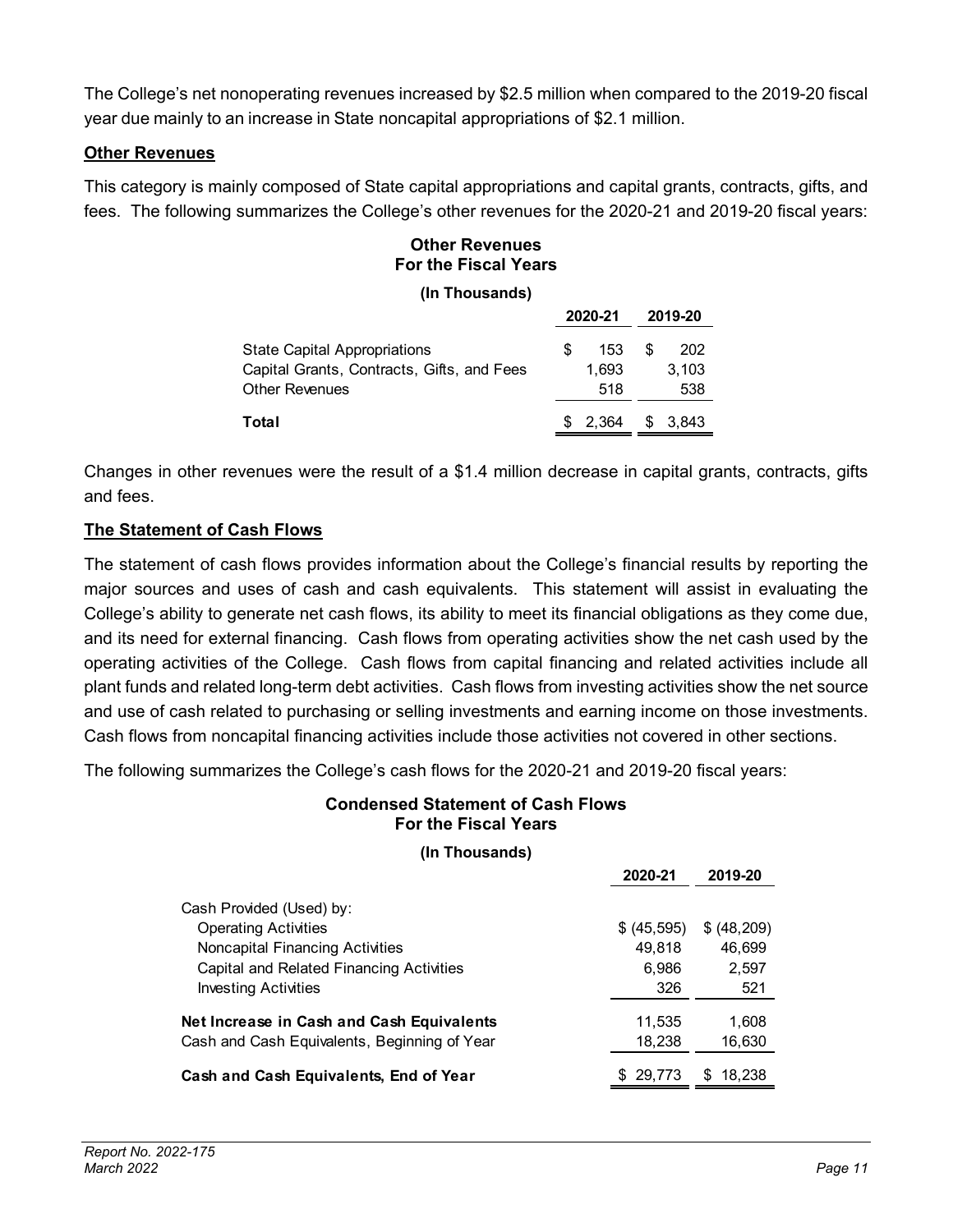The College's net nonoperating revenues increased by $2.5 million when compared to the 2019-20 fiscal year due mainly to an increase in State noncapital appropriations of $2.1 million.

## Other Revenues

This category is mainly composed of State capital appropriations and capital grants, contracts, gifts, and fees. The following summarizes the College's other revenues for the 2020-21 and 2019-20 fiscal years:

**Other Revenues**
**For the Fiscal Years**

**(In Thousands)**

| | 2020-21 | 2019-20 |
|---|---|---|
| State Capital Appropriations | $ 153 | $ 202 |
| Capital Grants, Contracts, Gifts, and Fees | 1,693 | 3,103 |
| Other Revenues | 518 | 538 |
| **Total** | $ 2,364 | $ 3,843 |

Changes in other revenues were the result of a $1.4 million decrease in capital grants, contracts, gifts and fees.

## The Statement of Cash Flows

The statement of cash flows provides information about the College's financial results by reporting the major sources and uses of cash and cash equivalents. This statement will assist in evaluating the College's ability to generate net cash flows, its ability to meet its financial obligations as they come due, and its need for external financing. Cash flows from operating activities show the net cash used by the operating activities of the College. Cash flows from capital financing and related activities include all plant funds and related long-term debt activities. Cash flows from investing activities show the net source and use of cash related to purchasing or selling investments and earning income on those investments. Cash flows from noncapital financing activities include those activities not covered in other sections.

The following summarizes the College's cash flows for the 2020-21 and 2019-20 fiscal years:

**Condensed Statement of Cash Flows**
**For the Fiscal Years**

**(In Thousands)**

| | 2020-21 | 2019-20 |
|---|---|---|
| Cash Provided (Used) by: | | |
| Operating Activities | $ (45,595) | $ (48,209) |
| Noncapital Financing Activities | 49,818 | 46,699 |
| Capital and Related Financing Activities | 6,986 | 2,597 |
| Investing Activities | 326 | 521 |
| **Net Increase in Cash and Cash Equivalents** | 11,535 | 1,608 |
| Cash and Cash Equivalents, Beginning of Year | 18,238 | 16,630 |
| **Cash and Cash Equivalents, End of Year** | $ 29,773 | $ 18,238 |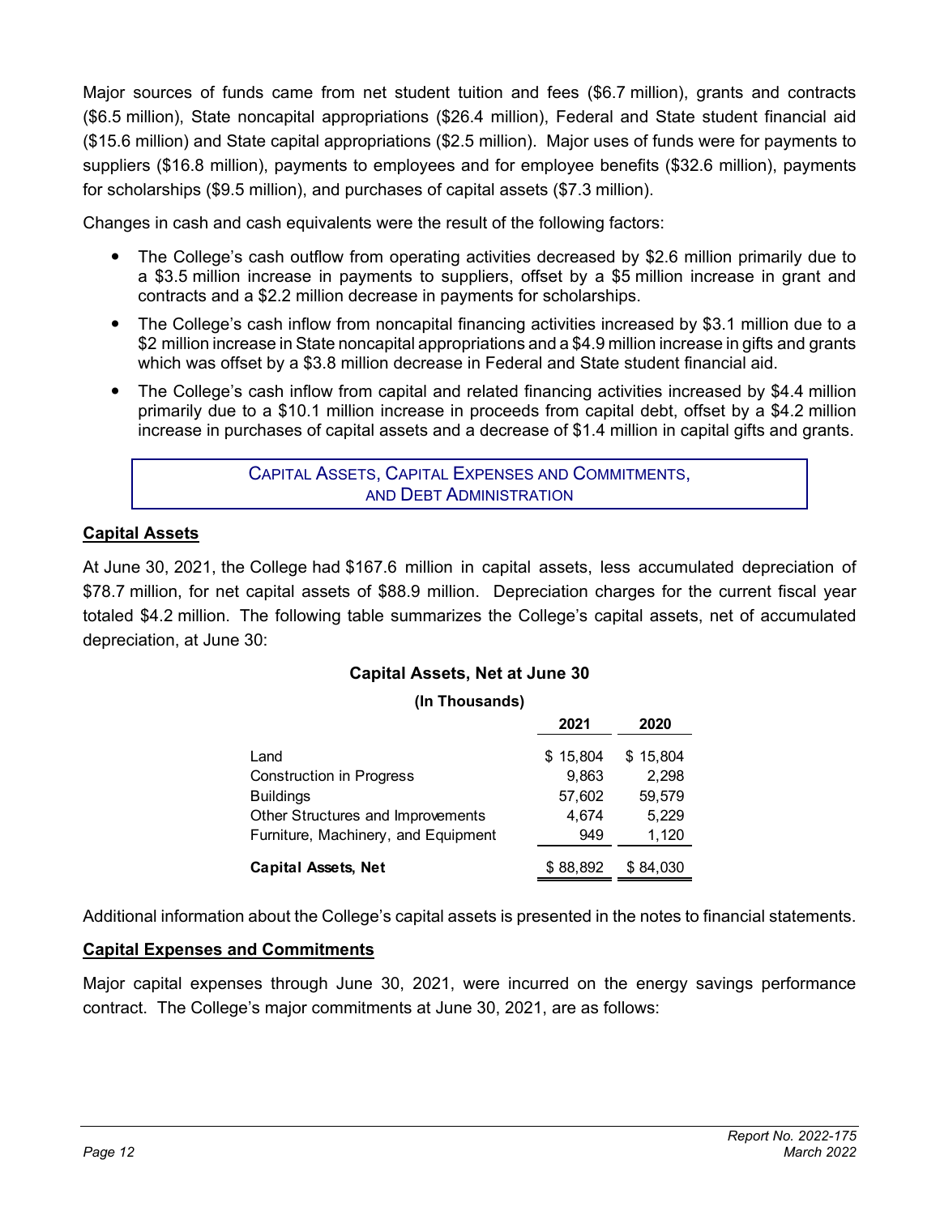Major sources of funds came from net student tuition and fees ($6.7 million), grants and contracts ($6.5 million), State noncapital appropriations ($26.4 million), Federal and State student financial aid ($15.6 million) and State capital appropriations ($2.5 million). Major uses of funds were for payments to suppliers ($16.8 million), payments to employees and for employee benefits ($32.6 million), payments for scholarships ($9.5 million), and purchases of capital assets ($7.3 million).

Changes in cash and cash equivalents were the result of the following factors:

- The College's cash outflow from operating activities decreased by $2.6 million primarily due to a $3.5 million increase in payments to suppliers, offset by a $5 million increase in grant and contracts and a $2.2 million decrease in payments for scholarships.
- The College's cash inflow from noncapital financing activities increased by $3.1 million due to a $2 million increase in State noncapital appropriations and a $4.9 million increase in gifts and grants which was offset by a $3.8 million decrease in Federal and State student financial aid.
- The College's cash inflow from capital and related financing activities increased by $4.4 million primarily due to a $10.1 million increase in proceeds from capital debt, offset by a $4.2 million increase in purchases of capital assets and a decrease of $1.4 million in capital gifts and grants.

## CAPITAL ASSETS, CAPITAL EXPENSES AND COMMITMENTS, AND DEBT ADMINISTRATION

### Capital Assets

At June 30, 2021, the College had $167.6 million in capital assets, less accumulated depreciation of $78.7 million, for net capital assets of $88.9 million. Depreciation charges for the current fiscal year totaled $4.2 million. The following table summarizes the College's capital assets, net of accumulated depreciation, at June 30:

**Capital Assets, Net at June 30**

**(In Thousands)**

| | 2021 | 2020 |
|---|---|---|
| Land | $ 15,804 | $ 15,804 |
| Construction in Progress | 9,863 | 2,298 |
| Buildings | 57,602 | 59,579 |
| Other Structures and Improvements | 4,674 | 5,229 |
| Furniture, Machinery, and Equipment | 949 | 1,120 |
| **Capital Assets, Net** | $ 88,892 | $ 84,030 |

Additional information about the College's capital assets is presented in the notes to financial statements.

### Capital Expenses and Commitments

Major capital expenses through June 30, 2021, were incurred on the energy savings performance contract. The College's major commitments at June 30, 2021, are as follows: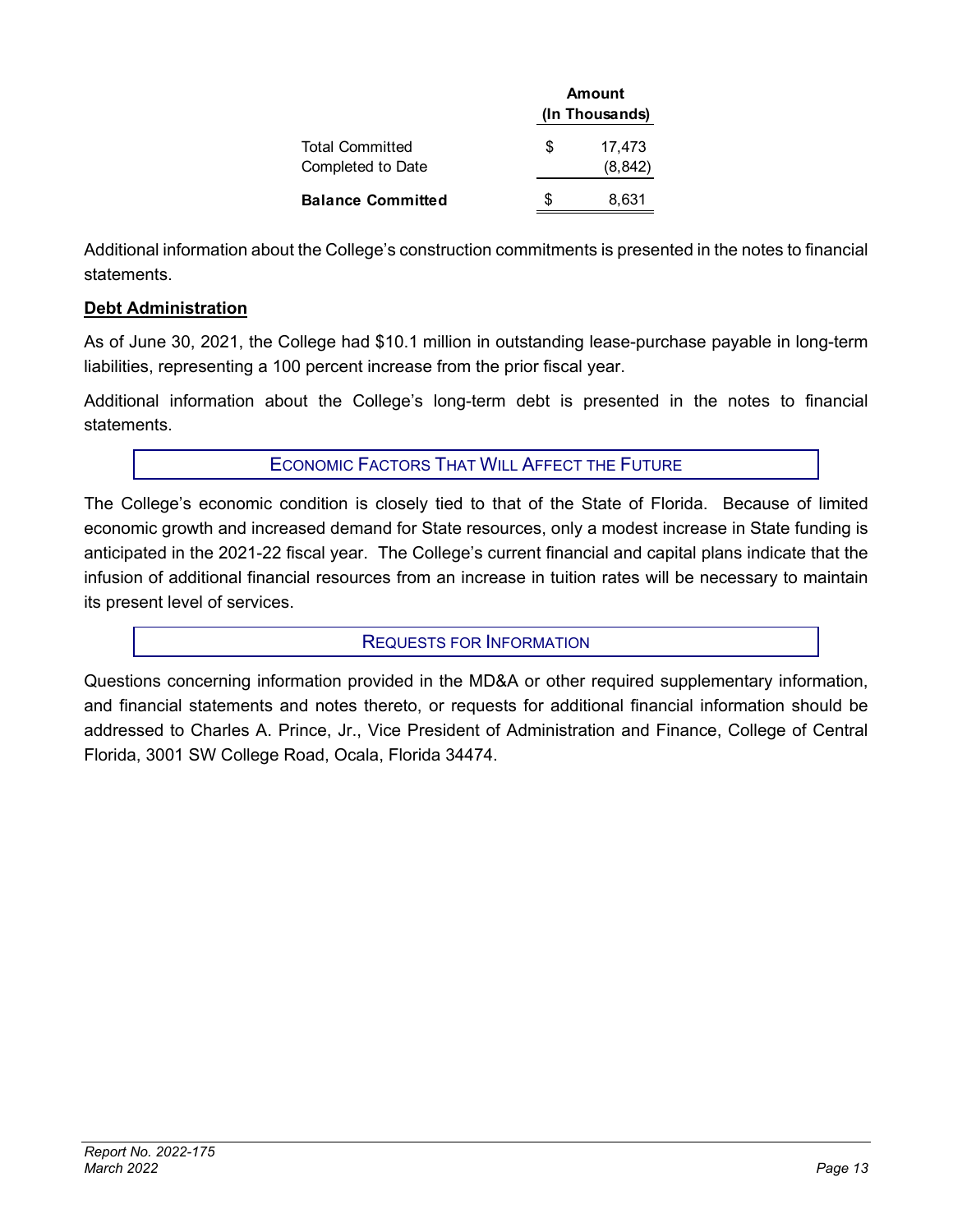| | Amount (In Thousands) |
|---|---|
| Total Committed | $ 17,473 |
| Completed to Date | (8,842) |
| **Balance Committed** | $ 8,631 |

Additional information about the College's construction commitments is presented in the notes to financial statements.

**Debt Administration**

As of June 30, 2021, the College had $10.1 million in outstanding lease-purchase payable in long-term liabilities, representing a 100 percent increase from the prior fiscal year.

Additional information about the College's long-term debt is presented in the notes to financial statements.

## ECONOMIC FACTORS THAT WILL AFFECT THE FUTURE

The College's economic condition is closely tied to that of the State of Florida. Because of limited economic growth and increased demand for State resources, only a modest increase in State funding is anticipated in the 2021-22 fiscal year. The College's current financial and capital plans indicate that the infusion of additional financial resources from an increase in tuition rates will be necessary to maintain its present level of services.

## REQUESTS FOR INFORMATION

Questions concerning information provided in the MD&A or other required supplementary information, and financial statements and notes thereto, or requests for additional financial information should be addressed to Charles A. Prince, Jr., Vice President of Administration and Finance, College of Central Florida, 3001 SW College Road, Ocala, Florida 34474.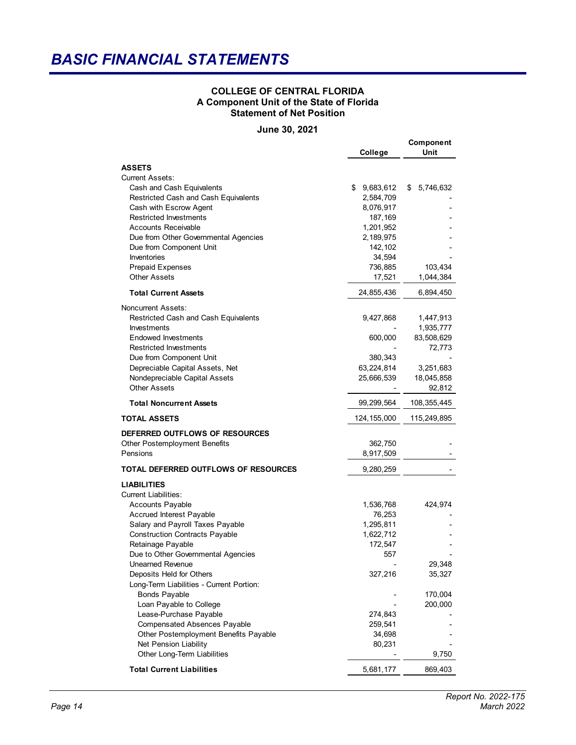# BASIC FINANCIAL STATEMENTS

**COLLEGE OF CENTRAL FLORIDA**
**A Component Unit of the State of Florida**
**Statement of Net Position**

**June 30, 2021**

| | College | Component Unit |
|---|---|---|
| **ASSETS** | | |
| Current Assets: | | |
| Cash and Cash Equivalents | $ 9,683,612 | $ 5,746,632 |
| Restricted Cash and Cash Equivalents | 2,584,709 | - |
| Cash with Escrow Agent | 8,076,917 | - |
| Restricted Investments | 187,169 | - |
| Accounts Receivable | 1,201,952 | - |
| Due from Other Governmental Agencies | 2,189,975 | - |
| Due from Component Unit | 142,102 | - |
| Inventories | 34,594 | - |
| Prepaid Expenses | 736,885 | 103,434 |
| Other Assets | 17,521 | 1,044,384 |
| **Total Current Assets** | 24,855,436 | 6,894,450 |
| Noncurrent Assets: | | |
| Restricted Cash and Cash Equivalents | 9,427,868 | 1,447,913 |
| Investments | - | 1,935,777 |
| Endowed Investments | 600,000 | 83,508,629 |
| Restricted Investments | - | 72,773 |
| Due from Component Unit | 380,343 | - |
| Depreciable Capital Assets, Net | 63,224,814 | 3,251,683 |
| Nondepreciable Capital Assets | 25,666,539 | 18,045,858 |
| Other Assets | - | 92,812 |
| **Total Noncurrent Assets** | 99,299,564 | 108,355,445 |
| **TOTAL ASSETS** | 124,155,000 | 115,249,895 |
| **DEFERRED OUTFLOWS OF RESOURCES** | | |
| Other Postemployment Benefits | 362,750 | - |
| Pensions | 8,917,509 | - |
| **TOTAL DEFERRED OUTFLOWS OF RESOURCES** | 9,280,259 | - |
| **LIABILITIES** | | |
| Current Liabilities: | | |
| Accounts Payable | 1,536,768 | 424,974 |
| Accrued Interest Payable | 76,253 | - |
| Salary and Payroll Taxes Payable | 1,295,811 | - |
| Construction Contracts Payable | 1,622,712 | - |
| Retainage Payable | 172,547 | - |
| Due to Other Governmental Agencies | 557 | - |
| Unearned Revenue | - | 29,348 |
| Deposits Held for Others | 327,216 | 35,327 |
| Long-Term Liabilities - Current Portion: | | |
| Bonds Payable | - | 170,004 |
| Loan Payable to College | - | 200,000 |
| Lease-Purchase Payable | 274,843 | - |
| Compensated Absences Payable | 259,541 | - |
| Other Postemployment Benefits Payable | 34,698 | - |
| Net Pension Liability | 80,231 | - |
| Other Long-Term Liabilities | - | 9,750 |
| **Total Current Liabilities** | 5,681,177 | 869,403 |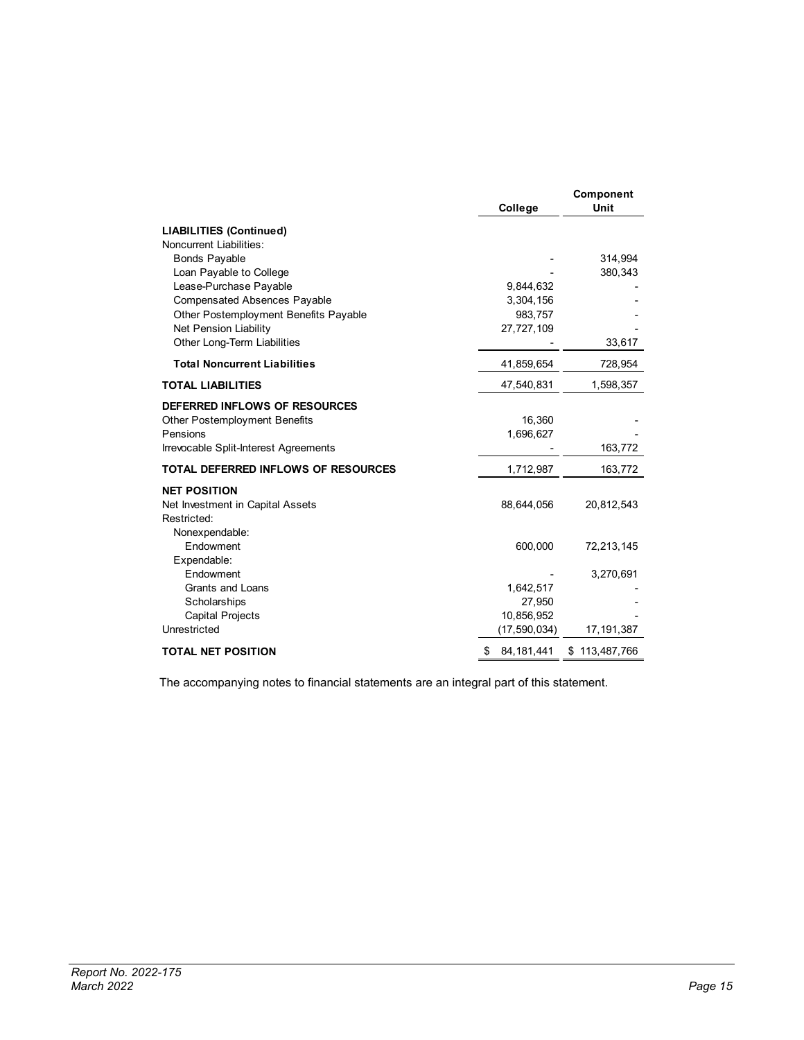| | College | Component Unit |
|---|---|---|
| **LIABILITIES (Continued)** | | |
| Noncurrent Liabilities: | | |
| Bonds Payable | - | 314,994 |
| Loan Payable to College | - | 380,343 |
| Lease-Purchase Payable | 9,844,632 | - |
| Compensated Absences Payable | 3,304,156 | - |
| Other Postemployment Benefits Payable | 983,757 | - |
| Net Pension Liability | 27,727,109 | - |
| Other Long-Term Liabilities | - | 33,617 |
| **Total Noncurrent Liabilities** | 41,859,654 | 728,954 |
| **TOTAL LIABILITIES** | 47,540,831 | 1,598,357 |
| **DEFERRED INFLOWS OF RESOURCES** | | |
| Other Postemployment Benefits | 16,360 | - |
| Pensions | 1,696,627 | - |
| Irrevocable Split-Interest Agreements | - | 163,772 |
| **TOTAL DEFERRED INFLOWS OF RESOURCES** | 1,712,987 | 163,772 |
| **NET POSITION** | | |
| Net Investment in Capital Assets | 88,644,056 | 20,812,543 |
| Restricted: | | |
| Nonexpendable: | | |
| Endowment | 600,000 | 72,213,145 |
| Expendable: | | |
| Endowment | - | 3,270,691 |
| Grants and Loans | 1,642,517 | - |
| Scholarships | 27,950 | - |
| Capital Projects | 10,856,952 | - |
| Unrestricted | (17,590,034) | 17,191,387 |
| **TOTAL NET POSITION** | $ 84,181,441 | $ 113,487,766 |

The accompanying notes to financial statements are an integral part of this statement.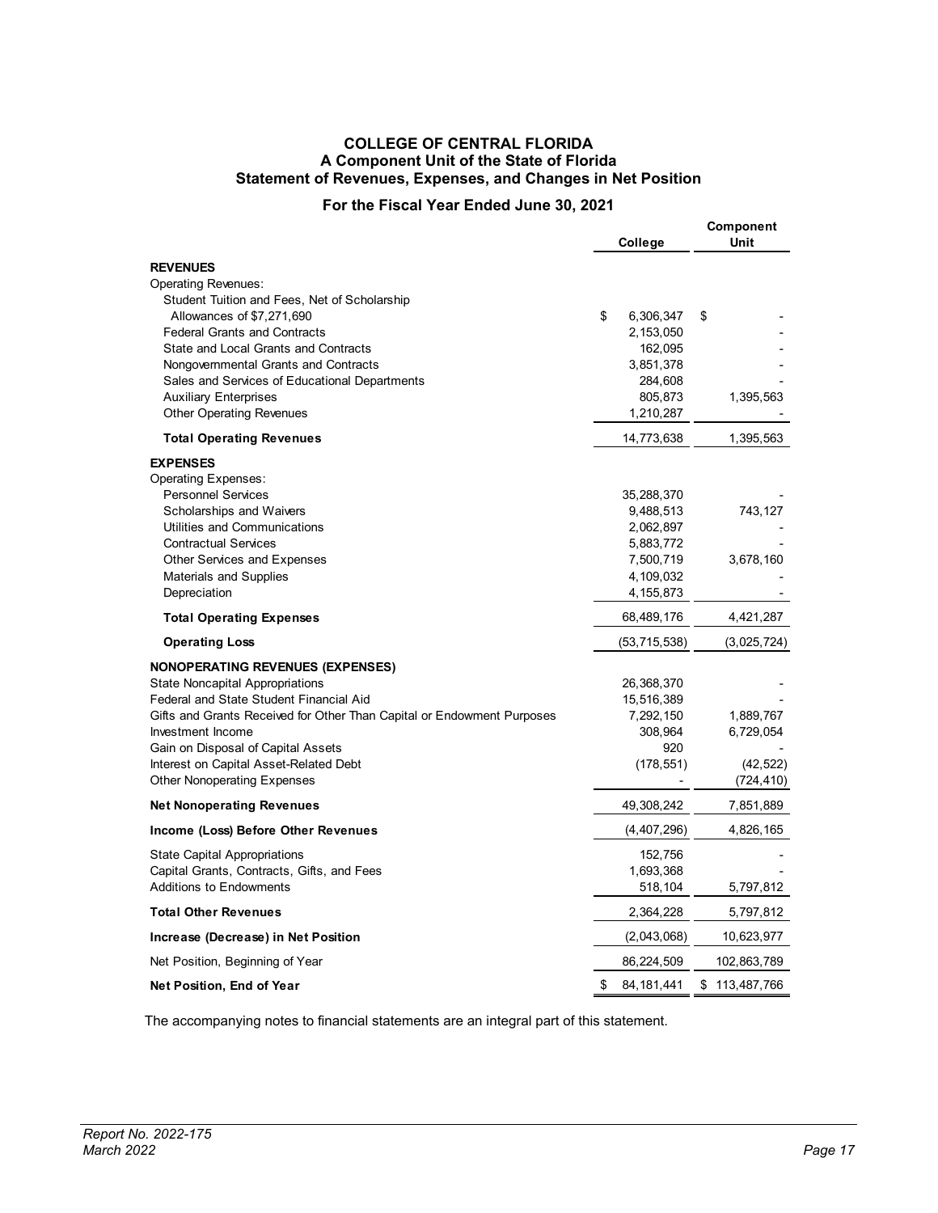# COLLEGE OF CENTRAL FLORIDA
## A Component Unit of the State of Florida
## Statement of Revenues, Expenses, and Changes in Net Position
### For the Fiscal Year Ended June 30, 2021

| | College | Component Unit |
|---|---|---|
| **REVENUES** | | |
| Operating Revenues: | | |
| Student Tuition and Fees, Net of Scholarship Allowances of $7,271,690 | $ 6,306,347 | $ - |
| Federal Grants and Contracts | 2,153,050 | - |
| State and Local Grants and Contracts | 162,095 | - |
| Nongovernmental Grants and Contracts | 3,851,378 | - |
| Sales and Services of Educational Departments | 284,608 | - |
| Auxiliary Enterprises | 805,873 | 1,395,563 |
| Other Operating Revenues | 1,210,287 | - |
| **Total Operating Revenues** | 14,773,638 | 1,395,563 |
| **EXPENSES** | | |
| Operating Expenses: | | |
| Personnel Services | 35,288,370 | - |
| Scholarships and Waivers | 9,488,513 | 743,127 |
| Utilities and Communications | 2,062,897 | - |
| Contractual Services | 5,883,772 | - |
| Other Services and Expenses | 7,500,719 | 3,678,160 |
| Materials and Supplies | 4,109,032 | - |
| Depreciation | 4,155,873 | - |
| **Total Operating Expenses** | 68,489,176 | 4,421,287 |
| **Operating Loss** | (53,715,538) | (3,025,724) |
| **NONOPERATING REVENUES (EXPENSES)** | | |
| State Noncapital Appropriations | 26,368,370 | - |
| Federal and State Student Financial Aid | 15,516,389 | - |
| Gifts and Grants Received for Other Than Capital or Endowment Purposes | 7,292,150 | 1,889,767 |
| Investment Income | 308,964 | 6,729,054 |
| Gain on Disposal of Capital Assets | 920 | - |
| Interest on Capital Asset-Related Debt | (178,551) | (42,522) |
| Other Nonoperating Expenses | - | (724,410) |
| **Net Nonoperating Revenues** | 49,308,242 | 7,851,889 |
| **Income (Loss) Before Other Revenues** | (4,407,296) | 4,826,165 |
| State Capital Appropriations | 152,756 | - |
| Capital Grants, Contracts, Gifts, and Fees | 1,693,368 | - |
| Additions to Endowments | 518,104 | 5,797,812 |
| **Total Other Revenues** | 2,364,228 | 5,797,812 |
| **Increase (Decrease) in Net Position** | (2,043,068) | 10,623,977 |
| Net Position, Beginning of Year | 86,224,509 | 102,863,789 |
| **Net Position, End of Year** | $ 84,181,441 | $ 113,487,766 |

The accompanying notes to financial statements are an integral part of this statement.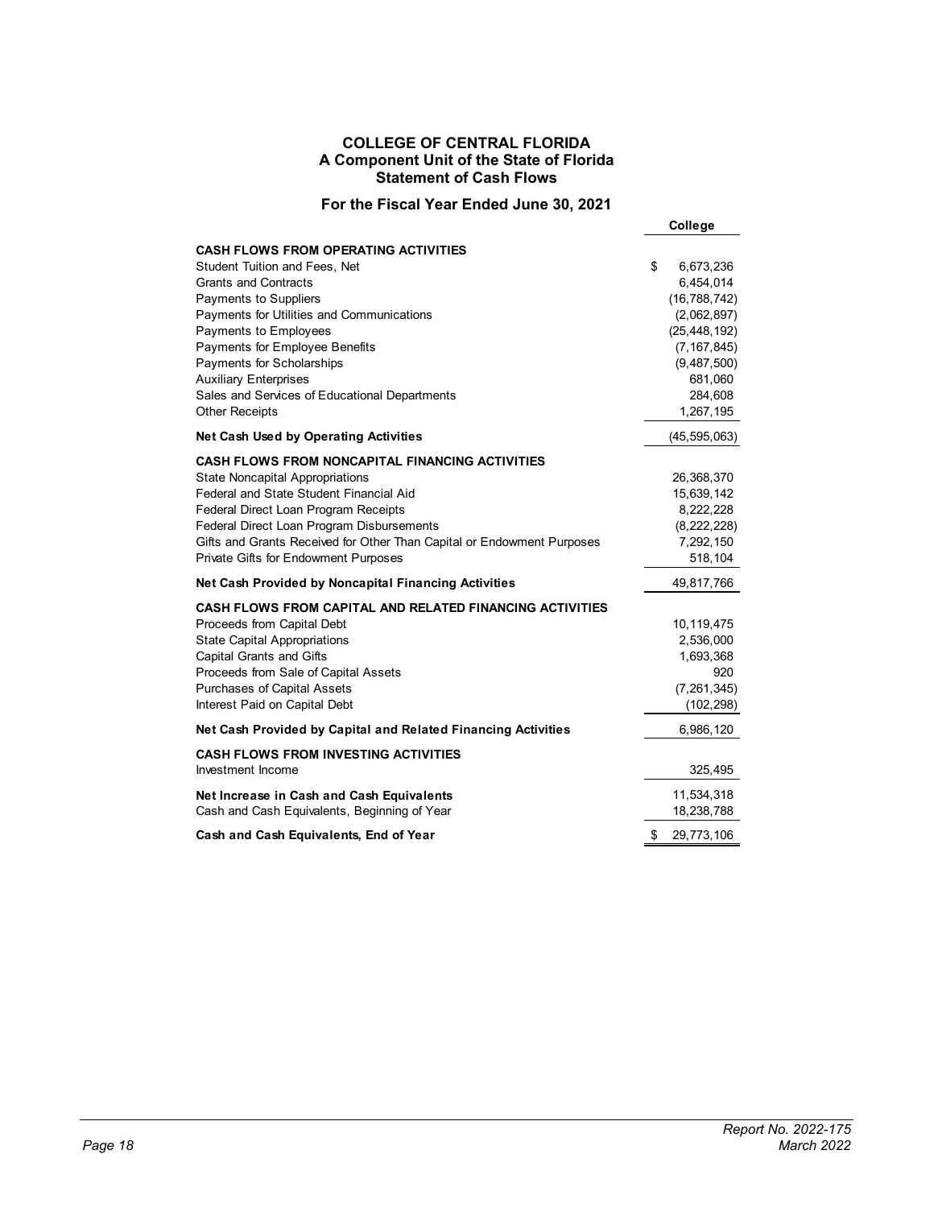# COLLEGE OF CENTRAL FLORIDA
## A Component Unit of the State of Florida
## Statement of Cash Flows

### For the Fiscal Year Ended June 30, 2021

| | College |
|---|---|
| **CASH FLOWS FROM OPERATING ACTIVITIES** | |
| Student Tuition and Fees, Net | $ 6,673,236 |
| Grants and Contracts | 6,454,014 |
| Payments to Suppliers | (16,788,742) |
| Payments for Utilities and Communications | (2,062,897) |
| Payments to Employees | (25,448,192) |
| Payments for Employee Benefits | (7,167,845) |
| Payments for Scholarships | (9,487,500) |
| Auxiliary Enterprises | 681,060 |
| Sales and Services of Educational Departments | 284,608 |
| Other Receipts | 1,267,195 |
| **Net Cash Used by Operating Activities** | (45,595,063) |
| **CASH FLOWS FROM NONCAPITAL FINANCING ACTIVITIES** | |
| State Noncapital Appropriations | 26,368,370 |
| Federal and State Student Financial Aid | 15,639,142 |
| Federal Direct Loan Program Receipts | 8,222,228 |
| Federal Direct Loan Program Disbursements | (8,222,228) |
| Gifts and Grants Received for Other Than Capital or Endowment Purposes | 7,292,150 |
| Private Gifts for Endowment Purposes | 518,104 |
| **Net Cash Provided by Noncapital Financing Activities** | 49,817,766 |
| **CASH FLOWS FROM CAPITAL AND RELATED FINANCING ACTIVITIES** | |
| Proceeds from Capital Debt | 10,119,475 |
| State Capital Appropriations | 2,536,000 |
| Capital Grants and Gifts | 1,693,368 |
| Proceeds from Sale of Capital Assets | 920 |
| Purchases of Capital Assets | (7,261,345) |
| Interest Paid on Capital Debt | (102,298) |
| **Net Cash Provided by Capital and Related Financing Activities** | 6,986,120 |
| **CASH FLOWS FROM INVESTING ACTIVITIES** | |
| Investment Income | 325,495 |
| **Net Increase in Cash and Cash Equivalents** | 11,534,318 |
| Cash and Cash Equivalents, Beginning of Year | 18,238,788 |
| **Cash and Cash Equivalents, End of Year** | $ 29,773,106 |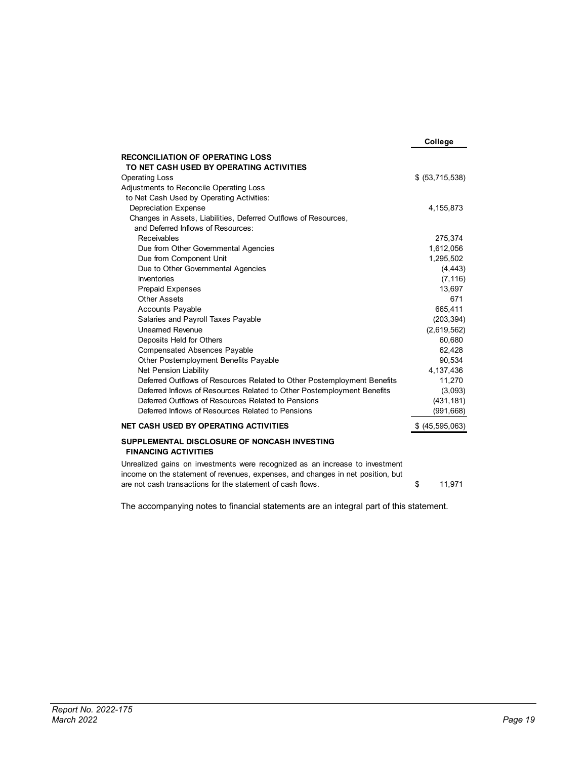| | College |
| --- | --- |
| **RECONCILIATION OF OPERATING LOSS TO NET CASH USED BY OPERATING ACTIVITIES** | |
| Operating Loss | $ (53,715,538) |
| Adjustments to Reconcile Operating Loss to Net Cash Used by Operating Activities: | |
| Depreciation Expense | 4,155,873 |
| Changes in Assets, Liabilities, Deferred Outflows of Resources, and Deferred Inflows of Resources: | |
| Receivables | 275,374 |
| Due from Other Governmental Agencies | 1,612,056 |
| Due from Component Unit | 1,295,502 |
| Due to Other Governmental Agencies | (4,443) |
| Inventories | (7,116) |
| Prepaid Expenses | 13,697 |
| Other Assets | 671 |
| Accounts Payable | 665,411 |
| Salaries and Payroll Taxes Payable | (203,394) |
| Unearned Revenue | (2,619,562) |
| Deposits Held for Others | 60,680 |
| Compensated Absences Payable | 62,428 |
| Other Postemployment Benefits Payable | 90,534 |
| Net Pension Liability | 4,137,436 |
| Deferred Outflows of Resources Related to Other Postemployment Benefits | 11,270 |
| Deferred Inflows of Resources Related to Other Postemployment Benefits | (3,093) |
| Deferred Outflows of Resources Related to Pensions | (431,181) |
| Deferred Inflows of Resources Related to Pensions | (991,668) |
| **NET CASH USED BY OPERATING ACTIVITIES** | $ (45,595,063) |
| **SUPPLEMENTAL DISCLOSURE OF NONCASH INVESTING FINANCING ACTIVITIES** | |
| Unrealized gains on investments were recognized as an increase to investment income on the statement of revenues, expenses, and changes in net position, but are not cash transactions for the statement of cash flows. | $ 11,971 |

The accompanying notes to financial statements are an integral part of this statement.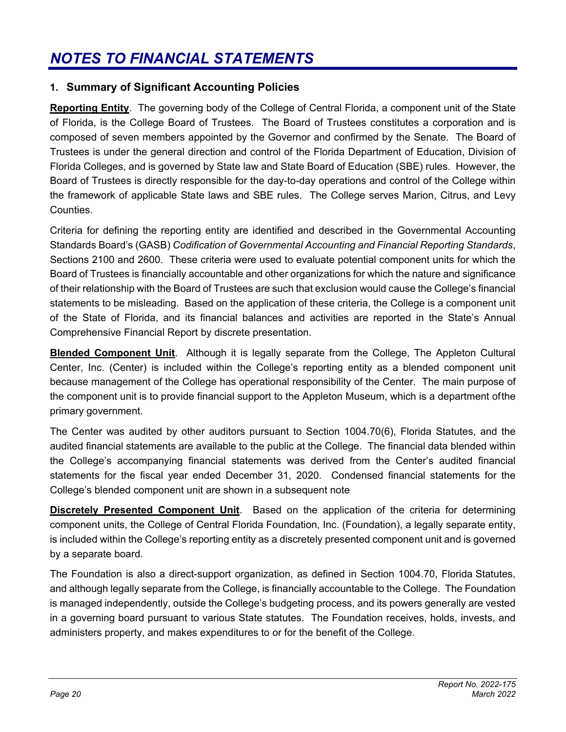# *NOTES TO FINANCIAL STATEMENTS*

## 1. Summary of Significant Accounting Policies

**Reporting Entity**. The governing body of the College of Central Florida, a component unit of the State of Florida, is the College Board of Trustees. The Board of Trustees constitutes a corporation and is composed of seven members appointed by the Governor and confirmed by the Senate. The Board of Trustees is under the general direction and control of the Florida Department of Education, Division of Florida Colleges, and is governed by State law and State Board of Education (SBE) rules. However, the Board of Trustees is directly responsible for the day-to-day operations and control of the College within the framework of applicable State laws and SBE rules. The College serves Marion, Citrus, and Levy Counties.

Criteria for defining the reporting entity are identified and described in the Governmental Accounting Standards Board's (GASB) *Codification of Governmental Accounting and Financial Reporting Standards*, Sections 2100 and 2600. These criteria were used to evaluate potential component units for which the Board of Trustees is financially accountable and other organizations for which the nature and significance of their relationship with the Board of Trustees are such that exclusion would cause the College's financial statements to be misleading. Based on the application of these criteria, the College is a component unit of the State of Florida, and its financial balances and activities are reported in the State's Annual Comprehensive Financial Report by discrete presentation.

**Blended Component Unit**. Although it is legally separate from the College, The Appleton Cultural Center, Inc. (Center) is included within the College's reporting entity as a blended component unit because management of the College has operational responsibility of the Center. The main purpose of the component unit is to provide financial support to the Appleton Museum, which is a department ofthe primary government.

The Center was audited by other auditors pursuant to Section 1004.70(6), Florida Statutes, and the audited financial statements are available to the public at the College. The financial data blended within the College's accompanying financial statements was derived from the Center's audited financial statements for the fiscal year ended December 31, 2020. Condensed financial statements for the College's blended component unit are shown in a subsequent note

**Discretely Presented Component Unit**. Based on the application of the criteria for determining component units, the College of Central Florida Foundation, Inc. (Foundation), a legally separate entity, is included within the College's reporting entity as a discretely presented component unit and is governed by a separate board.

The Foundation is also a direct-support organization, as defined in Section 1004.70, Florida Statutes, and although legally separate from the College, is financially accountable to the College. The Foundation is managed independently, outside the College's budgeting process, and its powers generally are vested in a governing board pursuant to various State statutes. The Foundation receives, holds, invests, and administers property, and makes expenditures to or for the benefit of the College.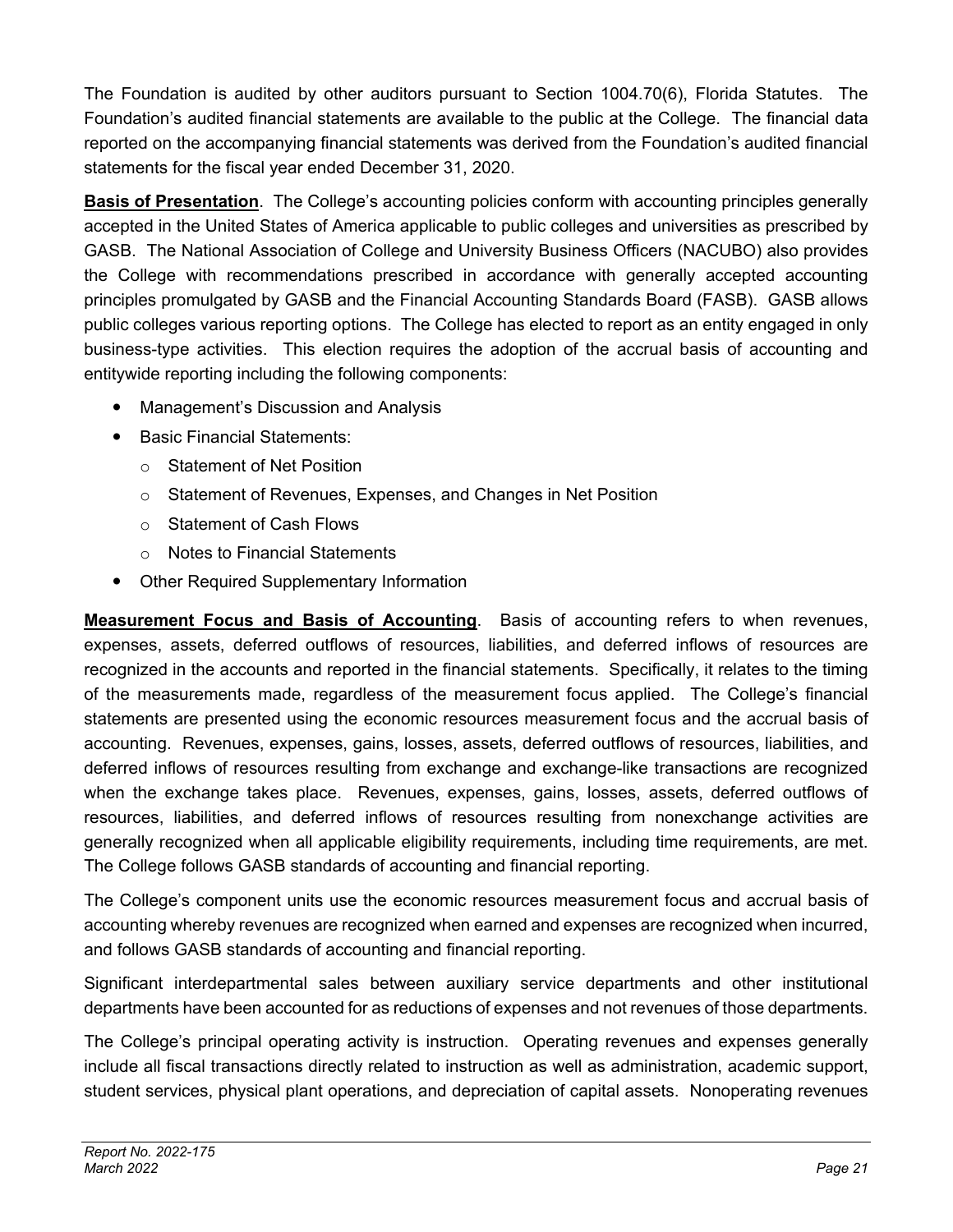The Foundation is audited by other auditors pursuant to Section 1004.70(6), Florida Statutes. The Foundation's audited financial statements are available to the public at the College. The financial data reported on the accompanying financial statements was derived from the Foundation's audited financial statements for the fiscal year ended December 31, 2020.

**Basis of Presentation**. The College's accounting policies conform with accounting principles generally accepted in the United States of America applicable to public colleges and universities as prescribed by GASB. The National Association of College and University Business Officers (NACUBO) also provides the College with recommendations prescribed in accordance with generally accepted accounting principles promulgated by GASB and the Financial Accounting Standards Board (FASB). GASB allows public colleges various reporting options. The College has elected to report as an entity engaged in only business-type activities. This election requires the adoption of the accrual basis of accounting and entitywide reporting including the following components:

- Management's Discussion and Analysis
- Basic Financial Statements:
  - Statement of Net Position
  - Statement of Revenues, Expenses, and Changes in Net Position
  - Statement of Cash Flows
  - Notes to Financial Statements
- Other Required Supplementary Information

**Measurement Focus and Basis of Accounting**. Basis of accounting refers to when revenues, expenses, assets, deferred outflows of resources, liabilities, and deferred inflows of resources are recognized in the accounts and reported in the financial statements. Specifically, it relates to the timing of the measurements made, regardless of the measurement focus applied. The College's financial statements are presented using the economic resources measurement focus and the accrual basis of accounting. Revenues, expenses, gains, losses, assets, deferred outflows of resources, liabilities, and deferred inflows of resources resulting from exchange and exchange-like transactions are recognized when the exchange takes place. Revenues, expenses, gains, losses, assets, deferred outflows of resources, liabilities, and deferred inflows of resources resulting from nonexchange activities are generally recognized when all applicable eligibility requirements, including time requirements, are met. The College follows GASB standards of accounting and financial reporting.

The College's component units use the economic resources measurement focus and accrual basis of accounting whereby revenues are recognized when earned and expenses are recognized when incurred, and follows GASB standards of accounting and financial reporting.

Significant interdepartmental sales between auxiliary service departments and other institutional departments have been accounted for as reductions of expenses and not revenues of those departments.

The College's principal operating activity is instruction. Operating revenues and expenses generally include all fiscal transactions directly related to instruction as well as administration, academic support, student services, physical plant operations, and depreciation of capital assets. Nonoperating revenues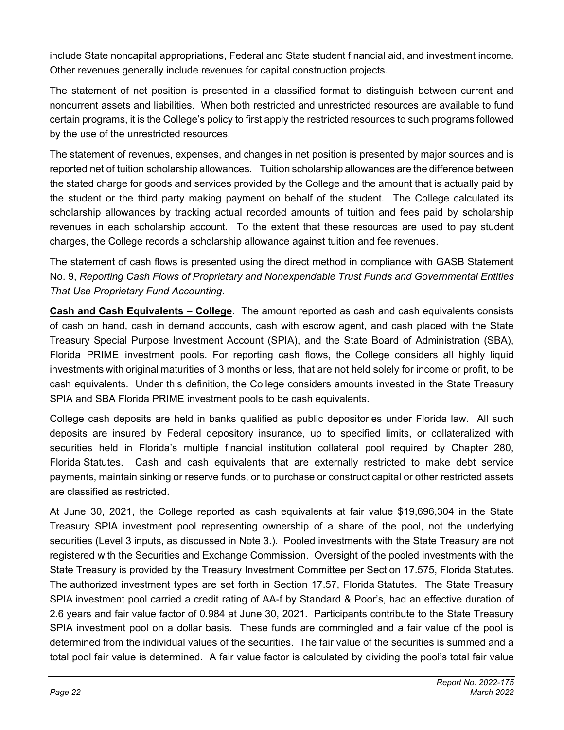include State noncapital appropriations, Federal and State student financial aid, and investment income. Other revenues generally include revenues for capital construction projects.

The statement of net position is presented in a classified format to distinguish between current and noncurrent assets and liabilities. When both restricted and unrestricted resources are available to fund certain programs, it is the College's policy to first apply the restricted resources to such programs followed by the use of the unrestricted resources.

The statement of revenues, expenses, and changes in net position is presented by major sources and is reported net of tuition scholarship allowances. Tuition scholarship allowances are the difference between the stated charge for goods and services provided by the College and the amount that is actually paid by the student or the third party making payment on behalf of the student. The College calculated its scholarship allowances by tracking actual recorded amounts of tuition and fees paid by scholarship revenues in each scholarship account. To the extent that these resources are used to pay student charges, the College records a scholarship allowance against tuition and fee revenues.

The statement of cash flows is presented using the direct method in compliance with GASB Statement No. 9, *Reporting Cash Flows of Proprietary and Nonexpendable Trust Funds and Governmental Entities That Use Proprietary Fund Accounting*.

**Cash and Cash Equivalents – College**. The amount reported as cash and cash equivalents consists of cash on hand, cash in demand accounts, cash with escrow agent, and cash placed with the State Treasury Special Purpose Investment Account (SPIA), and the State Board of Administration (SBA), Florida PRIME investment pools. For reporting cash flows, the College considers all highly liquid investments with original maturities of 3 months or less, that are not held solely for income or profit, to be cash equivalents. Under this definition, the College considers amounts invested in the State Treasury SPIA and SBA Florida PRIME investment pools to be cash equivalents.

College cash deposits are held in banks qualified as public depositories under Florida law. All such deposits are insured by Federal depository insurance, up to specified limits, or collateralized with securities held in Florida's multiple financial institution collateral pool required by Chapter 280, Florida Statutes. Cash and cash equivalents that are externally restricted to make debt service payments, maintain sinking or reserve funds, or to purchase or construct capital or other restricted assets are classified as restricted.

At June 30, 2021, the College reported as cash equivalents at fair value $19,696,304 in the State Treasury SPIA investment pool representing ownership of a share of the pool, not the underlying securities (Level 3 inputs, as discussed in Note 3.). Pooled investments with the State Treasury are not registered with the Securities and Exchange Commission. Oversight of the pooled investments with the State Treasury is provided by the Treasury Investment Committee per Section 17.575, Florida Statutes. The authorized investment types are set forth in Section 17.57, Florida Statutes. The State Treasury SPIA investment pool carried a credit rating of AA-f by Standard & Poor's, had an effective duration of 2.6 years and fair value factor of 0.984 at June 30, 2021. Participants contribute to the State Treasury SPIA investment pool on a dollar basis. These funds are commingled and a fair value of the pool is determined from the individual values of the securities. The fair value of the securities is summed and a total pool fair value is determined. A fair value factor is calculated by dividing the pool's total fair value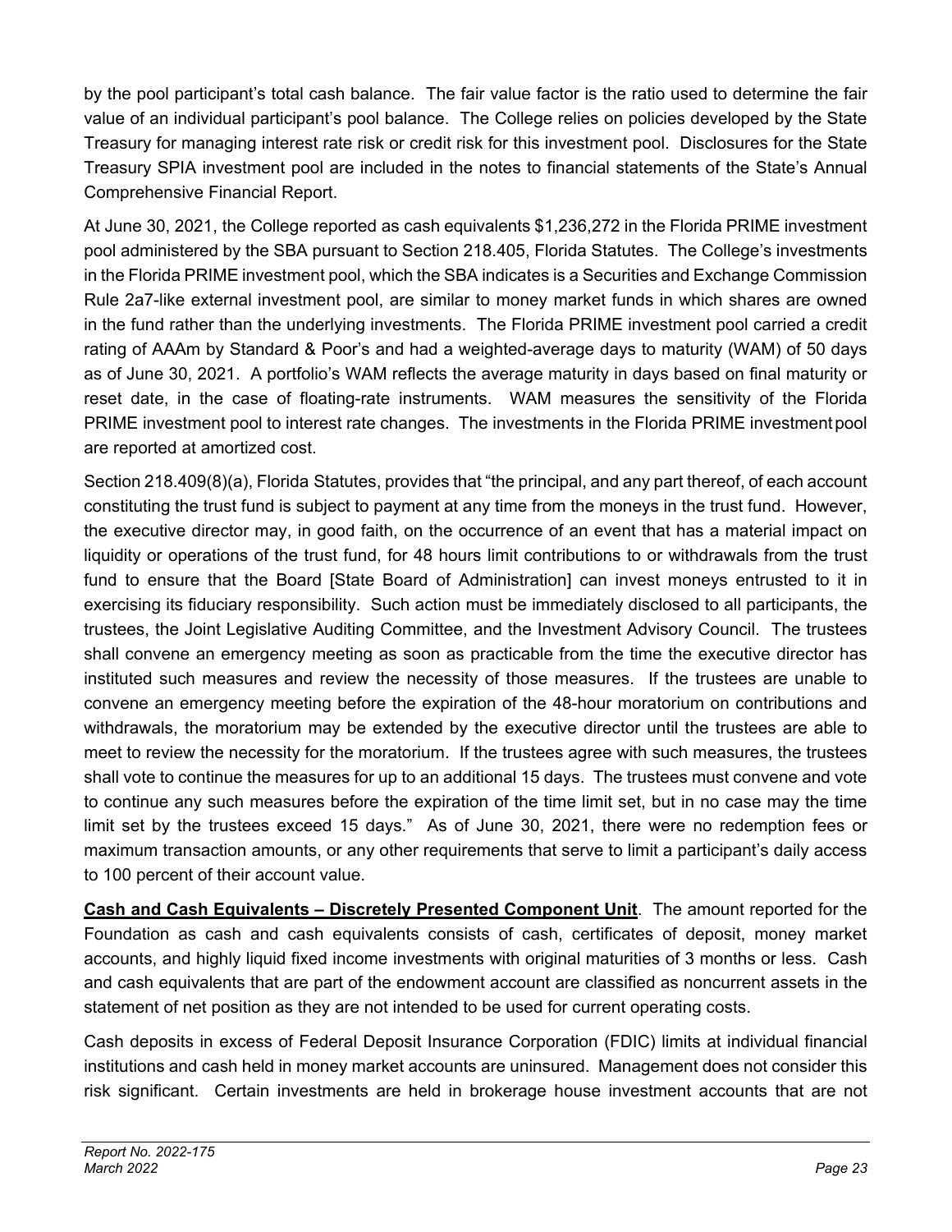by the pool participant's total cash balance. The fair value factor is the ratio used to determine the fair value of an individual participant's pool balance. The College relies on policies developed by the State Treasury for managing interest rate risk or credit risk for this investment pool. Disclosures for the State Treasury SPIA investment pool are included in the notes to financial statements of the State's Annual Comprehensive Financial Report.

At June 30, 2021, the College reported as cash equivalents $1,236,272 in the Florida PRIME investment pool administered by the SBA pursuant to Section 218.405, Florida Statutes. The College's investments in the Florida PRIME investment pool, which the SBA indicates is a Securities and Exchange Commission Rule 2a7-like external investment pool, are similar to money market funds in which shares are owned in the fund rather than the underlying investments. The Florida PRIME investment pool carried a credit rating of AAAm by Standard & Poor's and had a weighted-average days to maturity (WAM) of 50 days as of June 30, 2021. A portfolio's WAM reflects the average maturity in days based on final maturity or reset date, in the case of floating-rate instruments. WAM measures the sensitivity of the Florida PRIME investment pool to interest rate changes. The investments in the Florida PRIME investment pool are reported at amortized cost.

Section 218.409(8)(a), Florida Statutes, provides that "the principal, and any part thereof, of each account constituting the trust fund is subject to payment at any time from the moneys in the trust fund. However, the executive director may, in good faith, on the occurrence of an event that has a material impact on liquidity or operations of the trust fund, for 48 hours limit contributions to or withdrawals from the trust fund to ensure that the Board [State Board of Administration] can invest moneys entrusted to it in exercising its fiduciary responsibility. Such action must be immediately disclosed to all participants, the trustees, the Joint Legislative Auditing Committee, and the Investment Advisory Council. The trustees shall convene an emergency meeting as soon as practicable from the time the executive director has instituted such measures and review the necessity of those measures. If the trustees are unable to convene an emergency meeting before the expiration of the 48-hour moratorium on contributions and withdrawals, the moratorium may be extended by the executive director until the trustees are able to meet to review the necessity for the moratorium. If the trustees agree with such measures, the trustees shall vote to continue the measures for up to an additional 15 days. The trustees must convene and vote to continue any such measures before the expiration of the time limit set, but in no case may the time limit set by the trustees exceed 15 days." As of June 30, 2021, there were no redemption fees or maximum transaction amounts, or any other requirements that serve to limit a participant's daily access to 100 percent of their account value.

**Cash and Cash Equivalents – Discretely Presented Component Unit**. The amount reported for the Foundation as cash and cash equivalents consists of cash, certificates of deposit, money market accounts, and highly liquid fixed income investments with original maturities of 3 months or less. Cash and cash equivalents that are part of the endowment account are classified as noncurrent assets in the statement of net position as they are not intended to be used for current operating costs.

Cash deposits in excess of Federal Deposit Insurance Corporation (FDIC) limits at individual financial institutions and cash held in money market accounts are uninsured. Management does not consider this risk significant. Certain investments are held in brokerage house investment accounts that are not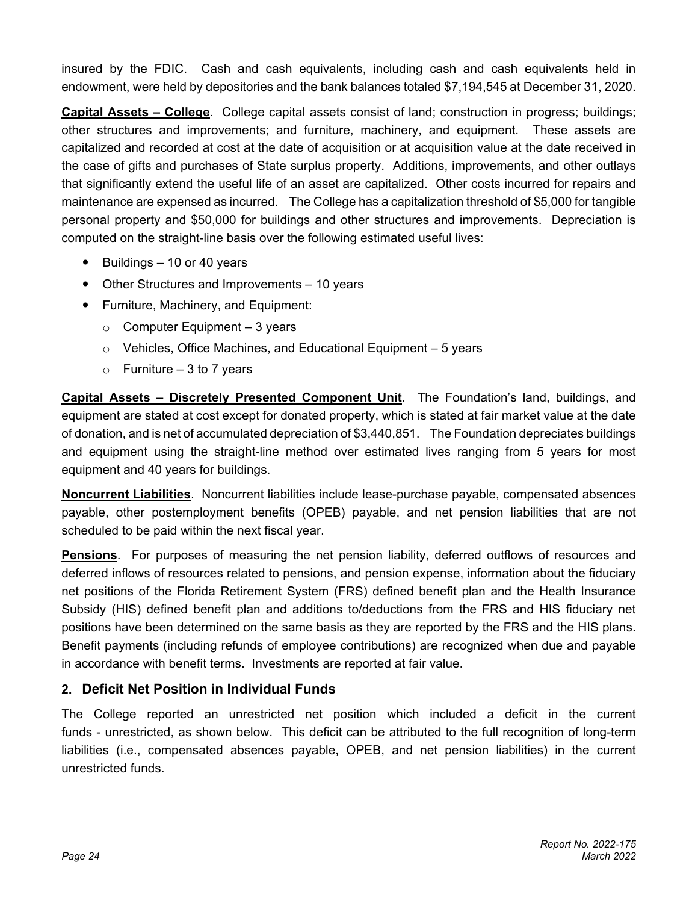insured by the FDIC. Cash and cash equivalents, including cash and cash equivalents held in endowment, were held by depositories and the bank balances totaled $7,194,545 at December 31, 2020.

**Capital Assets – College**. College capital assets consist of land; construction in progress; buildings; other structures and improvements; and furniture, machinery, and equipment. These assets are capitalized and recorded at cost at the date of acquisition or at acquisition value at the date received in the case of gifts and purchases of State surplus property. Additions, improvements, and other outlays that significantly extend the useful life of an asset are capitalized. Other costs incurred for repairs and maintenance are expensed as incurred. The College has a capitalization threshold of $5,000 for tangible personal property and $50,000 for buildings and other structures and improvements. Depreciation is computed on the straight-line basis over the following estimated useful lives:

- Buildings – 10 or 40 years
- Other Structures and Improvements – 10 years
- Furniture, Machinery, and Equipment:
  - Computer Equipment – 3 years
  - Vehicles, Office Machines, and Educational Equipment – 5 years
  - Furniture – 3 to 7 years

**Capital Assets – Discretely Presented Component Unit**. The Foundation's land, buildings, and equipment are stated at cost except for donated property, which is stated at fair market value at the date of donation, and is net of accumulated depreciation of $3,440,851. The Foundation depreciates buildings and equipment using the straight-line method over estimated lives ranging from 5 years for most equipment and 40 years for buildings.

**Noncurrent Liabilities**. Noncurrent liabilities include lease-purchase payable, compensated absences payable, other postemployment benefits (OPEB) payable, and net pension liabilities that are not scheduled to be paid within the next fiscal year.

**Pensions**. For purposes of measuring the net pension liability, deferred outflows of resources and deferred inflows of resources related to pensions, and pension expense, information about the fiduciary net positions of the Florida Retirement System (FRS) defined benefit plan and the Health Insurance Subsidy (HIS) defined benefit plan and additions to/deductions from the FRS and HIS fiduciary net positions have been determined on the same basis as they are reported by the FRS and the HIS plans. Benefit payments (including refunds of employee contributions) are recognized when due and payable in accordance with benefit terms. Investments are reported at fair value.

## 2. Deficit Net Position in Individual Funds

The College reported an unrestricted net position which included a deficit in the current funds - unrestricted, as shown below. This deficit can be attributed to the full recognition of long-term liabilities (i.e., compensated absences payable, OPEB, and net pension liabilities) in the current unrestricted funds.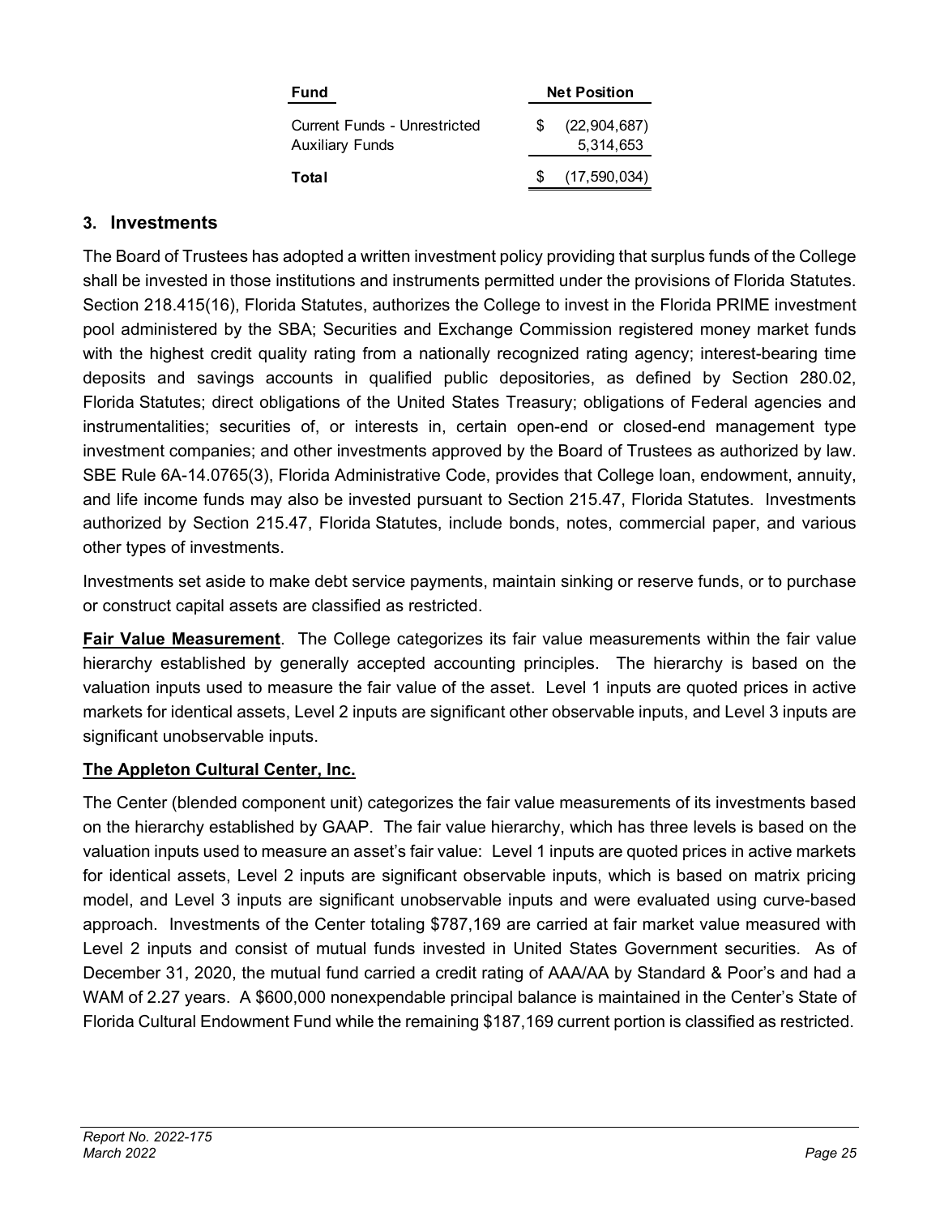| Fund | Net Position |
|---|---|
| Current Funds - Unrestricted | $ (22,904,687) |
| Auxiliary Funds | 5,314,653 |
| **Total** | $ (17,590,034) |

## 3. Investments

The Board of Trustees has adopted a written investment policy providing that surplus funds of the College shall be invested in those institutions and instruments permitted under the provisions of Florida Statutes. Section 218.415(16), Florida Statutes, authorizes the College to invest in the Florida PRIME investment pool administered by the SBA; Securities and Exchange Commission registered money market funds with the highest credit quality rating from a nationally recognized rating agency; interest-bearing time deposits and savings accounts in qualified public depositories, as defined by Section 280.02, Florida Statutes; direct obligations of the United States Treasury; obligations of Federal agencies and instrumentalities; securities of, or interests in, certain open-end or closed-end management type investment companies; and other investments approved by the Board of Trustees as authorized by law. SBE Rule 6A-14.0765(3), Florida Administrative Code, provides that College loan, endowment, annuity, and life income funds may also be invested pursuant to Section 215.47, Florida Statutes. Investments authorized by Section 215.47, Florida Statutes, include bonds, notes, commercial paper, and various other types of investments.

Investments set aside to make debt service payments, maintain sinking or reserve funds, or to purchase or construct capital assets are classified as restricted.

**Fair Value Measurement**. The College categorizes its fair value measurements within the fair value hierarchy established by generally accepted accounting principles. The hierarchy is based on the valuation inputs used to measure the fair value of the asset. Level 1 inputs are quoted prices in active markets for identical assets, Level 2 inputs are significant other observable inputs, and Level 3 inputs are significant unobservable inputs.

**The Appleton Cultural Center, Inc.**

The Center (blended component unit) categorizes the fair value measurements of its investments based on the hierarchy established by GAAP. The fair value hierarchy, which has three levels is based on the valuation inputs used to measure an asset's fair value: Level 1 inputs are quoted prices in active markets for identical assets, Level 2 inputs are significant observable inputs, which is based on matrix pricing model, and Level 3 inputs are significant unobservable inputs and were evaluated using curve-based approach. Investments of the Center totaling $787,169 are carried at fair market value measured with Level 2 inputs and consist of mutual funds invested in United States Government securities. As of December 31, 2020, the mutual fund carried a credit rating of AAA/AA by Standard & Poor's and had a WAM of 2.27 years. A $600,000 nonexpendable principal balance is maintained in the Center's State of Florida Cultural Endowment Fund while the remaining $187,169 current portion is classified as restricted.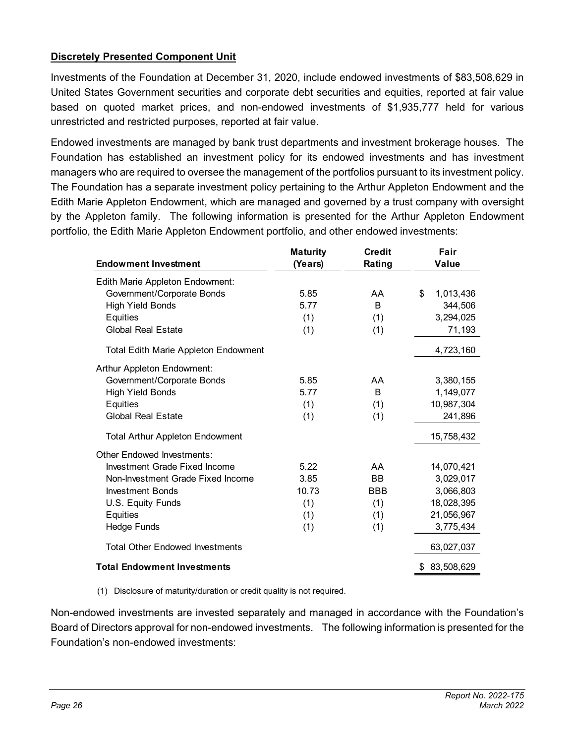**Discretely Presented Component Unit**

Investments of the Foundation at December 31, 2020, include endowed investments of $83,508,629 in United States Government securities and corporate debt securities and equities, reported at fair value based on quoted market prices, and non-endowed investments of $1,935,777 held for various unrestricted and restricted purposes, reported at fair value.

Endowed investments are managed by bank trust departments and investment brokerage houses. The Foundation has established an investment policy for its endowed investments and has investment managers who are required to oversee the management of the portfolios pursuant to its investment policy. The Foundation has a separate investment policy pertaining to the Arthur Appleton Endowment and the Edith Marie Appleton Endowment, which are managed and governed by a trust company with oversight by the Appleton family. The following information is presented for the Arthur Appleton Endowment portfolio, the Edith Marie Appleton Endowment portfolio, and other endowed investments:

| Endowment Investment | Maturity (Years) | Credit Rating | Fair Value |
|---|---|---|---|
| Edith Marie Appleton Endowment: | | | |
| Government/Corporate Bonds | 5.85 | AA | $ 1,013,436 |
| High Yield Bonds | 5.77 | B | 344,506 |
| Equities | (1) | (1) | 3,294,025 |
| Global Real Estate | (1) | (1) | 71,193 |
| Total Edith Marie Appleton Endowment | | | 4,723,160 |
| Arthur Appleton Endowment: | | | |
| Government/Corporate Bonds | 5.85 | AA | 3,380,155 |
| High Yield Bonds | 5.77 | B | 1,149,077 |
| Equities | (1) | (1) | 10,987,304 |
| Global Real Estate | (1) | (1) | 241,896 |
| Total Arthur Appleton Endowment | | | 15,758,432 |
| Other Endowed Investments: | | | |
| Investment Grade Fixed Income | 5.22 | AA | 14,070,421 |
| Non-Investment Grade Fixed Income | 3.85 | BB | 3,029,017 |
| Investment Bonds | 10.73 | BBB | 3,066,803 |
| U.S. Equity Funds | (1) | (1) | 18,028,395 |
| Equities | (1) | (1) | 21,056,967 |
| Hedge Funds | (1) | (1) | 3,775,434 |
| Total Other Endowed Investments | | | 63,027,037 |
| **Total Endowment Investments** | | | $ 83,508,629 |

(1) Disclosure of maturity/duration or credit quality is not required.

Non-endowed investments are invested separately and managed in accordance with the Foundation's Board of Directors approval for non-endowed investments. The following information is presented for the Foundation's non-endowed investments: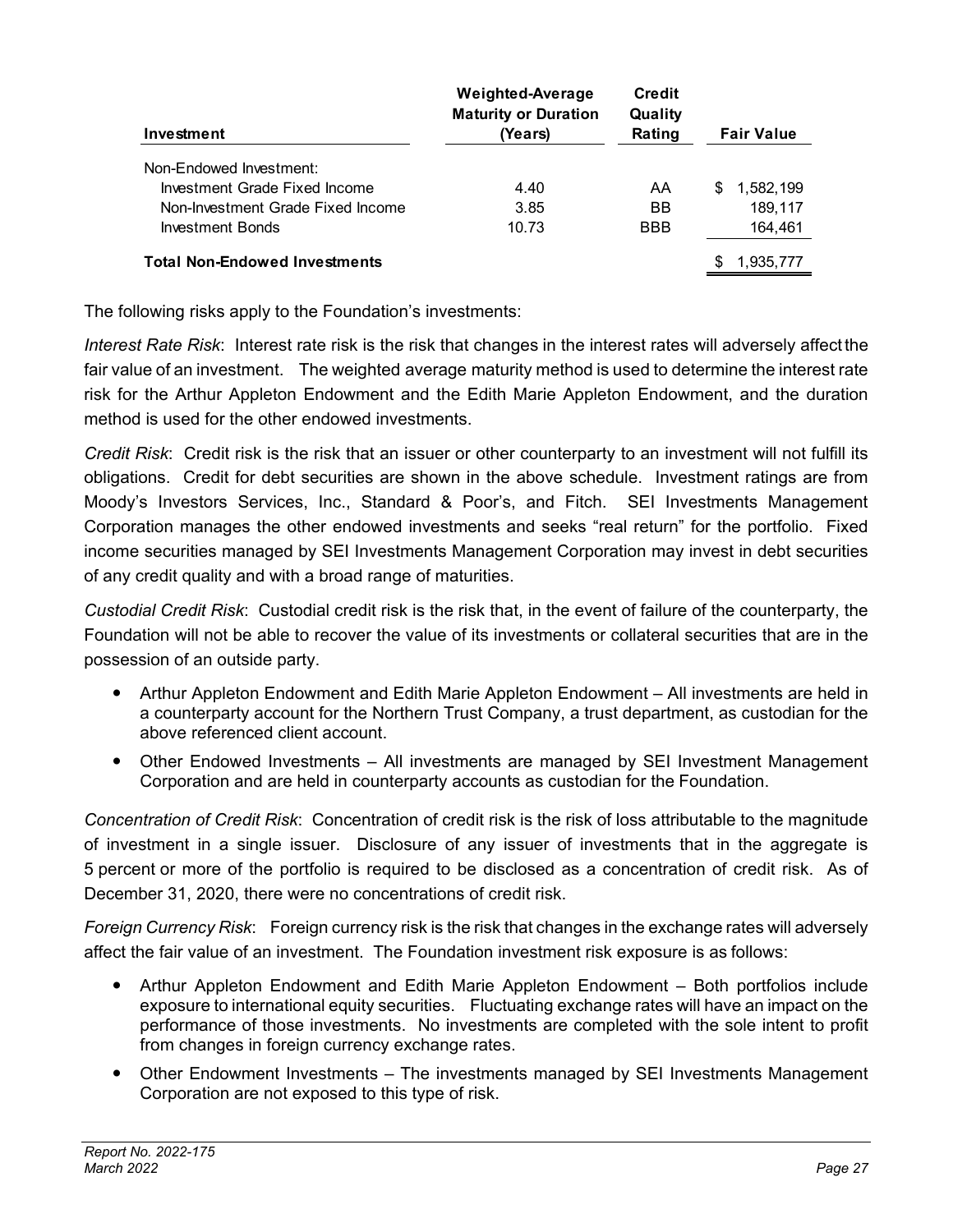| Investment | Weighted-Average Maturity or Duration (Years) | Credit Quality Rating | Fair Value |
|---|---|---|---|
| Non-Endowed Investment: | | | |
| Investment Grade Fixed Income | 4.40 | AA | $ 1,582,199 |
| Non-Investment Grade Fixed Income | 3.85 | BB | 189,117 |
| Investment Bonds | 10.73 | BBB | 164,461 |
| **Total Non-Endowed Investments** | | | $ 1,935,777 |

The following risks apply to the Foundation's investments:

*Interest Rate Risk*: Interest rate risk is the risk that changes in the interest rates will adversely affect the fair value of an investment. The weighted average maturity method is used to determine the interest rate risk for the Arthur Appleton Endowment and the Edith Marie Appleton Endowment, and the duration method is used for the other endowed investments.

*Credit Risk*: Credit risk is the risk that an issuer or other counterparty to an investment will not fulfill its obligations. Credit for debt securities are shown in the above schedule. Investment ratings are from Moody's Investors Services, Inc., Standard & Poor's, and Fitch. SEI Investments Management Corporation manages the other endowed investments and seeks "real return" for the portfolio. Fixed income securities managed by SEI Investments Management Corporation may invest in debt securities of any credit quality and with a broad range of maturities.

*Custodial Credit Risk*: Custodial credit risk is the risk that, in the event of failure of the counterparty, the Foundation will not be able to recover the value of its investments or collateral securities that are in the possession of an outside party.

- Arthur Appleton Endowment and Edith Marie Appleton Endowment – All investments are held in a counterparty account for the Northern Trust Company, a trust department, as custodian for the above referenced client account.
- Other Endowed Investments – All investments are managed by SEI Investment Management Corporation and are held in counterparty accounts as custodian for the Foundation.

*Concentration of Credit Risk*: Concentration of credit risk is the risk of loss attributable to the magnitude of investment in a single issuer. Disclosure of any issuer of investments that in the aggregate is 5 percent or more of the portfolio is required to be disclosed as a concentration of credit risk. As of December 31, 2020, there were no concentrations of credit risk.

*Foreign Currency Risk*: Foreign currency risk is the risk that changes in the exchange rates will adversely affect the fair value of an investment. The Foundation investment risk exposure is as follows:

- Arthur Appleton Endowment and Edith Marie Appleton Endowment – Both portfolios include exposure to international equity securities. Fluctuating exchange rates will have an impact on the performance of those investments. No investments are completed with the sole intent to profit from changes in foreign currency exchange rates.
- Other Endowment Investments – The investments managed by SEI Investments Management Corporation are not exposed to this type of risk.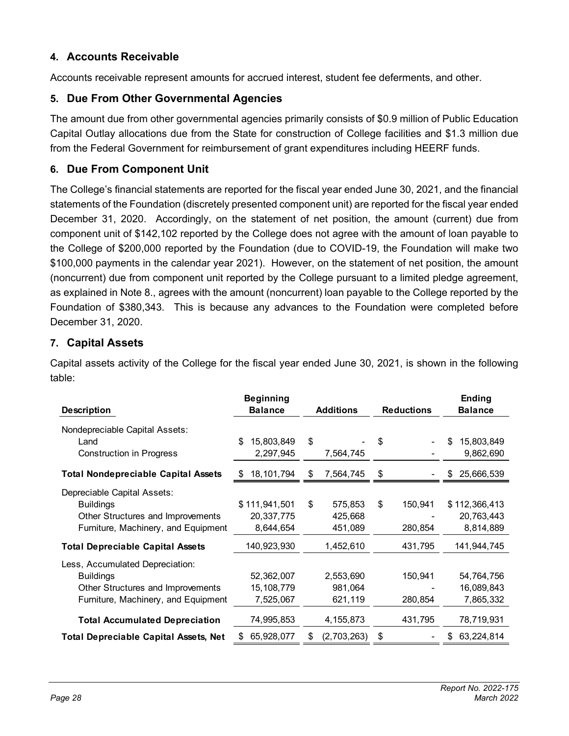## 4. Accounts Receivable

Accounts receivable represent amounts for accrued interest, student fee deferments, and other.

## 5. Due From Other Governmental Agencies

The amount due from other governmental agencies primarily consists of $0.9 million of Public Education Capital Outlay allocations due from the State for construction of College facilities and $1.3 million due from the Federal Government for reimbursement of grant expenditures including HEERF funds.

## 6. Due From Component Unit

The College's financial statements are reported for the fiscal year ended June 30, 2021, and the financial statements of the Foundation (discretely presented component unit) are reported for the fiscal year ended December 31, 2020. Accordingly, on the statement of net position, the amount (current) due from component unit of $142,102 reported by the College does not agree with the amount of loan payable to the College of $200,000 reported by the Foundation (due to COVID-19, the Foundation will make two $100,000 payments in the calendar year 2021). However, on the statement of net position, the amount (noncurrent) due from component unit reported by the College pursuant to a limited pledge agreement, as explained in Note 8., agrees with the amount (noncurrent) loan payable to the College reported by the Foundation of $380,343. This is because any advances to the Foundation were completed before December 31, 2020.

## 7. Capital Assets

Capital assets activity of the College for the fiscal year ended June 30, 2021, is shown in the following table:

| Description | Beginning Balance | Additions | Reductions | Ending Balance |
|---|---|---|---|---|
| Nondepreciable Capital Assets: | | | | |
| Land | $ 15,803,849 | $ - | $ - | $ 15,803,849 |
| Construction in Progress | 2,297,945 | 7,564,745 | - | 9,862,690 |
| **Total Nondepreciable Capital Assets** | $ 18,101,794 | $ 7,564,745 | $ - | $ 25,666,539 |
| Depreciable Capital Assets: | | | | |
| Buildings | $ 111,941,501 | $ 575,853 | $ 150,941 | $ 112,366,413 |
| Other Structures and Improvements | 20,337,775 | 425,668 | - | 20,763,443 |
| Furniture, Machinery, and Equipment | 8,644,654 | 451,089 | 280,854 | 8,814,889 |
| **Total Depreciable Capital Assets** | 140,923,930 | 1,452,610 | 431,795 | 141,944,745 |
| Less, Accumulated Depreciation: | | | | |
| Buildings | 52,362,007 | 2,553,690 | 150,941 | 54,764,756 |
| Other Structures and Improvements | 15,108,779 | 981,064 | - | 16,089,843 |
| Furniture, Machinery, and Equipment | 7,525,067 | 621,119 | 280,854 | 7,865,332 |
| **Total Accumulated Depreciation** | 74,995,853 | 4,155,873 | 431,795 | 78,719,931 |
| **Total Depreciable Capital Assets, Net** | $ 65,928,077 | $ (2,703,263) | $ - | $ 63,224,814 |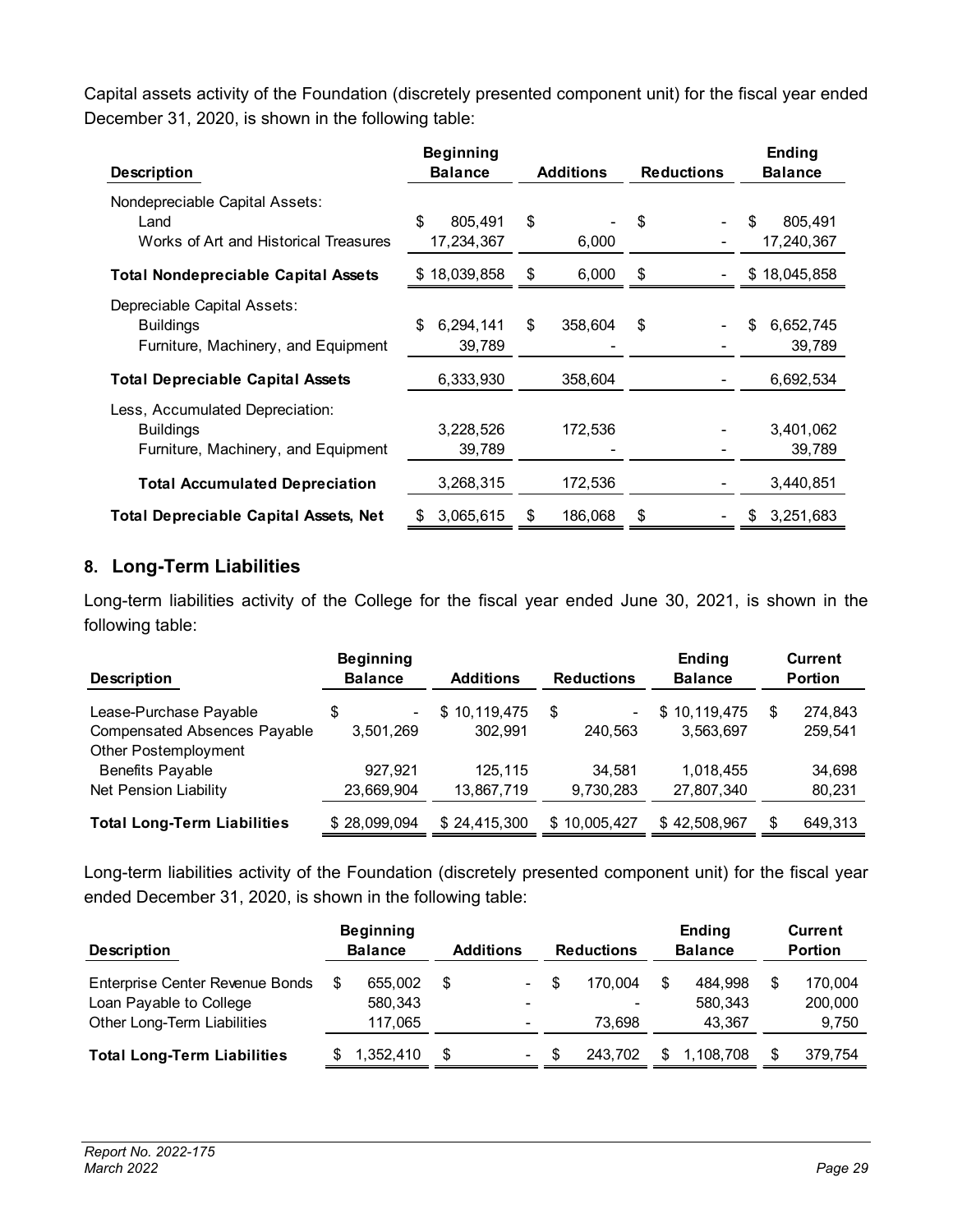Capital assets activity of the Foundation (discretely presented component unit) for the fiscal year ended December 31, 2020, is shown in the following table:

| Description | Beginning Balance | Additions | Reductions | Ending Balance |
|---|---|---|---|---|
| Nondepreciable Capital Assets: | | | | |
| Land | $ 805,491 | $ - | $ - | $ 805,491 |
| Works of Art and Historical Treasures | 17,234,367 | 6,000 | - | 17,240,367 |
| **Total Nondepreciable Capital Assets** | $ 18,039,858 | $ 6,000 | $ - | $ 18,045,858 |
| Depreciable Capital Assets: | | | | |
| Buildings | $ 6,294,141 | $ 358,604 | $ - | $ 6,652,745 |
| Furniture, Machinery, and Equipment | 39,789 | - | - | 39,789 |
| **Total Depreciable Capital Assets** | 6,333,930 | 358,604 | - | 6,692,534 |
| Less, Accumulated Depreciation: | | | | |
| Buildings | 3,228,526 | 172,536 | - | 3,401,062 |
| Furniture, Machinery, and Equipment | 39,789 | - | - | 39,789 |
| **Total Accumulated Depreciation** | 3,268,315 | 172,536 | - | 3,440,851 |
| **Total Depreciable Capital Assets, Net** | $ 3,065,615 | $ 186,068 | $ - | $ 3,251,683 |

## 8. Long-Term Liabilities

Long-term liabilities activity of the College for the fiscal year ended June 30, 2021, is shown in the following table:

| Description | Beginning Balance | Additions | Reductions | Ending Balance | Current Portion |
|---|---|---|---|---|---|
| Lease-Purchase Payable | $ - | $ 10,119,475 | $ - | $ 10,119,475 | $ 274,843 |
| Compensated Absences Payable | 3,501,269 | 302,991 | 240,563 | 3,563,697 | 259,541 |
| Other Postemployment Benefits Payable | 927,921 | 125,115 | 34,581 | 1,018,455 | 34,698 |
| Net Pension Liability | 23,669,904 | 13,867,719 | 9,730,283 | 27,807,340 | 80,231 |
| **Total Long-Term Liabilities** | $ 28,099,094 | $ 24,415,300 | $ 10,005,427 | $ 42,508,967 | $ 649,313 |

Long-term liabilities activity of the Foundation (discretely presented component unit) for the fiscal year ended December 31, 2020, is shown in the following table:

| Description | Beginning Balance | Additions | Reductions | Ending Balance | Current Portion |
|---|---|---|---|---|---|
| Enterprise Center Revenue Bonds | $ 655,002 | $ - | $ 170,004 | $ 484,998 | $ 170,004 |
| Loan Payable to College | 580,343 | - | - | 580,343 | 200,000 |
| Other Long-Term Liabilities | 117,065 | - | 73,698 | 43,367 | 9,750 |
| **Total Long-Term Liabilities** | $ 1,352,410 | $ - | $ 243,702 | $ 1,108,708 | $ 379,754 |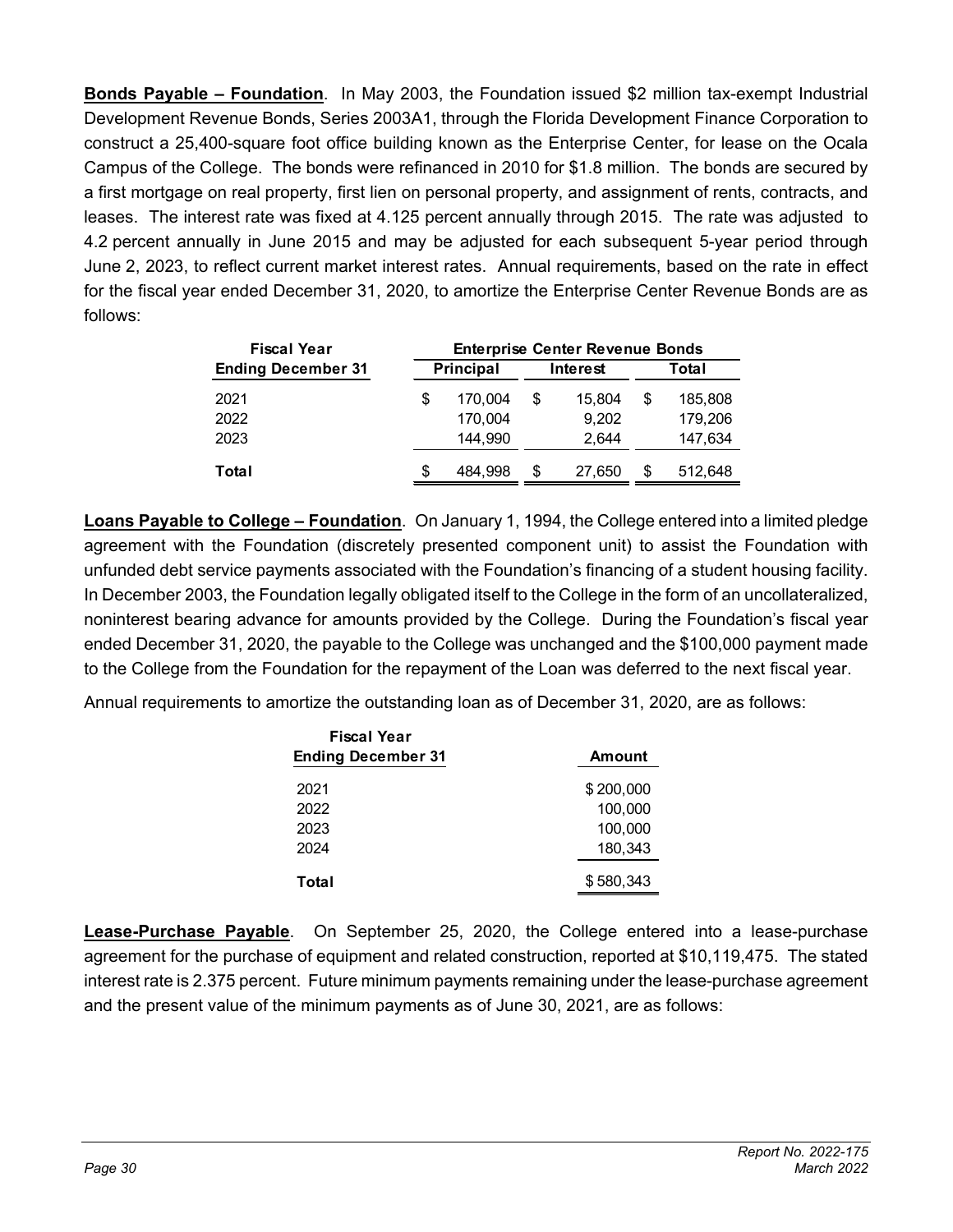**Bonds Payable – Foundation**. In May 2003, the Foundation issued $2 million tax-exempt Industrial Development Revenue Bonds, Series 2003A1, through the Florida Development Finance Corporation to construct a 25,400-square foot office building known as the Enterprise Center, for lease on the Ocala Campus of the College. The bonds were refinanced in 2010 for $1.8 million. The bonds are secured by a first mortgage on real property, first lien on personal property, and assignment of rents, contracts, and leases. The interest rate was fixed at 4.125 percent annually through 2015. The rate was adjusted to 4.2 percent annually in June 2015 and may be adjusted for each subsequent 5-year period through June 2, 2023, to reflect current market interest rates. Annual requirements, based on the rate in effect for the fiscal year ended December 31, 2020, to amortize the Enterprise Center Revenue Bonds are as follows:

| Fiscal Year | Enterprise Center Revenue Bonds | | |
|---|---|---|---|
| Ending December 31 | Principal | Interest | Total |
| 2021 | $ 170,004 | $ 15,804 | $ 185,808 |
| 2022 | 170,004 | 9,202 | 179,206 |
| 2023 | 144,990 | 2,644 | 147,634 |
| **Total** | $ 484,998 | $ 27,650 | $ 512,648 |

**Loans Payable to College – Foundation**. On January 1, 1994, the College entered into a limited pledge agreement with the Foundation (discretely presented component unit) to assist the Foundation with unfunded debt service payments associated with the Foundation's financing of a student housing facility. In December 2003, the Foundation legally obligated itself to the College in the form of an uncollateralized, noninterest bearing advance for amounts provided by the College. During the Foundation's fiscal year ended December 31, 2020, the payable to the College was unchanged and the $100,000 payment made to the College from the Foundation for the repayment of the Loan was deferred to the next fiscal year.

Annual requirements to amortize the outstanding loan as of December 31, 2020, are as follows:

| Fiscal Year Ending December 31 | Amount |
|---|---|
| 2021 | $ 200,000 |
| 2022 | 100,000 |
| 2023 | 100,000 |
| 2024 | 180,343 |
| **Total** | $ 580,343 |

**Lease-Purchase Payable**. On September 25, 2020, the College entered into a lease-purchase agreement for the purchase of equipment and related construction, reported at $10,119,475. The stated interest rate is 2.375 percent. Future minimum payments remaining under the lease-purchase agreement and the present value of the minimum payments as of June 30, 2021, are as follows: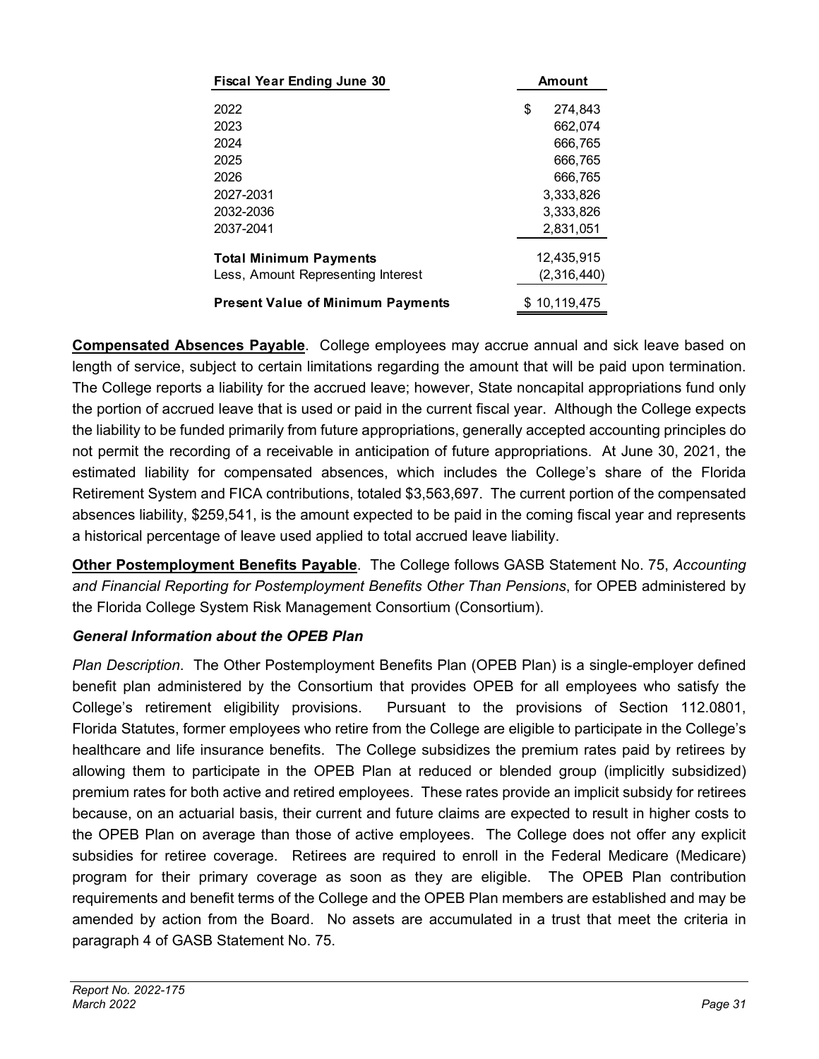| Fiscal Year Ending June 30 | Amount |
| --- | --- |
| 2022 | $ 274,843 |
| 2023 | 662,074 |
| 2024 | 666,765 |
| 2025 | 666,765 |
| 2026 | 666,765 |
| 2027-2031 | 3,333,826 |
| 2032-2036 | 3,333,826 |
| 2037-2041 | 2,831,051 |
| **Total Minimum Payments** | 12,435,915 |
| Less, Amount Representing Interest | (2,316,440) |
| **Present Value of Minimum Payments** | $ 10,119,475 |

**Compensated Absences Payable**. College employees may accrue annual and sick leave based on length of service, subject to certain limitations regarding the amount that will be paid upon termination. The College reports a liability for the accrued leave; however, State noncapital appropriations fund only the portion of accrued leave that is used or paid in the current fiscal year. Although the College expects the liability to be funded primarily from future appropriations, generally accepted accounting principles do not permit the recording of a receivable in anticipation of future appropriations. At June 30, 2021, the estimated liability for compensated absences, which includes the College's share of the Florida Retirement System and FICA contributions, totaled $3,563,697. The current portion of the compensated absences liability, $259,541, is the amount expected to be paid in the coming fiscal year and represents a historical percentage of leave used applied to total accrued leave liability.

**Other Postemployment Benefits Payable**. The College follows GASB Statement No. 75, *Accounting and Financial Reporting for Postemployment Benefits Other Than Pensions*, for OPEB administered by the Florida College System Risk Management Consortium (Consortium).

***General Information about the OPEB Plan***

*Plan Description*. The Other Postemployment Benefits Plan (OPEB Plan) is a single-employer defined benefit plan administered by the Consortium that provides OPEB for all employees who satisfy the College's retirement eligibility provisions. Pursuant to the provisions of Section 112.0801, Florida Statutes, former employees who retire from the College are eligible to participate in the College's healthcare and life insurance benefits. The College subsidizes the premium rates paid by retirees by allowing them to participate in the OPEB Plan at reduced or blended group (implicitly subsidized) premium rates for both active and retired employees. These rates provide an implicit subsidy for retirees because, on an actuarial basis, their current and future claims are expected to result in higher costs to the OPEB Plan on average than those of active employees. The College does not offer any explicit subsidies for retiree coverage. Retirees are required to enroll in the Federal Medicare (Medicare) program for their primary coverage as soon as they are eligible. The OPEB Plan contribution requirements and benefit terms of the College and the OPEB Plan members are established and may be amended by action from the Board. No assets are accumulated in a trust that meet the criteria in paragraph 4 of GASB Statement No. 75.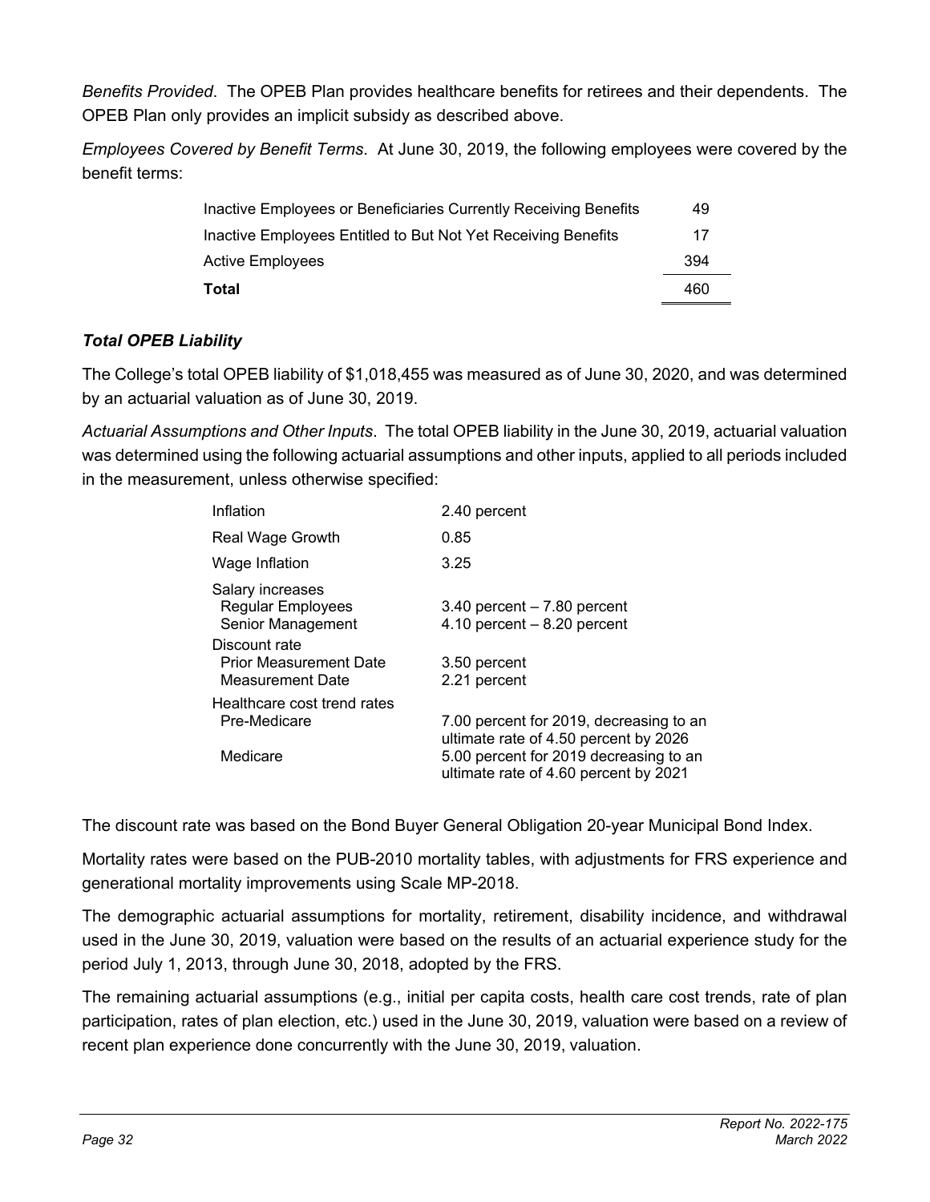*Benefits Provided*. The OPEB Plan provides healthcare benefits for retirees and their dependents. The OPEB Plan only provides an implicit subsidy as described above.

*Employees Covered by Benefit Terms*. At June 30, 2019, the following employees were covered by the benefit terms:

| | |
|---|---|
| Inactive Employees or Beneficiaries Currently Receiving Benefits | 49 |
| Inactive Employees Entitled to But Not Yet Receiving Benefits | 17 |
| Active Employees | 394 |
| **Total** | 460 |

### *Total OPEB Liability*

The College's total OPEB liability of $1,018,455 was measured as of June 30, 2020, and was determined by an actuarial valuation as of June 30, 2019.

*Actuarial Assumptions and Other Inputs*. The total OPEB liability in the June 30, 2019, actuarial valuation was determined using the following actuarial assumptions and other inputs, applied to all periods included in the measurement, unless otherwise specified:

| | |
|---|---|
| Inflation | 2.40 percent |
| Real Wage Growth | 0.85 |
| Wage Inflation | 3.25 |
| Salary increases | |
| Regular Employees | 3.40 percent – 7.80 percent |
| Senior Management | 4.10 percent – 8.20 percent |
| Discount rate | |
| Prior Measurement Date | 3.50 percent |
| Measurement Date | 2.21 percent |
| Healthcare cost trend rates | |
| Pre-Medicare | 7.00 percent for 2019, decreasing to an ultimate rate of 4.50 percent by 2026 |
| Medicare | 5.00 percent for 2019 decreasing to an ultimate rate of 4.60 percent by 2021 |

The discount rate was based on the Bond Buyer General Obligation 20-year Municipal Bond Index.

Mortality rates were based on the PUB-2010 mortality tables, with adjustments for FRS experience and generational mortality improvements using Scale MP-2018.

The demographic actuarial assumptions for mortality, retirement, disability incidence, and withdrawal used in the June 30, 2019, valuation were based on the results of an actuarial experience study for the period July 1, 2013, through June 30, 2018, adopted by the FRS.

The remaining actuarial assumptions (e.g., initial per capita costs, health care cost trends, rate of plan participation, rates of plan election, etc.) used in the June 30, 2019, valuation were based on a review of recent plan experience done concurrently with the June 30, 2019, valuation.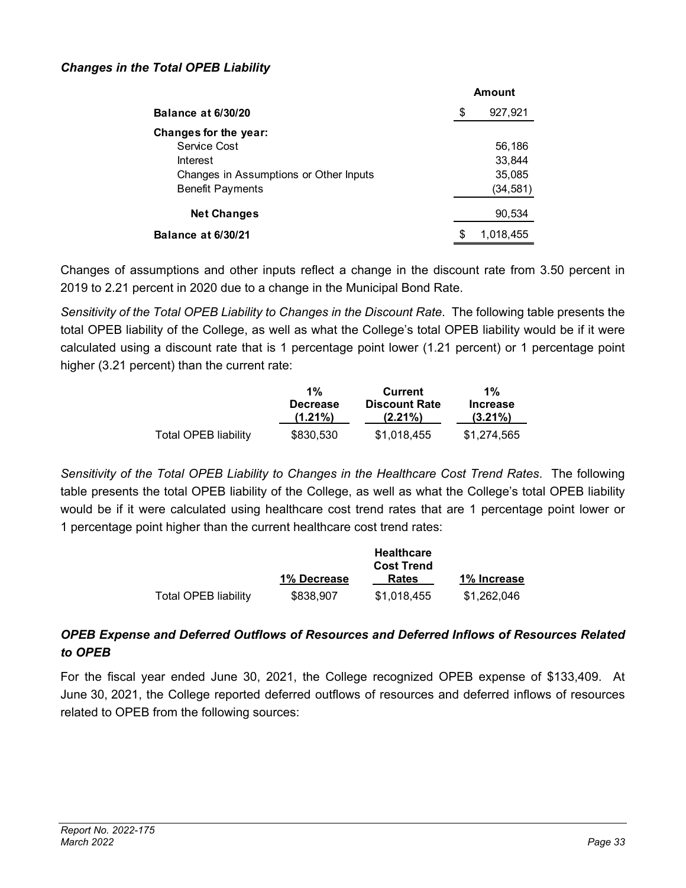### *Changes in the Total OPEB Liability*

| | Amount |
|---|---|
| **Balance at 6/30/20** | $ 927,921 |
| **Changes for the year:** | |
| Service Cost | 56,186 |
| Interest | 33,844 |
| Changes in Assumptions or Other Inputs | 35,085 |
| Benefit Payments | (34,581) |
| **Net Changes** | 90,534 |
| **Balance at 6/30/21** | $ 1,018,455 |

Changes of assumptions and other inputs reflect a change in the discount rate from 3.50 percent in 2019 to 2.21 percent in 2020 due to a change in the Municipal Bond Rate.

*Sensitivity of the Total OPEB Liability to Changes in the Discount Rate*. The following table presents the total OPEB liability of the College, as well as what the College's total OPEB liability would be if it were calculated using a discount rate that is 1 percentage point lower (1.21 percent) or 1 percentage point higher (3.21 percent) than the current rate:

| | 1% Decrease (1.21%) | Current Discount Rate (2.21%) | 1% Increase (3.21%) |
|---|---|---|---|
| Total OPEB liability | $830,530 | $1,018,455 | $1,274,565 |

*Sensitivity of the Total OPEB Liability to Changes in the Healthcare Cost Trend Rates*. The following table presents the total OPEB liability of the College, as well as what the College's total OPEB liability would be if it were calculated using healthcare cost trend rates that are 1 percentage point lower or 1 percentage point higher than the current healthcare cost trend rates:

| | 1% Decrease | Healthcare Cost Trend Rates | 1% Increase |
|---|---|---|---|
| Total OPEB liability | $838,907 | $1,018,455 | $1,262,046 |

### *OPEB Expense and Deferred Outflows of Resources and Deferred Inflows of Resources Related to OPEB*

For the fiscal year ended June 30, 2021, the College recognized OPEB expense of $133,409. At June 30, 2021, the College reported deferred outflows of resources and deferred inflows of resources related to OPEB from the following sources: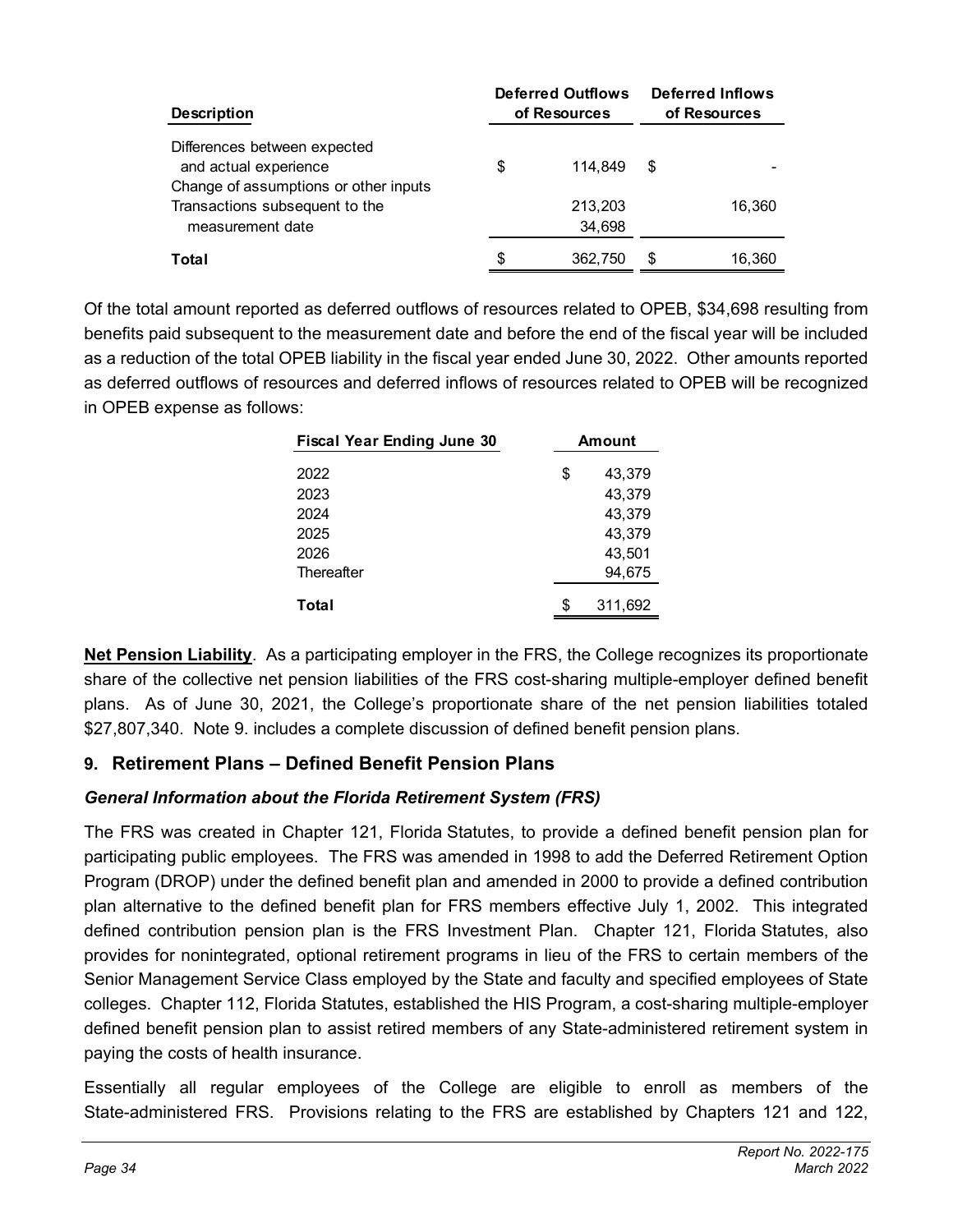| Description | Deferred Outflows of Resources | Deferred Inflows of Resources |
| --- | --- | --- |
| Differences between expected and actual experience | $ 114,849 | $ - |
| Change of assumptions or other inputs | 213,203 | 16,360 |
| Transactions subsequent to the measurement date | 34,698 | |
| **Total** | $ 362,750 | $ 16,360 |

Of the total amount reported as deferred outflows of resources related to OPEB, $34,698 resulting from benefits paid subsequent to the measurement date and before the end of the fiscal year will be included as a reduction of the total OPEB liability in the fiscal year ended June 30, 2022. Other amounts reported as deferred outflows of resources and deferred inflows of resources related to OPEB will be recognized in OPEB expense as follows:

| Fiscal Year Ending June 30 | Amount |
| --- | --- |
| 2022 | $ 43,379 |
| 2023 | 43,379 |
| 2024 | 43,379 |
| 2025 | 43,379 |
| 2026 | 43,501 |
| Thereafter | 94,675 |
| **Total** | $ 311,692 |

**Net Pension Liability**. As a participating employer in the FRS, the College recognizes its proportionate share of the collective net pension liabilities of the FRS cost-sharing multiple-employer defined benefit plans. As of June 30, 2021, the College's proportionate share of the net pension liabilities totaled $27,807,340. Note 9. includes a complete discussion of defined benefit pension plans.

## 9. Retirement Plans – Defined Benefit Pension Plans

### *General Information about the Florida Retirement System (FRS)*

The FRS was created in Chapter 121, Florida Statutes, to provide a defined benefit pension plan for participating public employees. The FRS was amended in 1998 to add the Deferred Retirement Option Program (DROP) under the defined benefit plan and amended in 2000 to provide a defined contribution plan alternative to the defined benefit plan for FRS members effective July 1, 2002. This integrated defined contribution pension plan is the FRS Investment Plan. Chapter 121, Florida Statutes, also provides for nonintegrated, optional retirement programs in lieu of the FRS to certain members of the Senior Management Service Class employed by the State and faculty and specified employees of State colleges. Chapter 112, Florida Statutes, established the HIS Program, a cost-sharing multiple-employer defined benefit pension plan to assist retired members of any State-administered retirement system in paying the costs of health insurance.

Essentially all regular employees of the College are eligible to enroll as members of the State-administered FRS. Provisions relating to the FRS are established by Chapters 121 and 122,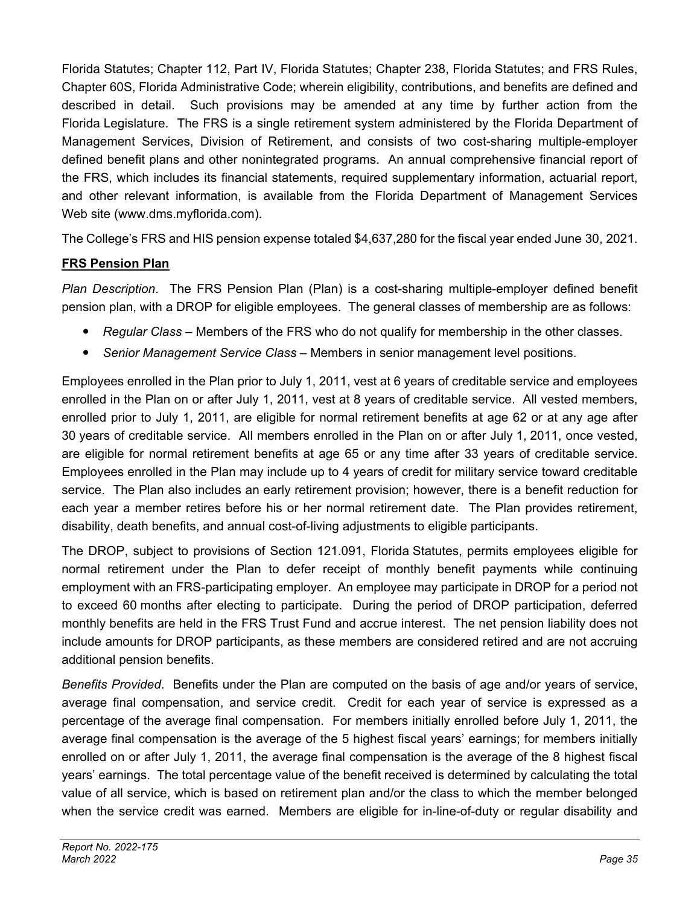Florida Statutes; Chapter 112, Part IV, Florida Statutes; Chapter 238, Florida Statutes; and FRS Rules, Chapter 60S, Florida Administrative Code; wherein eligibility, contributions, and benefits are defined and described in detail. Such provisions may be amended at any time by further action from the Florida Legislature. The FRS is a single retirement system administered by the Florida Department of Management Services, Division of Retirement, and consists of two cost-sharing multiple-employer defined benefit plans and other nonintegrated programs. An annual comprehensive financial report of the FRS, which includes its financial statements, required supplementary information, actuarial report, and other relevant information, is available from the Florida Department of Management Services Web site (www.dms.myflorida.com).

The College's FRS and HIS pension expense totaled $4,637,280 for the fiscal year ended June 30, 2021.

**FRS Pension Plan**

*Plan Description*. The FRS Pension Plan (Plan) is a cost-sharing multiple-employer defined benefit pension plan, with a DROP for eligible employees. The general classes of membership are as follows:

- *Regular Class* – Members of the FRS who do not qualify for membership in the other classes.
- *Senior Management Service Class* – Members in senior management level positions.

Employees enrolled in the Plan prior to July 1, 2011, vest at 6 years of creditable service and employees enrolled in the Plan on or after July 1, 2011, vest at 8 years of creditable service. All vested members, enrolled prior to July 1, 2011, are eligible for normal retirement benefits at age 62 or at any age after 30 years of creditable service. All members enrolled in the Plan on or after July 1, 2011, once vested, are eligible for normal retirement benefits at age 65 or any time after 33 years of creditable service. Employees enrolled in the Plan may include up to 4 years of credit for military service toward creditable service. The Plan also includes an early retirement provision; however, there is a benefit reduction for each year a member retires before his or her normal retirement date. The Plan provides retirement, disability, death benefits, and annual cost-of-living adjustments to eligible participants.

The DROP, subject to provisions of Section 121.091, Florida Statutes, permits employees eligible for normal retirement under the Plan to defer receipt of monthly benefit payments while continuing employment with an FRS-participating employer. An employee may participate in DROP for a period not to exceed 60 months after electing to participate. During the period of DROP participation, deferred monthly benefits are held in the FRS Trust Fund and accrue interest. The net pension liability does not include amounts for DROP participants, as these members are considered retired and are not accruing additional pension benefits.

*Benefits Provided*. Benefits under the Plan are computed on the basis of age and/or years of service, average final compensation, and service credit. Credit for each year of service is expressed as a percentage of the average final compensation. For members initially enrolled before July 1, 2011, the average final compensation is the average of the 5 highest fiscal years' earnings; for members initially enrolled on or after July 1, 2011, the average final compensation is the average of the 8 highest fiscal years' earnings. The total percentage value of the benefit received is determined by calculating the total value of all service, which is based on retirement plan and/or the class to which the member belonged when the service credit was earned. Members are eligible for in-line-of-duty or regular disability and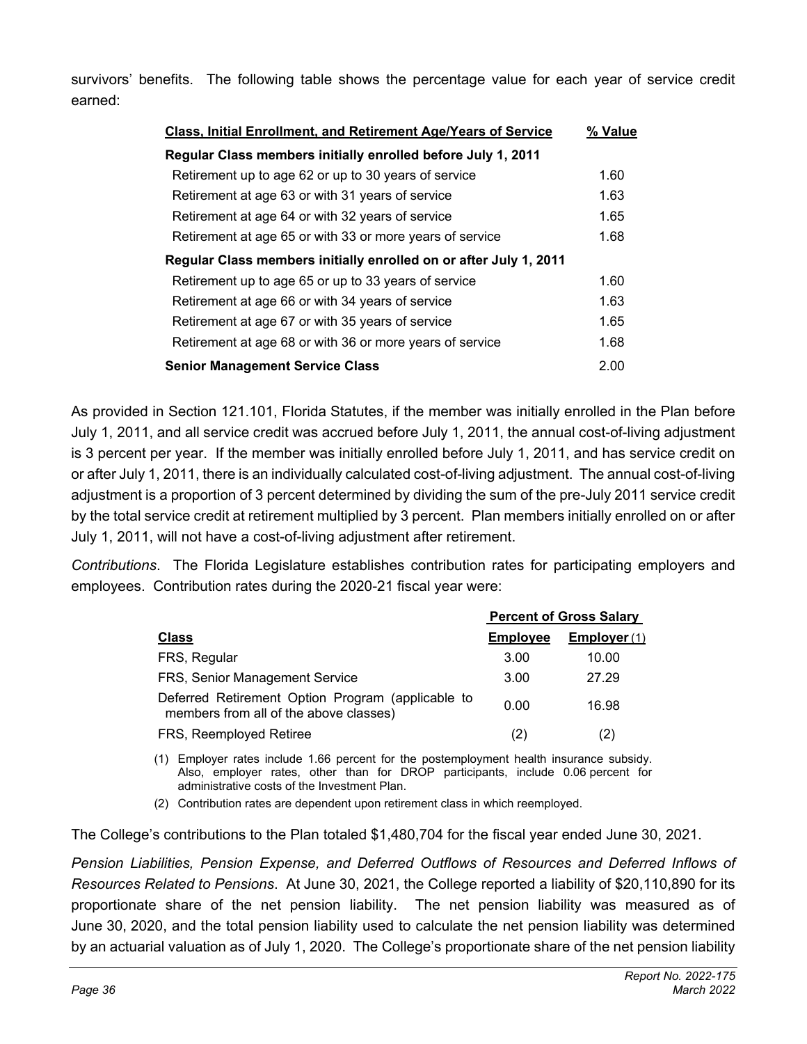survivors' benefits. The following table shows the percentage value for each year of service credit earned:

| Class, Initial Enrollment, and Retirement Age/Years of Service | % Value |
|---|---|
| **Regular Class members initially enrolled before July 1, 2011** | |
| Retirement up to age 62 or up to 30 years of service | 1.60 |
| Retirement at age 63 or with 31 years of service | 1.63 |
| Retirement at age 64 or with 32 years of service | 1.65 |
| Retirement at age 65 or with 33 or more years of service | 1.68 |
| **Regular Class members initially enrolled on or after July 1, 2011** | |
| Retirement up to age 65 or up to 33 years of service | 1.60 |
| Retirement at age 66 or with 34 years of service | 1.63 |
| Retirement at age 67 or with 35 years of service | 1.65 |
| Retirement at age 68 or with 36 or more years of service | 1.68 |
| **Senior Management Service Class** | 2.00 |

As provided in Section 121.101, Florida Statutes, if the member was initially enrolled in the Plan before July 1, 2011, and all service credit was accrued before July 1, 2011, the annual cost-of-living adjustment is 3 percent per year. If the member was initially enrolled before July 1, 2011, and has service credit on or after July 1, 2011, there is an individually calculated cost-of-living adjustment. The annual cost-of-living adjustment is a proportion of 3 percent determined by dividing the sum of the pre-July 2011 service credit by the total service credit at retirement multiplied by 3 percent. Plan members initially enrolled on or after July 1, 2011, will not have a cost-of-living adjustment after retirement.

*Contributions*. The Florida Legislature establishes contribution rates for participating employers and employees. Contribution rates during the 2020-21 fiscal year were:

| | Percent of Gross Salary | |
|---|---|---|
| **Class** | **Employee** | **Employer** (1) |
| FRS, Regular | 3.00 | 10.00 |
| FRS, Senior Management Service | 3.00 | 27.29 |
| Deferred Retirement Option Program (applicable to members from all of the above classes) | 0.00 | 16.98 |
| FRS, Reemployed Retiree | (2) | (2) |

(1) Employer rates include 1.66 percent for the postemployment health insurance subsidy. Also, employer rates, other than for DROP participants, include 0.06 percent for administrative costs of the Investment Plan.

(2) Contribution rates are dependent upon retirement class in which reemployed.

The College's contributions to the Plan totaled $1,480,704 for the fiscal year ended June 30, 2021.

*Pension Liabilities, Pension Expense, and Deferred Outflows of Resources and Deferred Inflows of Resources Related to Pensions*. At June 30, 2021, the College reported a liability of $20,110,890 for its proportionate share of the net pension liability. The net pension liability was measured as of June 30, 2020, and the total pension liability used to calculate the net pension liability was determined by an actuarial valuation as of July 1, 2020. The College's proportionate share of the net pension liability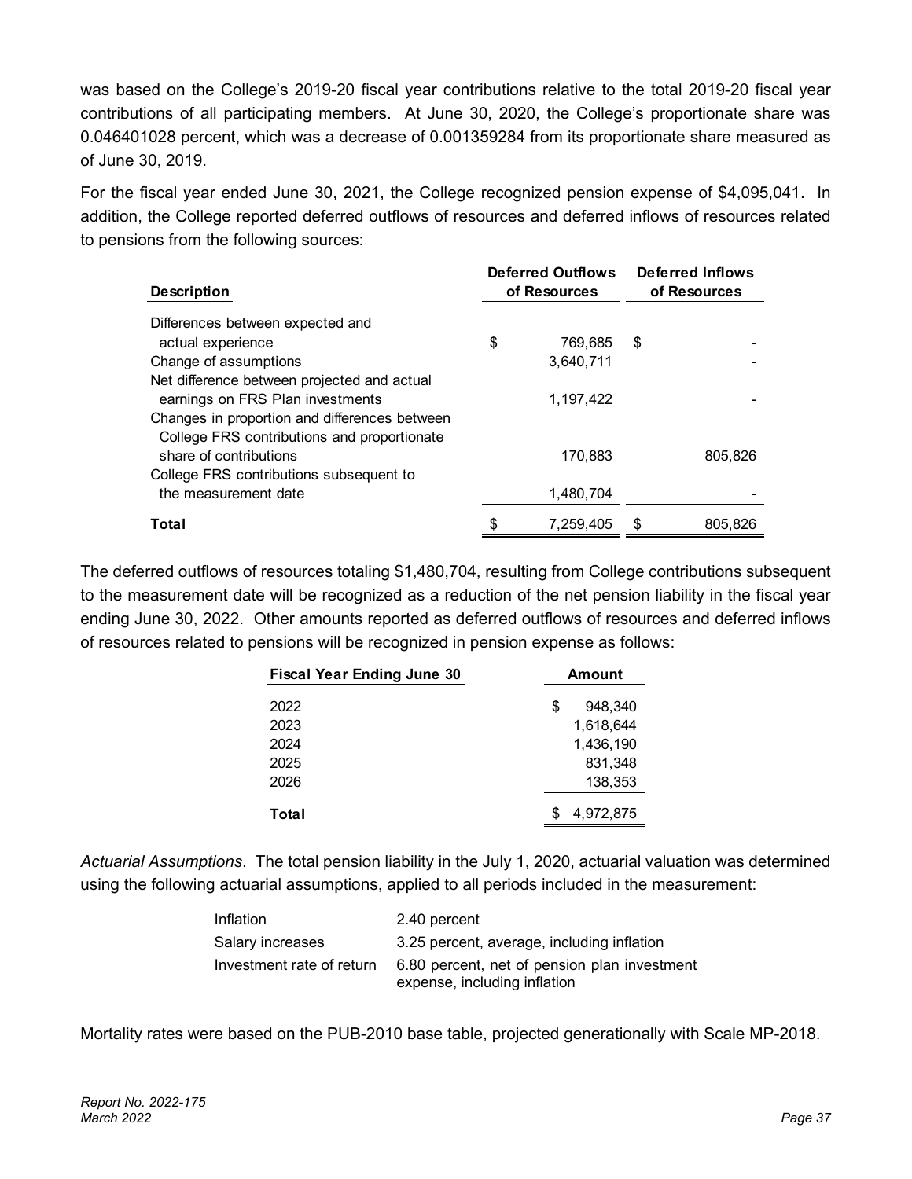was based on the College's 2019-20 fiscal year contributions relative to the total 2019-20 fiscal year contributions of all participating members. At June 30, 2020, the College's proportionate share was 0.046401028 percent, which was a decrease of 0.001359284 from its proportionate share measured as of June 30, 2019.

For the fiscal year ended June 30, 2021, the College recognized pension expense of $4,095,041. In addition, the College reported deferred outflows of resources and deferred inflows of resources related to pensions from the following sources:

| Description | Deferred Outflows of Resources | Deferred Inflows of Resources |
|---|---|---|
| Differences between expected and actual experience | $ 769,685 | $ - |
| Change of assumptions | 3,640,711 | - |
| Net difference between projected and actual earnings on FRS Plan investments | 1,197,422 | - |
| Changes in proportion and differences between College FRS contributions and proportionate share of contributions | 170,883 | 805,826 |
| College FRS contributions subsequent to the measurement date | 1,480,704 | - |
| **Total** | $ 7,259,405 | $ 805,826 |

The deferred outflows of resources totaling $1,480,704, resulting from College contributions subsequent to the measurement date will be recognized as a reduction of the net pension liability in the fiscal year ending June 30, 2022. Other amounts reported as deferred outflows of resources and deferred inflows of resources related to pensions will be recognized in pension expense as follows:

| Fiscal Year Ending June 30 | Amount |
|---|---|
| 2022 | $ 948,340 |
| 2023 | 1,618,644 |
| 2024 | 1,436,190 |
| 2025 | 831,348 |
| 2026 | 138,353 |
| **Total** | $ 4,972,875 |

*Actuarial Assumptions*. The total pension liability in the July 1, 2020, actuarial valuation was determined using the following actuarial assumptions, applied to all periods included in the measurement:

| | |
|---|---|
| Inflation | 2.40 percent |
| Salary increases | 3.25 percent, average, including inflation |
| Investment rate of return | 6.80 percent, net of pension plan investment expense, including inflation |

Mortality rates were based on the PUB-2010 base table, projected generationally with Scale MP-2018.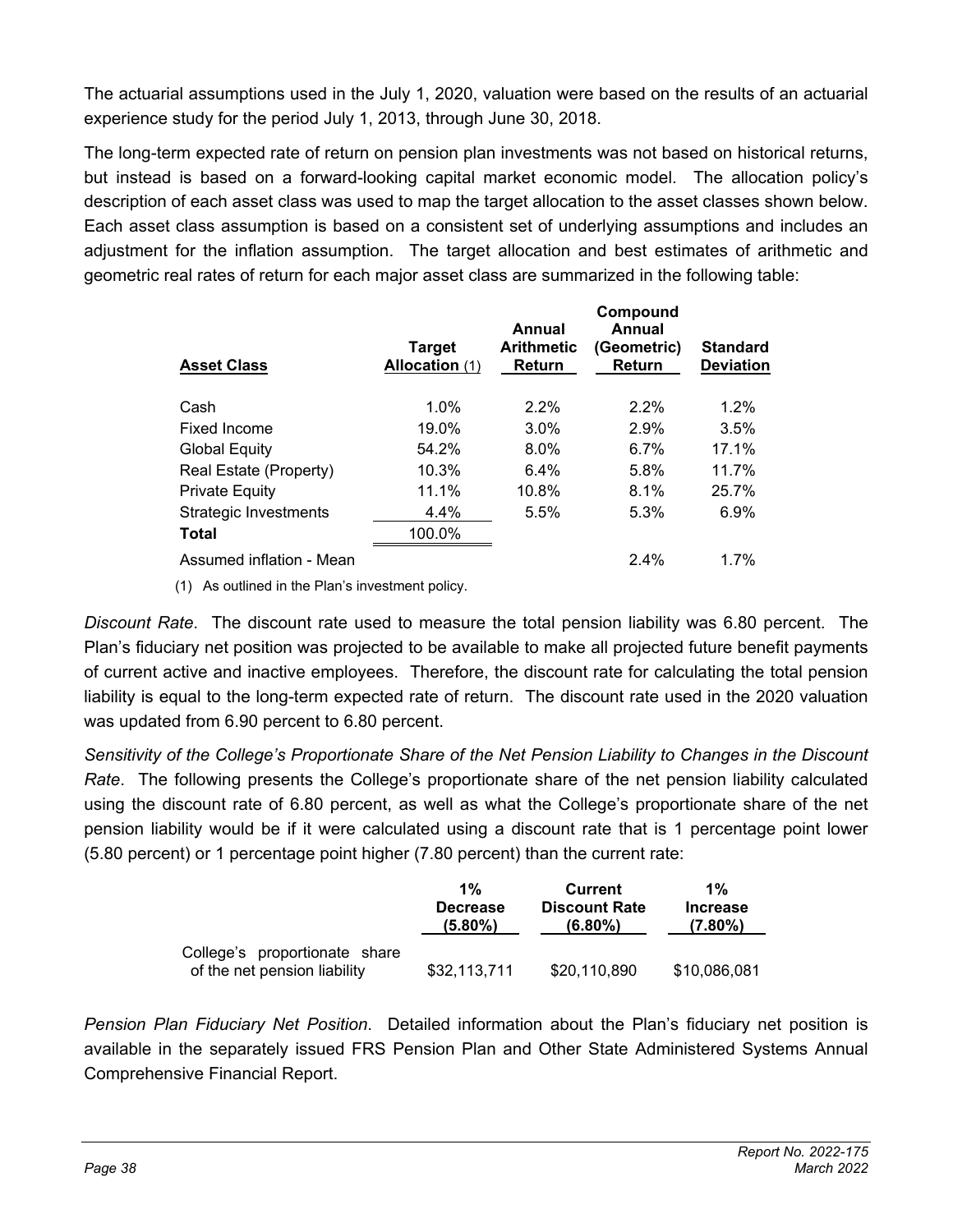The actuarial assumptions used in the July 1, 2020, valuation were based on the results of an actuarial experience study for the period July 1, 2013, through June 30, 2018.

The long-term expected rate of return on pension plan investments was not based on historical returns, but instead is based on a forward-looking capital market economic model. The allocation policy's description of each asset class was used to map the target allocation to the asset classes shown below. Each asset class assumption is based on a consistent set of underlying assumptions and includes an adjustment for the inflation assumption. The target allocation and best estimates of arithmetic and geometric real rates of return for each major asset class are summarized in the following table:

| Asset Class | Target Allocation (1) | Annual Arithmetic Return | Compound Annual (Geometric) Return | Standard Deviation |
|---|---|---|---|---|
| Cash | 1.0% | 2.2% | 2.2% | 1.2% |
| Fixed Income | 19.0% | 3.0% | 2.9% | 3.5% |
| Global Equity | 54.2% | 8.0% | 6.7% | 17.1% |
| Real Estate (Property) | 10.3% | 6.4% | 5.8% | 11.7% |
| Private Equity | 11.1% | 10.8% | 8.1% | 25.7% |
| Strategic Investments | 4.4% | 5.5% | 5.3% | 6.9% |
| **Total** | 100.0% | | | |
| Assumed inflation - Mean | | | 2.4% | 1.7% |

(1) As outlined in the Plan's investment policy.

*Discount Rate*. The discount rate used to measure the total pension liability was 6.80 percent. The Plan's fiduciary net position was projected to be available to make all projected future benefit payments of current active and inactive employees. Therefore, the discount rate for calculating the total pension liability is equal to the long-term expected rate of return. The discount rate used in the 2020 valuation was updated from 6.90 percent to 6.80 percent.

*Sensitivity of the College's Proportionate Share of the Net Pension Liability to Changes in the Discount Rate*. The following presents the College's proportionate share of the net pension liability calculated using the discount rate of 6.80 percent, as well as what the College's proportionate share of the net pension liability would be if it were calculated using a discount rate that is 1 percentage point lower (5.80 percent) or 1 percentage point higher (7.80 percent) than the current rate:

| | 1% Decrease (5.80%) | Current Discount Rate (6.80%) | 1% Increase (7.80%) |
|---|---|---|---|
| College's proportionate share of the net pension liability | $32,113,711 | $20,110,890 | $10,086,081 |

*Pension Plan Fiduciary Net Position*. Detailed information about the Plan's fiduciary net position is available in the separately issued FRS Pension Plan and Other State Administered Systems Annual Comprehensive Financial Report.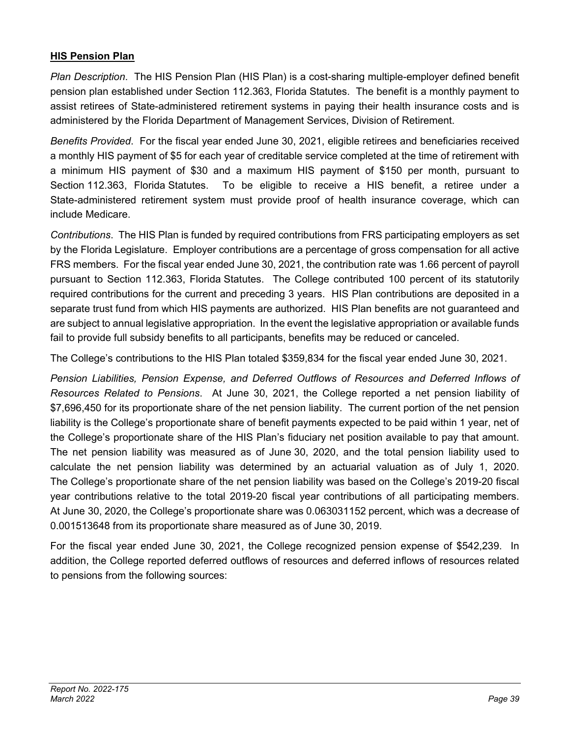## HIS Pension Plan

*Plan Description*. The HIS Pension Plan (HIS Plan) is a cost-sharing multiple-employer defined benefit pension plan established under Section 112.363, Florida Statutes. The benefit is a monthly payment to assist retirees of State-administered retirement systems in paying their health insurance costs and is administered by the Florida Department of Management Services, Division of Retirement.

*Benefits Provided*. For the fiscal year ended June 30, 2021, eligible retirees and beneficiaries received a monthly HIS payment of $5 for each year of creditable service completed at the time of retirement with a minimum HIS payment of $30 and a maximum HIS payment of $150 per month, pursuant to Section 112.363, Florida Statutes. To be eligible to receive a HIS benefit, a retiree under a State-administered retirement system must provide proof of health insurance coverage, which can include Medicare.

*Contributions*. The HIS Plan is funded by required contributions from FRS participating employers as set by the Florida Legislature. Employer contributions are a percentage of gross compensation for all active FRS members. For the fiscal year ended June 30, 2021, the contribution rate was 1.66 percent of payroll pursuant to Section 112.363, Florida Statutes. The College contributed 100 percent of its statutorily required contributions for the current and preceding 3 years. HIS Plan contributions are deposited in a separate trust fund from which HIS payments are authorized. HIS Plan benefits are not guaranteed and are subject to annual legislative appropriation. In the event the legislative appropriation or available funds fail to provide full subsidy benefits to all participants, benefits may be reduced or canceled.

The College's contributions to the HIS Plan totaled $359,834 for the fiscal year ended June 30, 2021.

*Pension Liabilities, Pension Expense, and Deferred Outflows of Resources and Deferred Inflows of Resources Related to Pensions*. At June 30, 2021, the College reported a net pension liability of $7,696,450 for its proportionate share of the net pension liability. The current portion of the net pension liability is the College's proportionate share of benefit payments expected to be paid within 1 year, net of the College's proportionate share of the HIS Plan's fiduciary net position available to pay that amount. The net pension liability was measured as of June 30, 2020, and the total pension liability used to calculate the net pension liability was determined by an actuarial valuation as of July 1, 2020. The College's proportionate share of the net pension liability was based on the College's 2019-20 fiscal year contributions relative to the total 2019-20 fiscal year contributions of all participating members. At June 30, 2020, the College's proportionate share was 0.063031152 percent, which was a decrease of 0.001513648 from its proportionate share measured as of June 30, 2019.

For the fiscal year ended June 30, 2021, the College recognized pension expense of $542,239. In addition, the College reported deferred outflows of resources and deferred inflows of resources related to pensions from the following sources: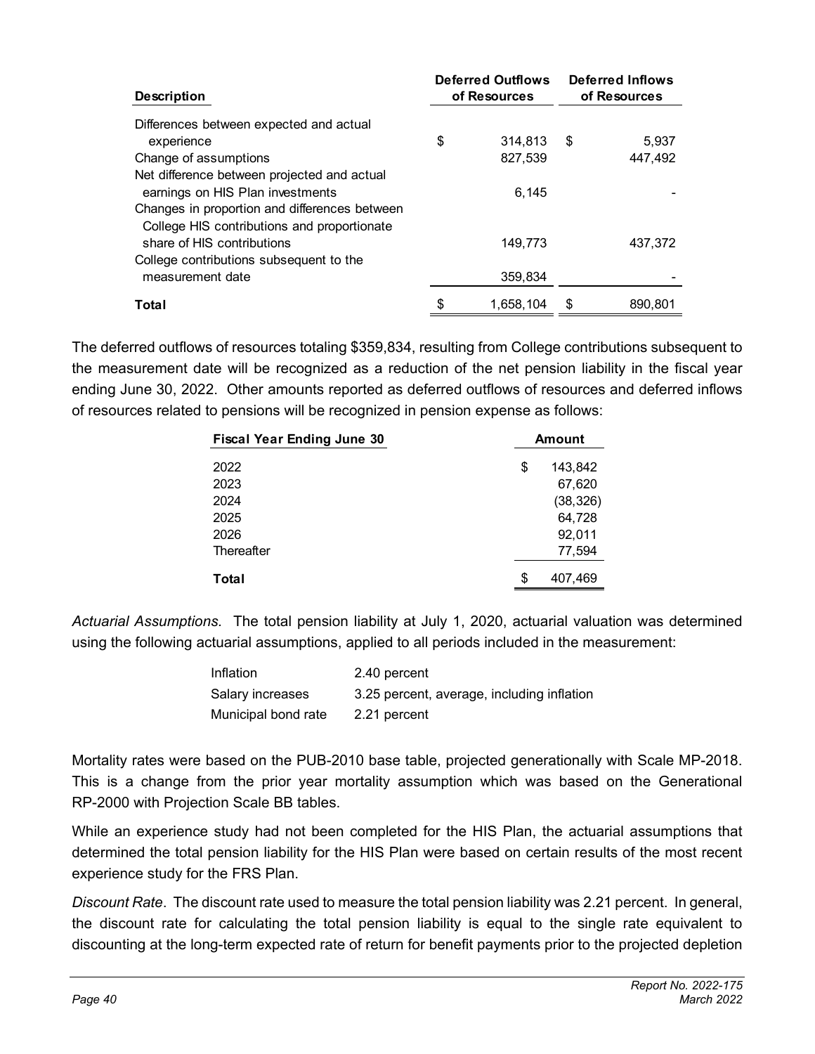| Description | Deferred Outflows of Resources | Deferred Inflows of Resources |
|---|---|---|
| Differences between expected and actual experience | $ 314,813 | $ 5,937 |
| Change of assumptions | 827,539 | 447,492 |
| Net difference between projected and actual earnings on HIS Plan investments | 6,145 | - |
| Changes in proportion and differences between College HIS contributions and proportionate share of HIS contributions | 149,773 | 437,372 |
| College contributions subsequent to the measurement date | 359,834 | - |
| **Total** | $ 1,658,104 | $ 890,801 |

The deferred outflows of resources totaling $359,834, resulting from College contributions subsequent to the measurement date will be recognized as a reduction of the net pension liability in the fiscal year ending June 30, 2022. Other amounts reported as deferred outflows of resources and deferred inflows of resources related to pensions will be recognized in pension expense as follows:

| Fiscal Year Ending June 30 | Amount |
|---|---|
| 2022 | $ 143,842 |
| 2023 | 67,620 |
| 2024 | (38,326) |
| 2025 | 64,728 |
| 2026 | 92,011 |
| Thereafter | 77,594 |
| **Total** | $ 407,469 |

*Actuarial Assumptions*. The total pension liability at July 1, 2020, actuarial valuation was determined using the following actuarial assumptions, applied to all periods included in the measurement:

| | |
|---|---|
| Inflation | 2.40 percent |
| Salary increases | 3.25 percent, average, including inflation |
| Municipal bond rate | 2.21 percent |

Mortality rates were based on the PUB-2010 base table, projected generationally with Scale MP-2018. This is a change from the prior year mortality assumption which was based on the Generational RP-2000 with Projection Scale BB tables.

While an experience study had not been completed for the HIS Plan, the actuarial assumptions that determined the total pension liability for the HIS Plan were based on certain results of the most recent experience study for the FRS Plan.

*Discount Rate*. The discount rate used to measure the total pension liability was 2.21 percent. In general, the discount rate for calculating the total pension liability is equal to the single rate equivalent to discounting at the long-term expected rate of return for benefit payments prior to the projected depletion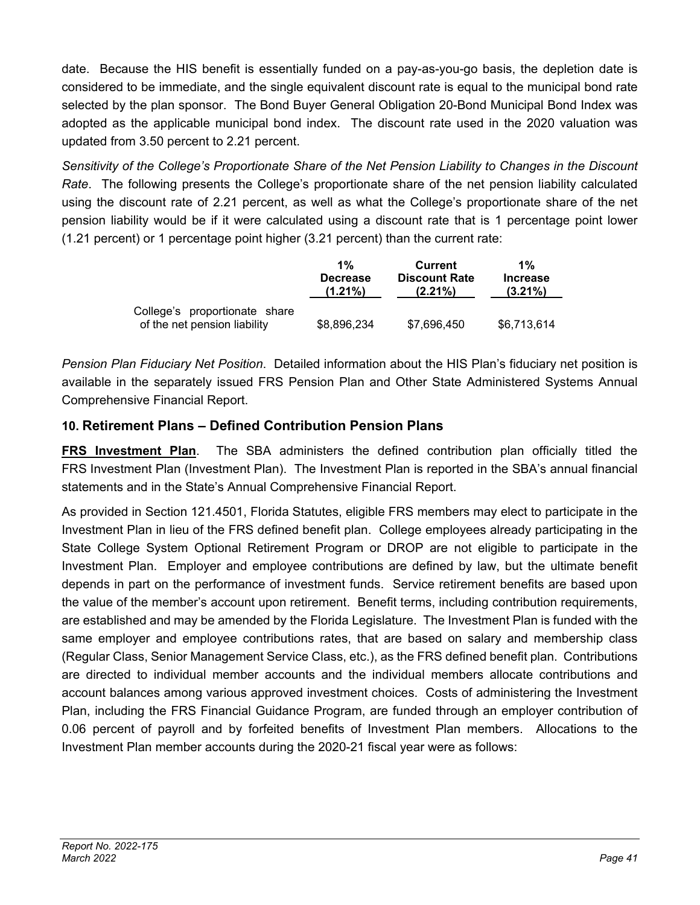date. Because the HIS benefit is essentially funded on a pay-as-you-go basis, the depletion date is considered to be immediate, and the single equivalent discount rate is equal to the municipal bond rate selected by the plan sponsor. The Bond Buyer General Obligation 20-Bond Municipal Bond Index was adopted as the applicable municipal bond index. The discount rate used in the 2020 valuation was updated from 3.50 percent to 2.21 percent.

*Sensitivity of the College's Proportionate Share of the Net Pension Liability to Changes in the Discount Rate*. The following presents the College's proportionate share of the net pension liability calculated using the discount rate of 2.21 percent, as well as what the College's proportionate share of the net pension liability would be if it were calculated using a discount rate that is 1 percentage point lower (1.21 percent) or 1 percentage point higher (3.21 percent) than the current rate:

| | 1% Decrease (1.21%) | Current Discount Rate (2.21%) | 1% Increase (3.21%) |
|---|---|---|---|
| College's proportionate share of the net pension liability | $8,896,234 | $7,696,450 | $6,713,614 |

*Pension Plan Fiduciary Net Position*. Detailed information about the HIS Plan's fiduciary net position is available in the separately issued FRS Pension Plan and Other State Administered Systems Annual Comprehensive Financial Report.

## 10. Retirement Plans – Defined Contribution Pension Plans

**FRS Investment Plan**. The SBA administers the defined contribution plan officially titled the FRS Investment Plan (Investment Plan). The Investment Plan is reported in the SBA's annual financial statements and in the State's Annual Comprehensive Financial Report.

As provided in Section 121.4501, Florida Statutes, eligible FRS members may elect to participate in the Investment Plan in lieu of the FRS defined benefit plan. College employees already participating in the State College System Optional Retirement Program or DROP are not eligible to participate in the Investment Plan. Employer and employee contributions are defined by law, but the ultimate benefit depends in part on the performance of investment funds. Service retirement benefits are based upon the value of the member's account upon retirement. Benefit terms, including contribution requirements, are established and may be amended by the Florida Legislature. The Investment Plan is funded with the same employer and employee contributions rates, that are based on salary and membership class (Regular Class, Senior Management Service Class, etc.), as the FRS defined benefit plan. Contributions are directed to individual member accounts and the individual members allocate contributions and account balances among various approved investment choices. Costs of administering the Investment Plan, including the FRS Financial Guidance Program, are funded through an employer contribution of 0.06 percent of payroll and by forfeited benefits of Investment Plan members. Allocations to the Investment Plan member accounts during the 2020-21 fiscal year were as follows: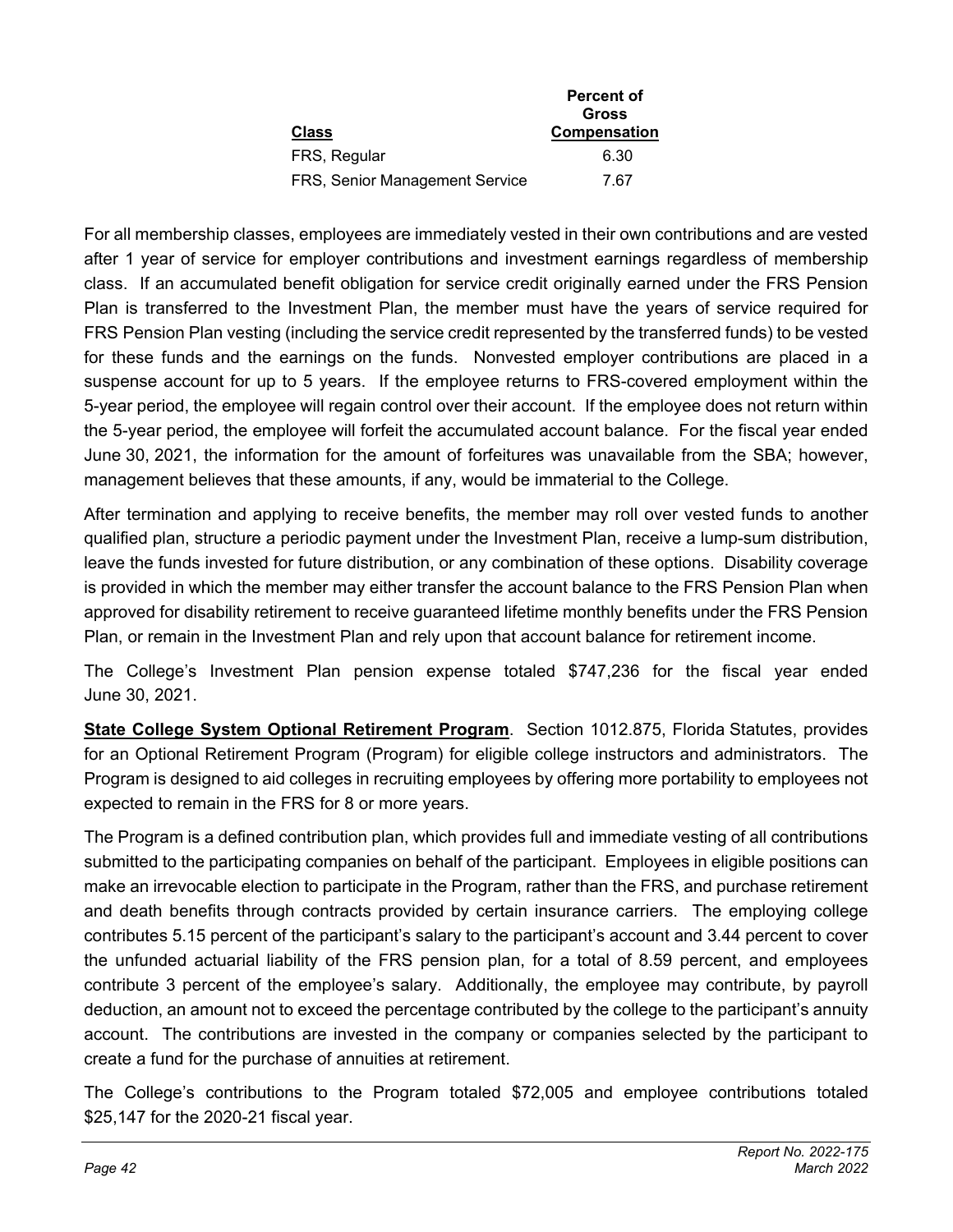| Class | Percent of Gross Compensation |
| --- | --- |
| FRS, Regular | 6.30 |
| FRS, Senior Management Service | 7.67 |

For all membership classes, employees are immediately vested in their own contributions and are vested after 1 year of service for employer contributions and investment earnings regardless of membership class. If an accumulated benefit obligation for service credit originally earned under the FRS Pension Plan is transferred to the Investment Plan, the member must have the years of service required for FRS Pension Plan vesting (including the service credit represented by the transferred funds) to be vested for these funds and the earnings on the funds. Nonvested employer contributions are placed in a suspense account for up to 5 years. If the employee returns to FRS-covered employment within the 5-year period, the employee will regain control over their account. If the employee does not return within the 5-year period, the employee will forfeit the accumulated account balance. For the fiscal year ended June 30, 2021, the information for the amount of forfeitures was unavailable from the SBA; however, management believes that these amounts, if any, would be immaterial to the College.

After termination and applying to receive benefits, the member may roll over vested funds to another qualified plan, structure a periodic payment under the Investment Plan, receive a lump-sum distribution, leave the funds invested for future distribution, or any combination of these options. Disability coverage is provided in which the member may either transfer the account balance to the FRS Pension Plan when approved for disability retirement to receive guaranteed lifetime monthly benefits under the FRS Pension Plan, or remain in the Investment Plan and rely upon that account balance for retirement income.

The College's Investment Plan pension expense totaled $747,236 for the fiscal year ended June 30, 2021.

**State College System Optional Retirement Program**. Section 1012.875, Florida Statutes, provides for an Optional Retirement Program (Program) for eligible college instructors and administrators. The Program is designed to aid colleges in recruiting employees by offering more portability to employees not expected to remain in the FRS for 8 or more years.

The Program is a defined contribution plan, which provides full and immediate vesting of all contributions submitted to the participating companies on behalf of the participant. Employees in eligible positions can make an irrevocable election to participate in the Program, rather than the FRS, and purchase retirement and death benefits through contracts provided by certain insurance carriers. The employing college contributes 5.15 percent of the participant's salary to the participant's account and 3.44 percent to cover the unfunded actuarial liability of the FRS pension plan, for a total of 8.59 percent, and employees contribute 3 percent of the employee's salary. Additionally, the employee may contribute, by payroll deduction, an amount not to exceed the percentage contributed by the college to the participant's annuity account. The contributions are invested in the company or companies selected by the participant to create a fund for the purchase of annuities at retirement.

The College's contributions to the Program totaled $72,005 and employee contributions totaled $25,147 for the 2020-21 fiscal year.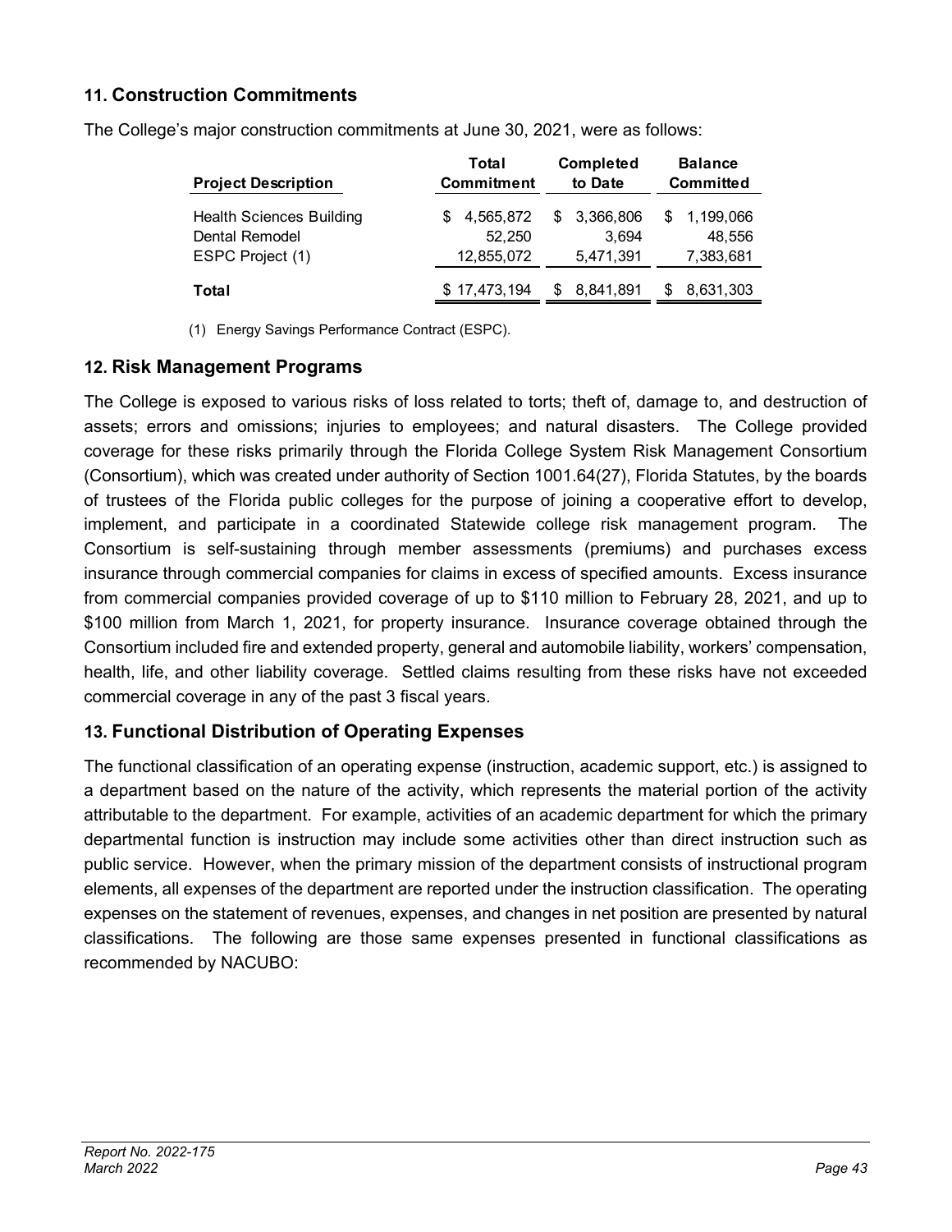## 11. Construction Commitments

The College's major construction commitments at June 30, 2021, were as follows:

| Project Description | Total Commitment | Completed to Date | Balance Committed |
|---|---|---|---|
| Health Sciences Building | $ 4,565,872 | $ 3,366,806 | $ 1,199,066 |
| Dental Remodel | 52,250 | 3,694 | 48,556 |
| ESPC Project (1) | 12,855,072 | 5,471,391 | 7,383,681 |
| **Total** | $ 17,473,194 | $ 8,841,891 | $ 8,631,303 |

(1) Energy Savings Performance Contract (ESPC).

## 12. Risk Management Programs

The College is exposed to various risks of loss related to torts; theft of, damage to, and destruction of assets; errors and omissions; injuries to employees; and natural disasters. The College provided coverage for these risks primarily through the Florida College System Risk Management Consortium (Consortium), which was created under authority of Section 1001.64(27), Florida Statutes, by the boards of trustees of the Florida public colleges for the purpose of joining a cooperative effort to develop, implement, and participate in a coordinated Statewide college risk management program. The Consortium is self-sustaining through member assessments (premiums) and purchases excess insurance through commercial companies for claims in excess of specified amounts. Excess insurance from commercial companies provided coverage of up to $110 million to February 28, 2021, and up to $100 million from March 1, 2021, for property insurance. Insurance coverage obtained through the Consortium included fire and extended property, general and automobile liability, workers' compensation, health, life, and other liability coverage. Settled claims resulting from these risks have not exceeded commercial coverage in any of the past 3 fiscal years.

## 13. Functional Distribution of Operating Expenses

The functional classification of an operating expense (instruction, academic support, etc.) is assigned to a department based on the nature of the activity, which represents the material portion of the activity attributable to the department. For example, activities of an academic department for which the primary departmental function is instruction may include some activities other than direct instruction such as public service. However, when the primary mission of the department consists of instructional program elements, all expenses of the department are reported under the instruction classification. The operating expenses on the statement of revenues, expenses, and changes in net position are presented by natural classifications. The following are those same expenses presented in functional classifications as recommended by NACUBO: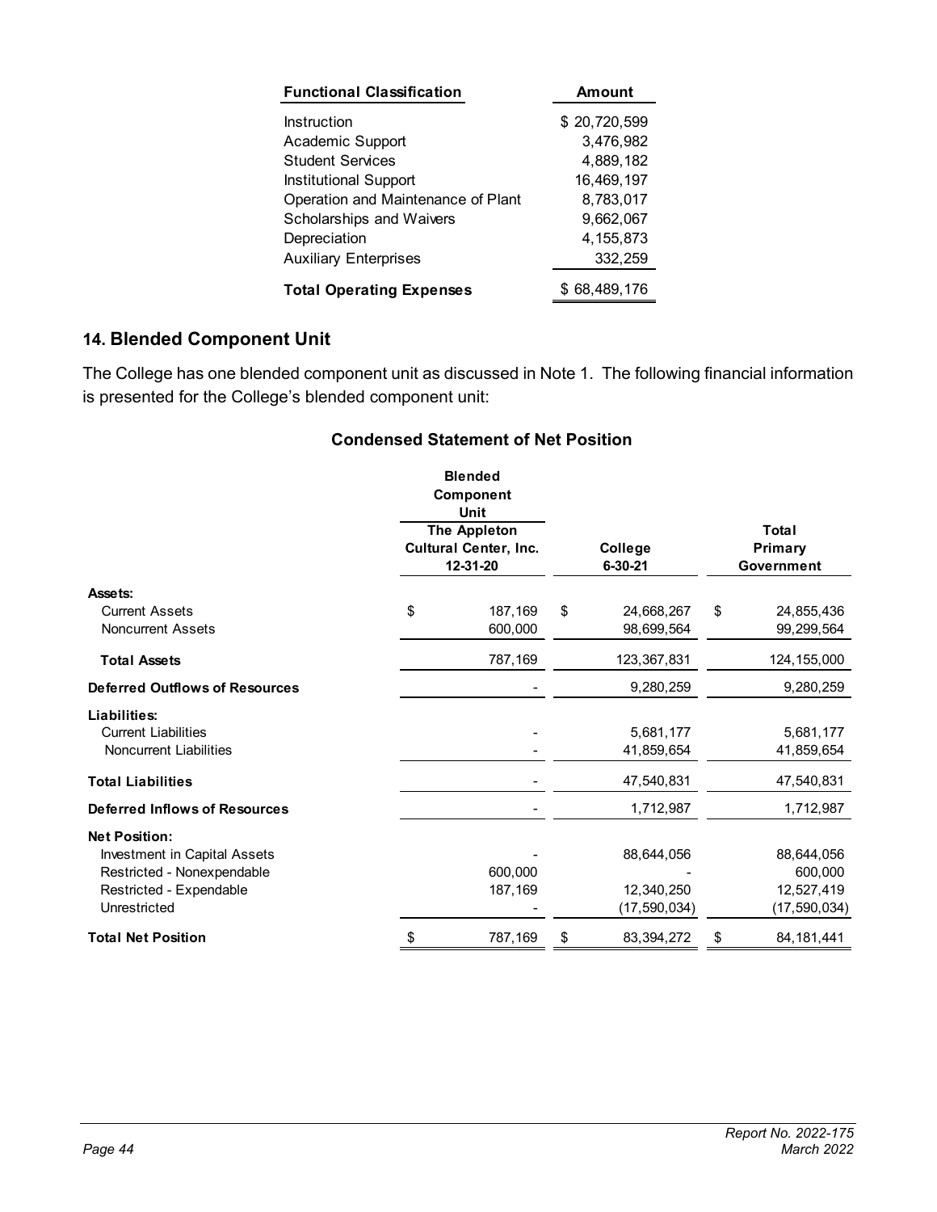| Functional Classification | Amount |
|---|---|
| Instruction | $ 20,720,599 |
| Academic Support | 3,476,982 |
| Student Services | 4,889,182 |
| Institutional Support | 16,469,197 |
| Operation and Maintenance of Plant | 8,783,017 |
| Scholarships and Waivers | 9,662,067 |
| Depreciation | 4,155,873 |
| Auxiliary Enterprises | 332,259 |
| **Total Operating Expenses** | $ 68,489,176 |

## 14. Blended Component Unit

The College has one blended component unit as discussed in Note 1. The following financial information is presented for the College's blended component unit:

### Condensed Statement of Net Position

| | Blended Component Unit<br>The Appleton Cultural Center, Inc.<br>12-31-20 | College<br>6-30-21 | Total Primary Government |
|---|---|---|---|
| **Assets:** | | | |
| Current Assets | $ 187,169 | $ 24,668,267 | $ 24,855,436 |
| Noncurrent Assets | 600,000 | 98,699,564 | 99,299,564 |
| **Total Assets** | 787,169 | 123,367,831 | 124,155,000 |
| **Deferred Outflows of Resources** | - | 9,280,259 | 9,280,259 |
| **Liabilities:** | | | |
| Current Liabilities | - | 5,681,177 | 5,681,177 |
| Noncurrent Liabilities | - | 41,859,654 | 41,859,654 |
| **Total Liabilities** | - | 47,540,831 | 47,540,831 |
| **Deferred Inflows of Resources** | - | 1,712,987 | 1,712,987 |
| **Net Position:** | | | |
| Investment in Capital Assets | - | 88,644,056 | 88,644,056 |
| Restricted - Nonexpendable | 600,000 | - | 600,000 |
| Restricted - Expendable | 187,169 | 12,340,250 | 12,527,419 |
| Unrestricted | - | (17,590,034) | (17,590,034) |
| **Total Net Position** | $ 787,169 | $ 83,394,272 | $ 84,181,441 |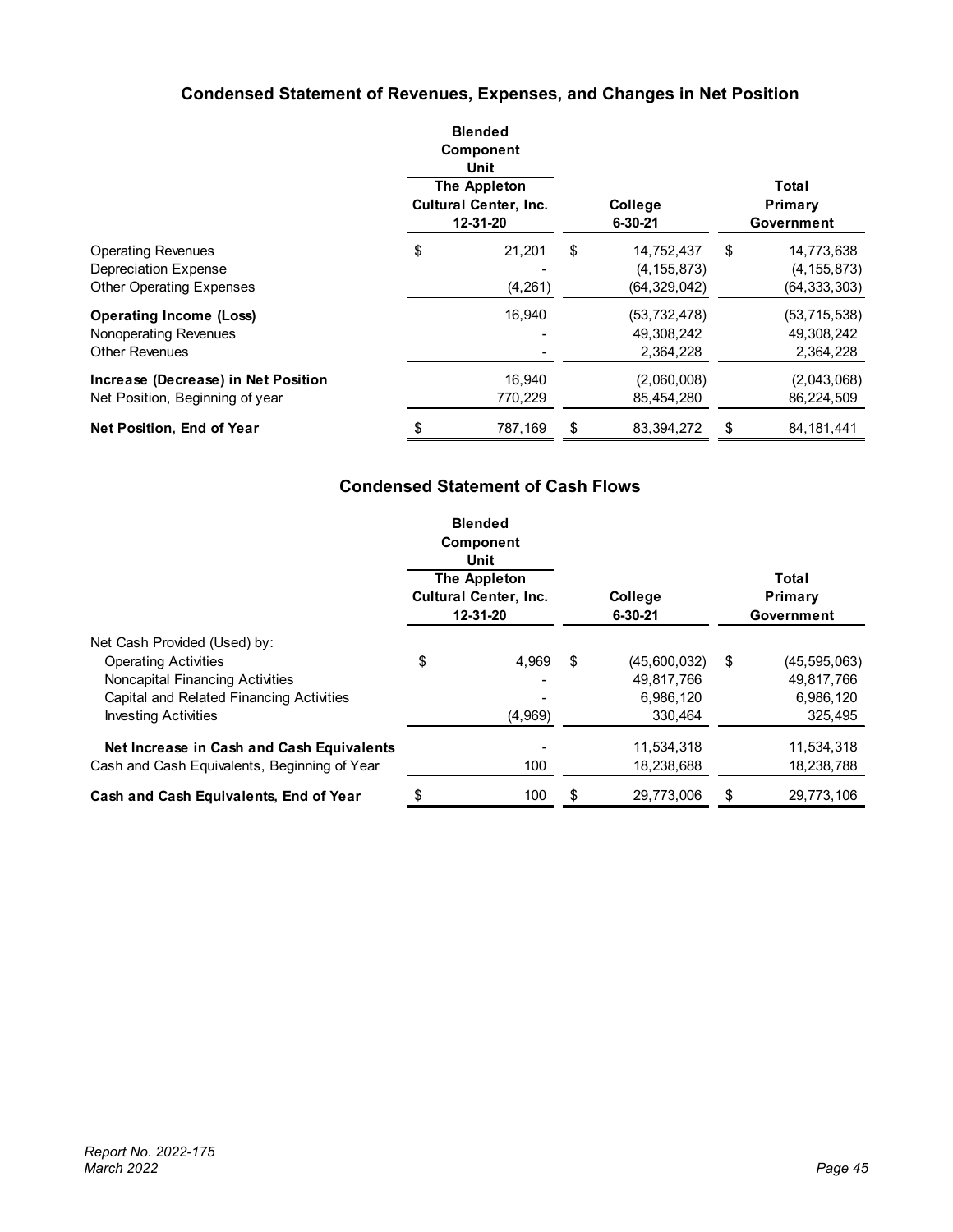## Condensed Statement of Revenues, Expenses, and Changes in Net Position

| | Blended Component Unit The Appleton Cultural Center, Inc. 12-31-20 | College 6-30-21 | Total Primary Government |
|---|---|---|---|
| Operating Revenues | $ 21,201 | $ 14,752,437 | $ 14,773,638 |
| Depreciation Expense | - | (4,155,873) | (4,155,873) |
| Other Operating Expenses | (4,261) | (64,329,042) | (64,333,303) |
| **Operating Income (Loss)** | 16,940 | (53,732,478) | (53,715,538) |
| Nonoperating Revenues | - | 49,308,242 | 49,308,242 |
| Other Revenues | - | 2,364,228 | 2,364,228 |
| **Increase (Decrease) in Net Position** | 16,940 | (2,060,008) | (2,043,068) |
| Net Position, Beginning of year | 770,229 | 85,454,280 | 86,224,509 |
| **Net Position, End of Year** | $ 787,169 | $ 83,394,272 | $ 84,181,441 |

## Condensed Statement of Cash Flows

| | Blended Component Unit The Appleton Cultural Center, Inc. 12-31-20 | College 6-30-21 | Total Primary Government |
|---|---|---|---|
| Net Cash Provided (Used) by: | | | |
| Operating Activities | $ 4,969 | $ (45,600,032) | $ (45,595,063) |
| Noncapital Financing Activities | - | 49,817,766 | 49,817,766 |
| Capital and Related Financing Activities | - | 6,986,120 | 6,986,120 |
| Investing Activities | (4,969) | 330,464 | 325,495 |
| **Net Increase in Cash and Cash Equivalents** | - | 11,534,318 | 11,534,318 |
| Cash and Cash Equivalents, Beginning of Year | 100 | 18,238,688 | 18,238,788 |
| **Cash and Cash Equivalents, End of Year** | $ 100 | $ 29,773,006 | $ 29,773,106 |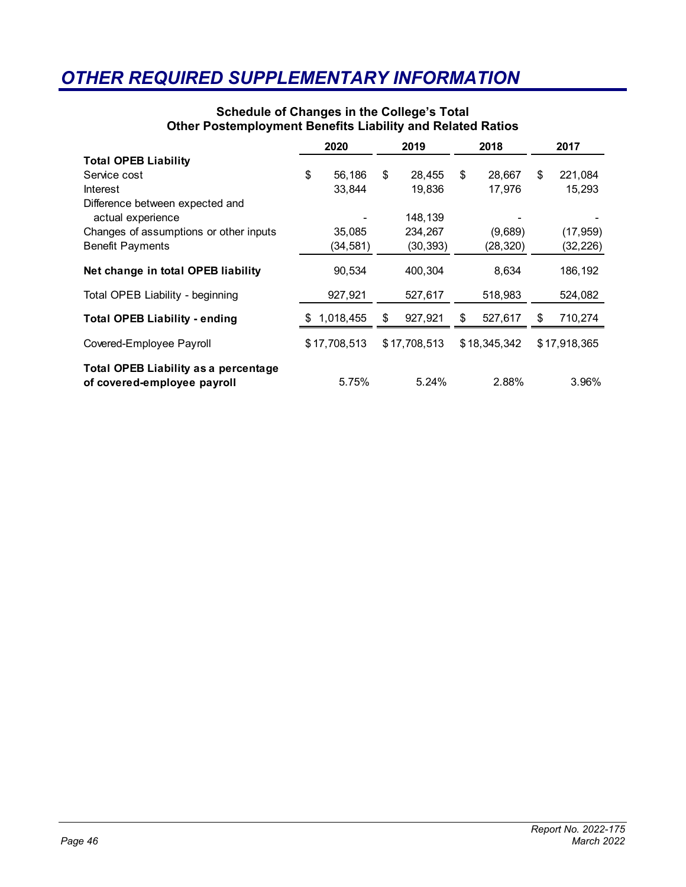# OTHER REQUIRED SUPPLEMENTARY INFORMATION

## Schedule of Changes in the College's Total Other Postemployment Benefits Liability and Related Ratios

| | 2020 | 2019 | 2018 | 2017 |
|---|---|---|---|---|
| **Total OPEB Liability** | | | | |
| Service cost | $ 56,186 | $ 28,455 | $ 28,667 | $ 221,084 |
| Interest | 33,844 | 19,836 | 17,976 | 15,293 |
| Difference between expected and actual experience | - | 148,139 | - | - |
| Changes of assumptions or other inputs | 35,085 | 234,267 | (9,689) | (17,959) |
| Benefit Payments | (34,581) | (30,393) | (28,320) | (32,226) |
| **Net change in total OPEB liability** | 90,534 | 400,304 | 8,634 | 186,192 |
| Total OPEB Liability - beginning | 927,921 | 527,617 | 518,983 | 524,082 |
| **Total OPEB Liability - ending** | $ 1,018,455 | $ 927,921 | $ 527,617 | $ 710,274 |
| Covered-Employee Payroll | $ 17,708,513 | $ 17,708,513 | $ 18,345,342 | $ 17,918,365 |
| **Total OPEB Liability as a percentage of covered-employee payroll** | 5.75% | 5.24% | 2.88% | 3.96% |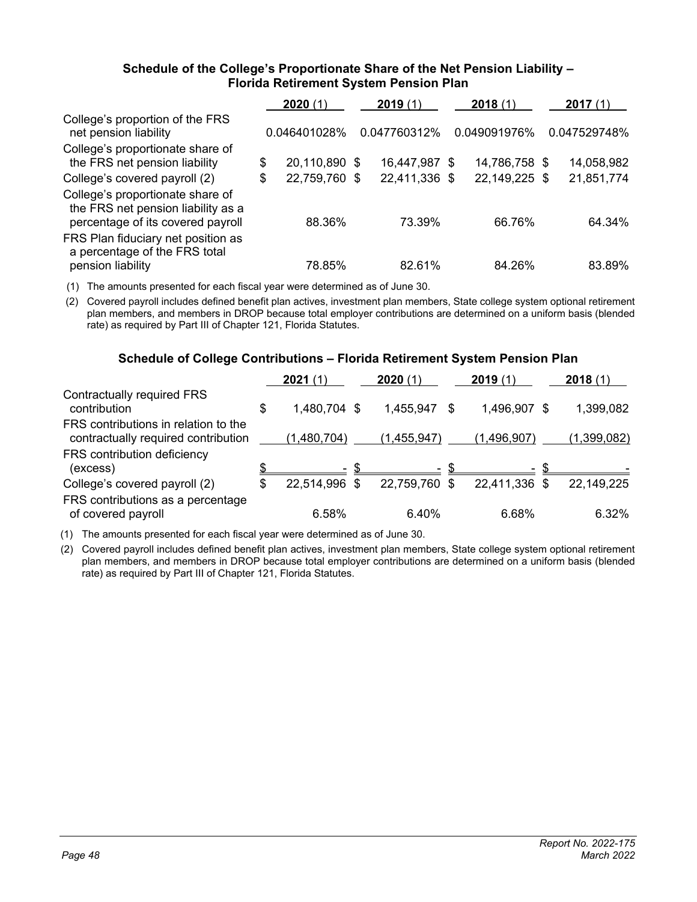### Schedule of the College's Proportionate Share of the Net Pension Liability – Florida Retirement System Pension Plan

| | **2020** (1) | **2019** (1) | **2018** (1) | **2017** (1) |
|---|---|---|---|---|
| College's proportion of the FRS net pension liability | 0.046401028% | 0.047760312% | 0.049091976% | 0.047529748% |
| College's proportionate share of the FRS net pension liability | $ 20,110,890 | $ 16,447,987 | $ 14,786,758 | $ 14,058,982 |
| College's covered payroll (2) | $ 22,759,760 | $ 22,411,336 | $ 22,149,225 | $ 21,851,774 |
| College's proportionate share of the FRS net pension liability as a percentage of its covered payroll | 88.36% | 73.39% | 66.76% | 64.34% |
| FRS Plan fiduciary net position as a percentage of the FRS total pension liability | 78.85% | 82.61% | 84.26% | 83.89% |

(1) The amounts presented for each fiscal year were determined as of June 30.

(2) Covered payroll includes defined benefit plan actives, investment plan members, State college system optional retirement plan members, and members in DROP because total employer contributions are determined on a uniform basis (blended rate) as required by Part III of Chapter 121, Florida Statutes.

### Schedule of College Contributions – Florida Retirement System Pension Plan

| | **2021** (1) | **2020** (1) | **2019** (1) | **2018** (1) |
|---|---|---|---|---|
| Contractually required FRS contribution | $ 1,480,704 | $ 1,455,947 | $ 1,496,907 | $ 1,399,082 |
| FRS contributions in relation to the contractually required contribution | (1,480,704) | (1,455,947) | (1,496,907) | (1,399,082) |
| FRS contribution deficiency (excess) | $ - | $ - | $ - | $ - |
| College's covered payroll (2) | $ 22,514,996 | $ 22,759,760 | $ 22,411,336 | $ 22,149,225 |
| FRS contributions as a percentage of covered payroll | 6.58% | 6.40% | 6.68% | 6.32% |

(1) The amounts presented for each fiscal year were determined as of June 30.

(2) Covered payroll includes defined benefit plan actives, investment plan members, State college system optional retirement plan members, and members in DROP because total employer contributions are determined on a uniform basis (blended rate) as required by Part III of Chapter 121, Florida Statutes.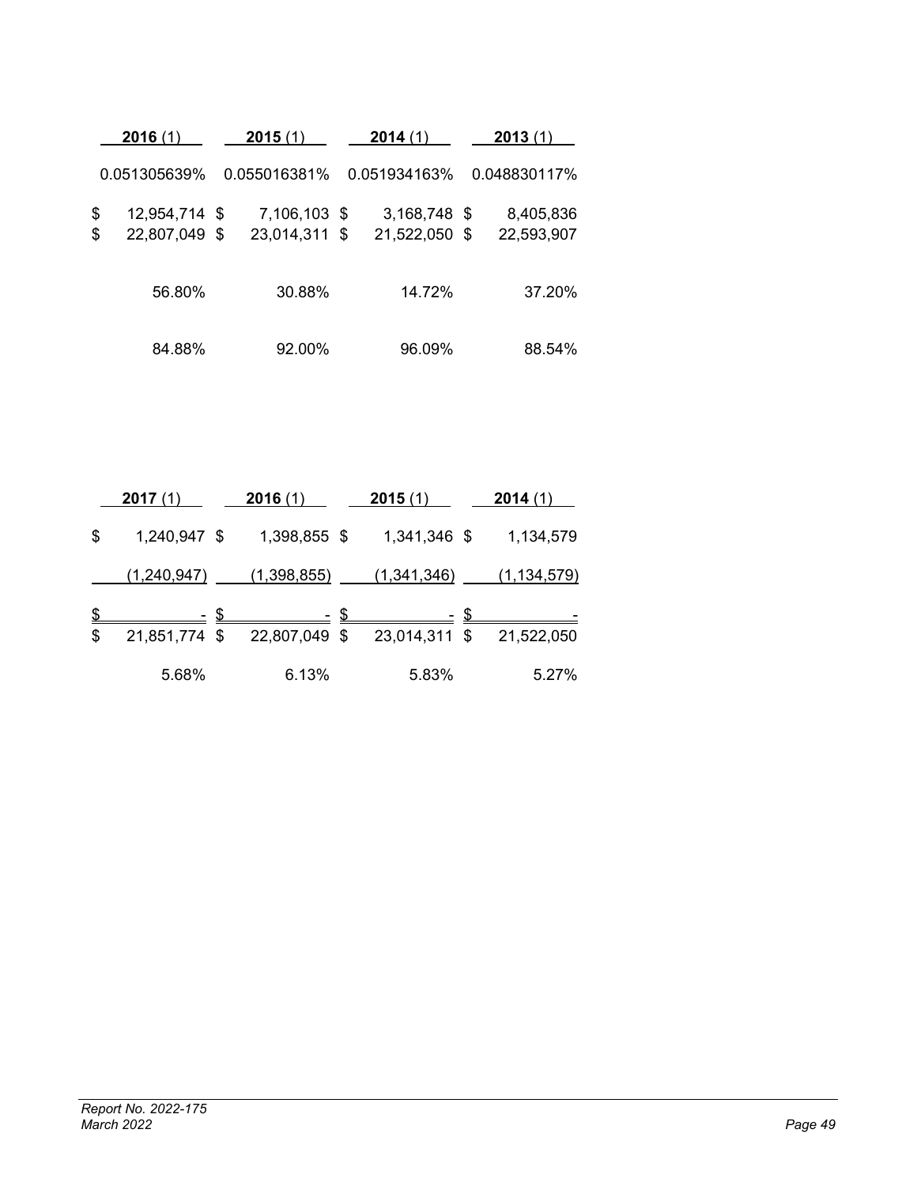| **2016** (1) | **2015** (1) | **2014** (1) | **2013** (1) |
|---|---|---|---|
| 0.051305639% | 0.055016381% | 0.051934163% | 0.048830117% |
| $ 12,954,714 | $ 7,106,103 | $ 3,168,748 | $ 8,405,836 |
| $ 22,807,049 | $ 23,014,311 | $ 21,522,050 | $ 22,593,907 |
| 56.80% | 30.88% | 14.72% | 37.20% |
| 84.88% | 92.00% | 96.09% | 88.54% |

| **2017** (1) | **2016** (1) | **2015** (1) | **2014** (1) |
|---|---|---|---|
| $ 1,240,947 | $ 1,398,855 | $ 1,341,346 | $ 1,134,579 |
| (1,240,947) | (1,398,855) | (1,341,346) | (1,134,579) |
| $ - | $ - | $ - | $ - |
| $ 21,851,774 | $ 22,807,049 | $ 23,014,311 | $ 21,522,050 |
| 5.68% | 6.13% | 5.83% | 5.27% |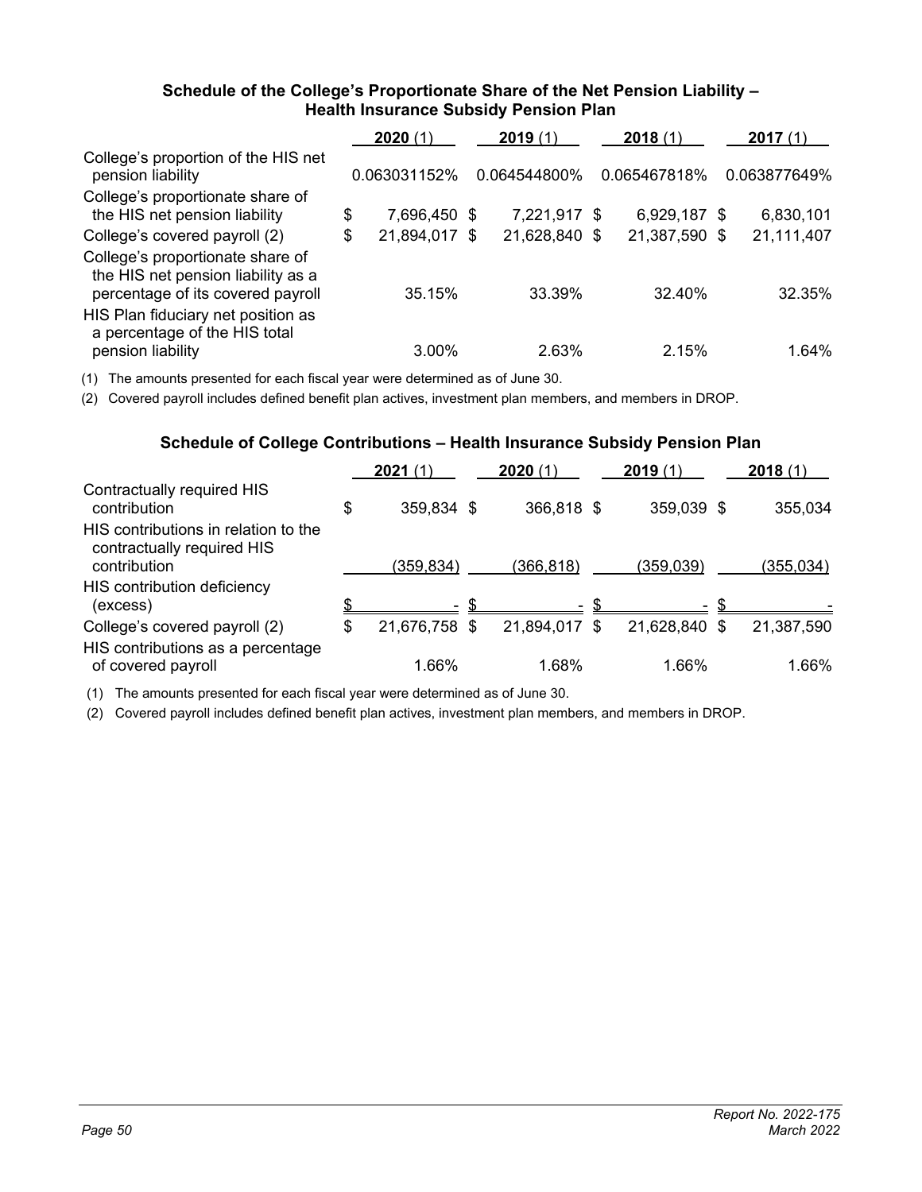### Schedule of the College's Proportionate Share of the Net Pension Liability – Health Insurance Subsidy Pension Plan

| | 2020 (1) | 2019 (1) | 2018 (1) | 2017 (1) |
|---|---|---|---|---|
| College's proportion of the HIS net pension liability | 0.063031152% | 0.064544800% | 0.065467818% | 0.063877649% |
| College's proportionate share of the HIS net pension liability | $ 7,696,450 | $ 7,221,917 | $ 6,929,187 | $ 6,830,101 |
| College's covered payroll (2) | $ 21,894,017 | $ 21,628,840 | $ 21,387,590 | $ 21,111,407 |
| College's proportionate share of the HIS net pension liability as a percentage of its covered payroll | 35.15% | 33.39% | 32.40% | 32.35% |
| HIS Plan fiduciary net position as a percentage of the HIS total pension liability | 3.00% | 2.63% | 2.15% | 1.64% |

(1) The amounts presented for each fiscal year were determined as of June 30.

(2) Covered payroll includes defined benefit plan actives, investment plan members, and members in DROP.

### Schedule of College Contributions – Health Insurance Subsidy Pension Plan

| | 2021 (1) | 2020 (1) | 2019 (1) | 2018 (1) |
|---|---|---|---|---|
| Contractually required HIS contribution | $ 359,834 | $ 366,818 | $ 359,039 | $ 355,034 |
| HIS contributions in relation to the contractually required HIS contribution | (359,834) | (366,818) | (359,039) | (355,034) |
| HIS contribution deficiency (excess) | $ - | $ - | $ - | $ - |
| College's covered payroll (2) | $ 21,676,758 | $ 21,894,017 | $ 21,628,840 | $ 21,387,590 |
| HIS contributions as a percentage of covered payroll | 1.66% | 1.68% | 1.66% | 1.66% |

(1) The amounts presented for each fiscal year were determined as of June 30.

(2) Covered payroll includes defined benefit plan actives, investment plan members, and members in DROP.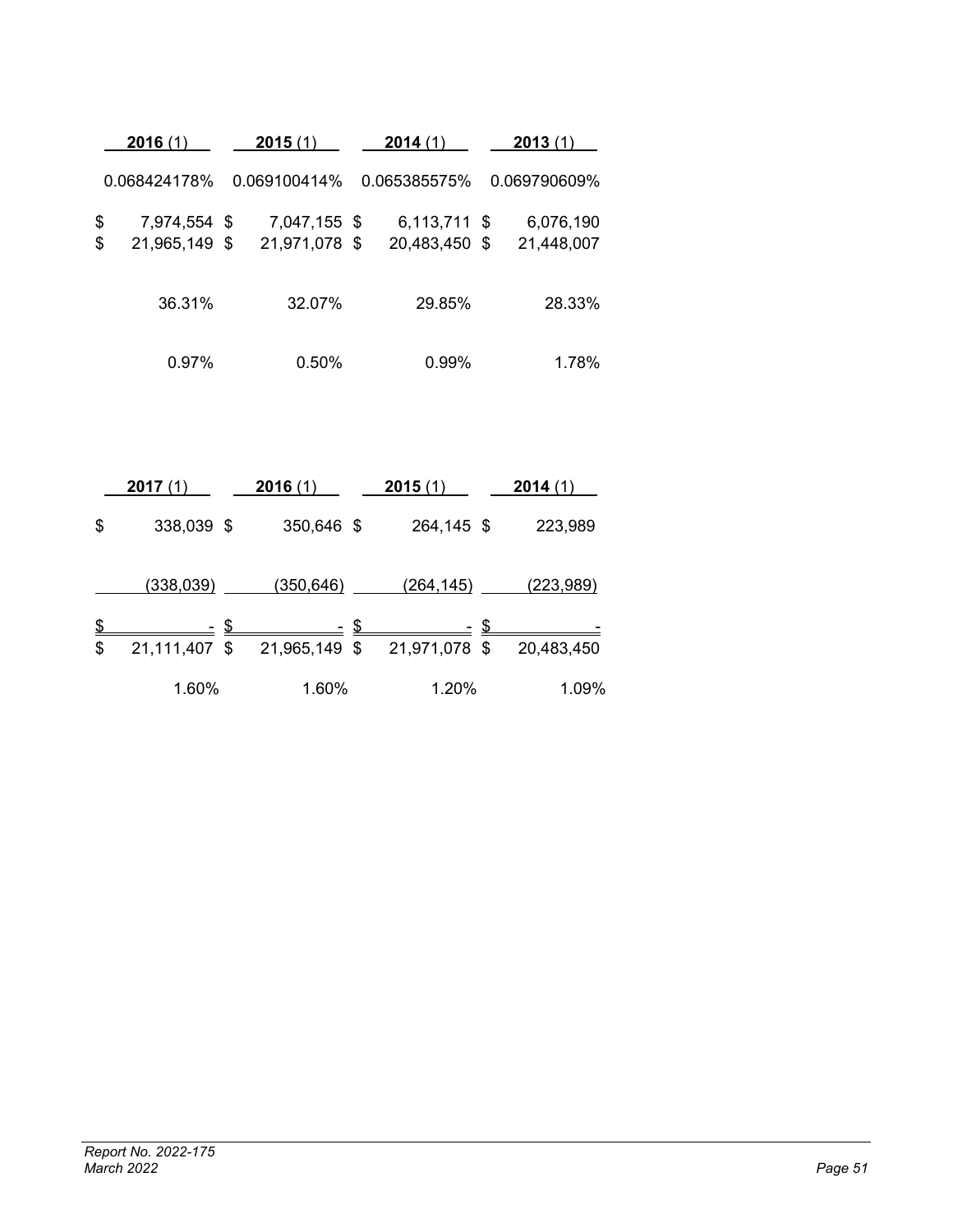| 2016 (1) | 2015 (1) | 2014 (1) | 2013 (1) |
|---|---|---|---|
| 0.068424178% | 0.069100414% | 0.065385575% | 0.069790609% |
| $ 7,974,554 | $ 7,047,155 | $ 6,113,711 | $ 6,076,190 |
| $ 21,965,149 | $ 21,971,078 | $ 20,483,450 | $ 21,448,007 |
| 36.31% | 32.07% | 29.85% | 28.33% |
| 0.97% | 0.50% | 0.99% | 1.78% |

| 2017 (1) | 2016 (1) | 2015 (1) | 2014 (1) |
|---|---|---|---|
| $ 338,039 | $ 350,646 | $ 264,145 | $ 223,989 |
| (338,039) | (350,646) | (264,145) | (223,989) |
| $ - | $ - | $ - | $ - |
| $ 21,111,407 | $ 21,965,149 | $ 21,971,078 | $ 20,483,450 |
| 1.60% | 1.60% | 1.20% | 1.09% |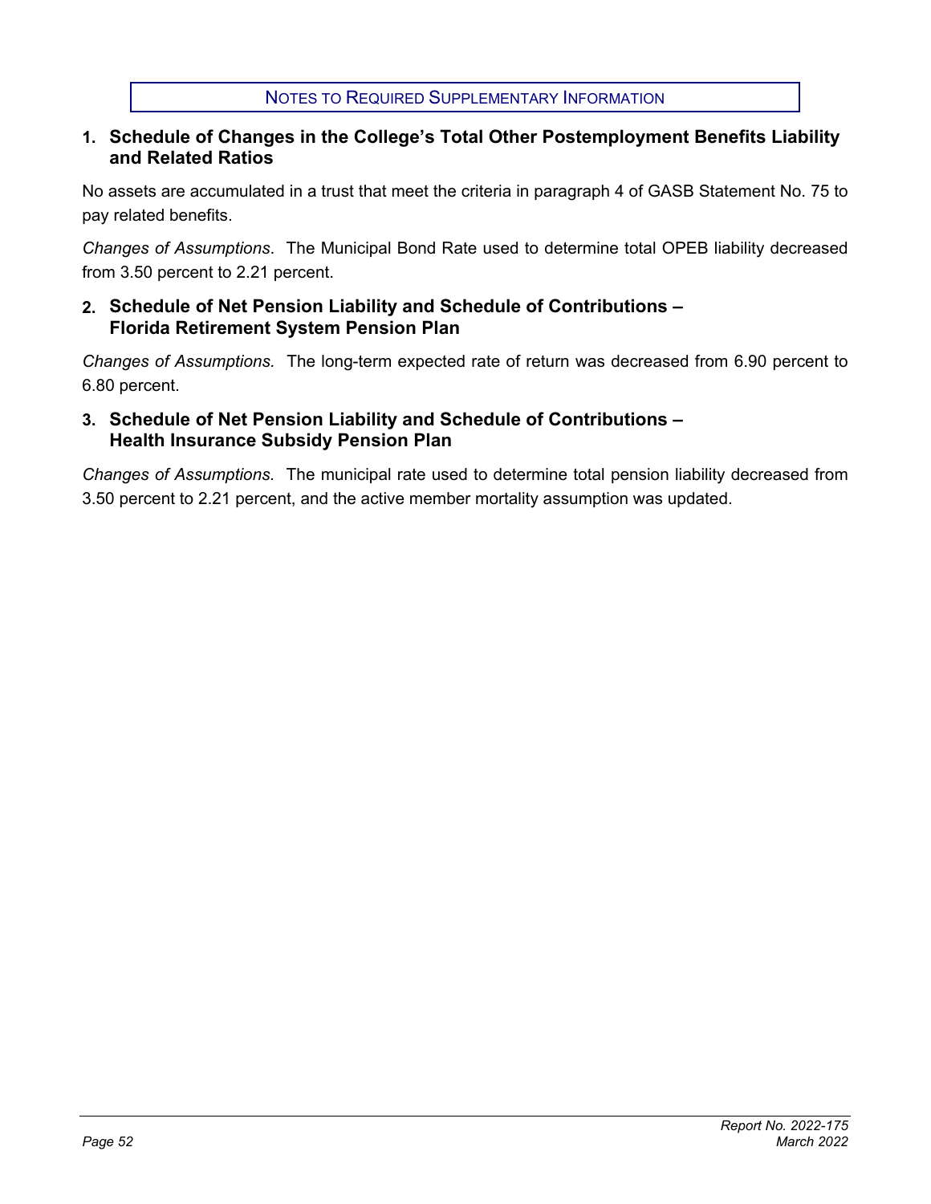# Notes to Required Supplementary Information

## 1. Schedule of Changes in the College's Total Other Postemployment Benefits Liability and Related Ratios

No assets are accumulated in a trust that meet the criteria in paragraph 4 of GASB Statement No. 75 to pay related benefits.

*Changes of Assumptions*. The Municipal Bond Rate used to determine total OPEB liability decreased from 3.50 percent to 2.21 percent.

## 2. Schedule of Net Pension Liability and Schedule of Contributions – Florida Retirement System Pension Plan

*Changes of Assumptions.* The long-term expected rate of return was decreased from 6.90 percent to 6.80 percent.

## 3. Schedule of Net Pension Liability and Schedule of Contributions – Health Insurance Subsidy Pension Plan

*Changes of Assumptions.* The municipal rate used to determine total pension liability decreased from 3.50 percent to 2.21 percent, and the active member mortality assumption was updated.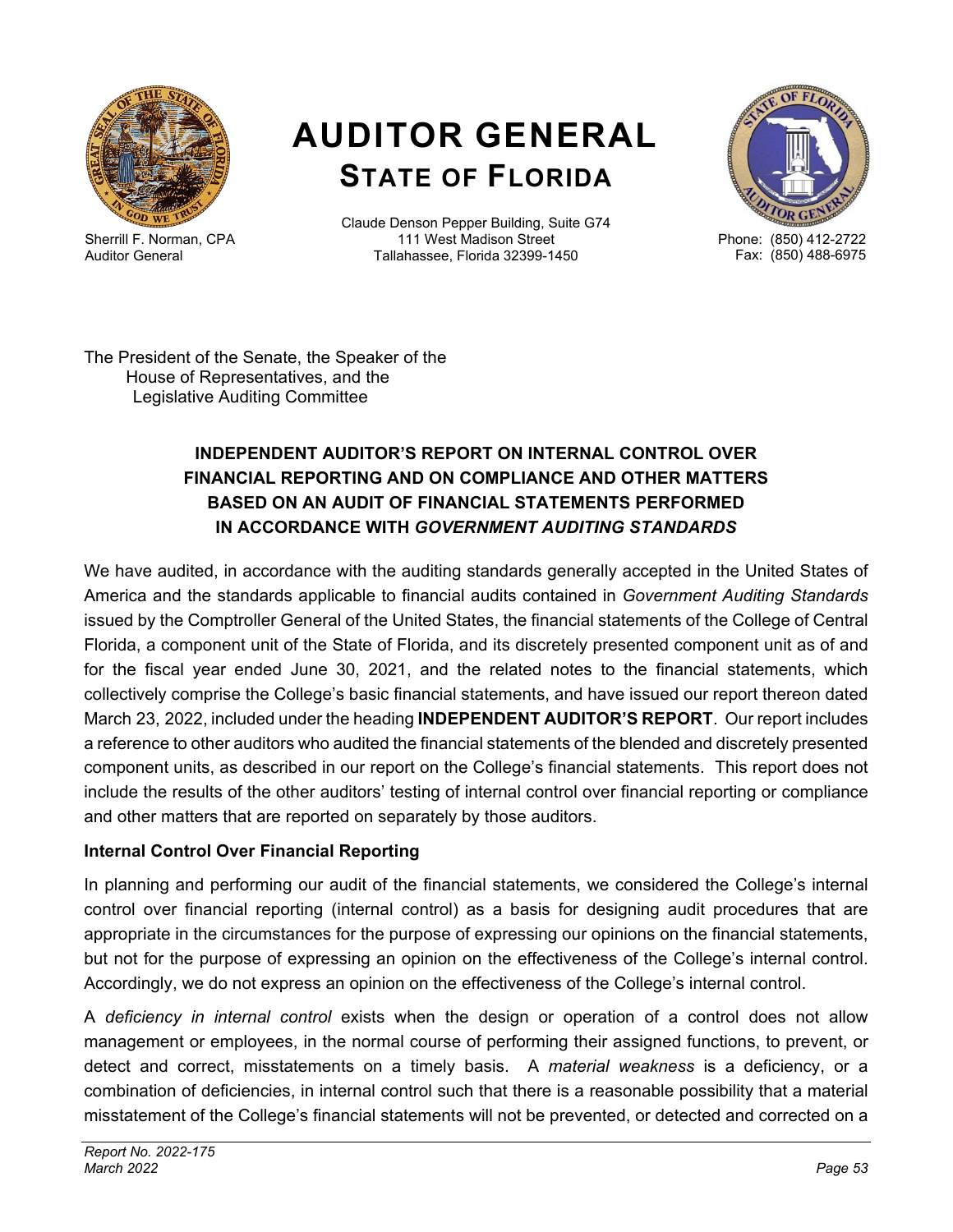# AUDITOR GENERAL
## STATE OF FLORIDA

Sherrill F. Norman, CPA
Auditor General

Claude Denson Pepper Building, Suite G74
111 West Madison Street
Tallahassee, Florida 32399-1450

Phone: (850) 412-2722
Fax: (850) 488-6975

The President of the Senate, the Speaker of the
House of Representatives, and the
Legislative Auditing Committee

### INDEPENDENT AUDITOR'S REPORT ON INTERNAL CONTROL OVER FINANCIAL REPORTING AND ON COMPLIANCE AND OTHER MATTERS BASED ON AN AUDIT OF FINANCIAL STATEMENTS PERFORMED IN ACCORDANCE WITH *GOVERNMENT AUDITING STANDARDS*

We have audited, in accordance with the auditing standards generally accepted in the United States of America and the standards applicable to financial audits contained in *Government Auditing Standards* issued by the Comptroller General of the United States, the financial statements of the College of Central Florida, a component unit of the State of Florida, and its discretely presented component unit as of and for the fiscal year ended June 30, 2021, and the related notes to the financial statements, which collectively comprise the College's basic financial statements, and have issued our report thereon dated March 23, 2022, included under the heading **INDEPENDENT AUDITOR'S REPORT**. Our report includes a reference to other auditors who audited the financial statements of the blended and discretely presented component units, as described in our report on the College's financial statements. This report does not include the results of the other auditors' testing of internal control over financial reporting or compliance and other matters that are reported on separately by those auditors.

**Internal Control Over Financial Reporting**

In planning and performing our audit of the financial statements, we considered the College's internal control over financial reporting (internal control) as a basis for designing audit procedures that are appropriate in the circumstances for the purpose of expressing our opinions on the financial statements, but not for the purpose of expressing an opinion on the effectiveness of the College's internal control. Accordingly, we do not express an opinion on the effectiveness of the College's internal control.

A *deficiency in internal control* exists when the design or operation of a control does not allow management or employees, in the normal course of performing their assigned functions, to prevent, or detect and correct, misstatements on a timely basis. A *material weakness* is a deficiency, or a combination of deficiencies, in internal control such that there is a reasonable possibility that a material misstatement of the College's financial statements will not be prevented, or detected and corrected on a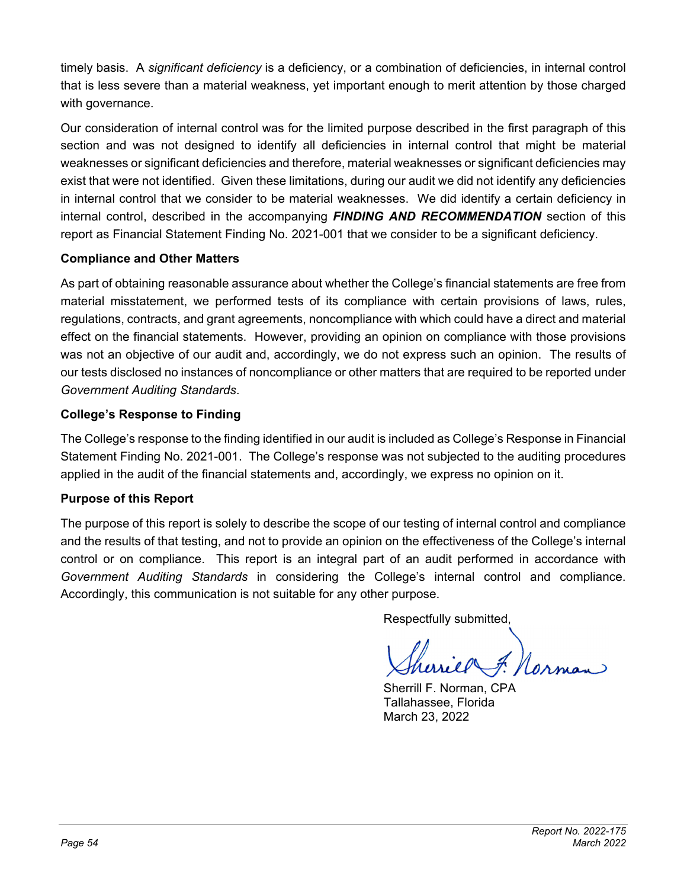timely basis. A *significant deficiency* is a deficiency, or a combination of deficiencies, in internal control that is less severe than a material weakness, yet important enough to merit attention by those charged with governance.

Our consideration of internal control was for the limited purpose described in the first paragraph of this section and was not designed to identify all deficiencies in internal control that might be material weaknesses or significant deficiencies and therefore, material weaknesses or significant deficiencies may exist that were not identified. Given these limitations, during our audit we did not identify any deficiencies in internal control that we consider to be material weaknesses. We did identify a certain deficiency in internal control, described in the accompanying ***FINDING AND RECOMMENDATION*** section of this report as Financial Statement Finding No. 2021-001 that we consider to be a significant deficiency.

**Compliance and Other Matters**

As part of obtaining reasonable assurance about whether the College's financial statements are free from material misstatement, we performed tests of its compliance with certain provisions of laws, rules, regulations, contracts, and grant agreements, noncompliance with which could have a direct and material effect on the financial statements. However, providing an opinion on compliance with those provisions was not an objective of our audit and, accordingly, we do not express such an opinion. The results of our tests disclosed no instances of noncompliance or other matters that are required to be reported under *Government Auditing Standards*.

**College's Response to Finding**

The College's response to the finding identified in our audit is included as College's Response in Financial Statement Finding No. 2021-001. The College's response was not subjected to the auditing procedures applied in the audit of the financial statements and, accordingly, we express no opinion on it.

**Purpose of this Report**

The purpose of this report is solely to describe the scope of our testing of internal control and compliance and the results of that testing, and not to provide an opinion on the effectiveness of the College's internal control or on compliance. This report is an integral part of an audit performed in accordance with *Government Auditing Standards* in considering the College's internal control and compliance. Accordingly, this communication is not suitable for any other purpose.

Respectfully submitted,

Sherrill F. Norman

Sherrill F. Norman, CPA
Tallahassee, Florida
March 23, 2022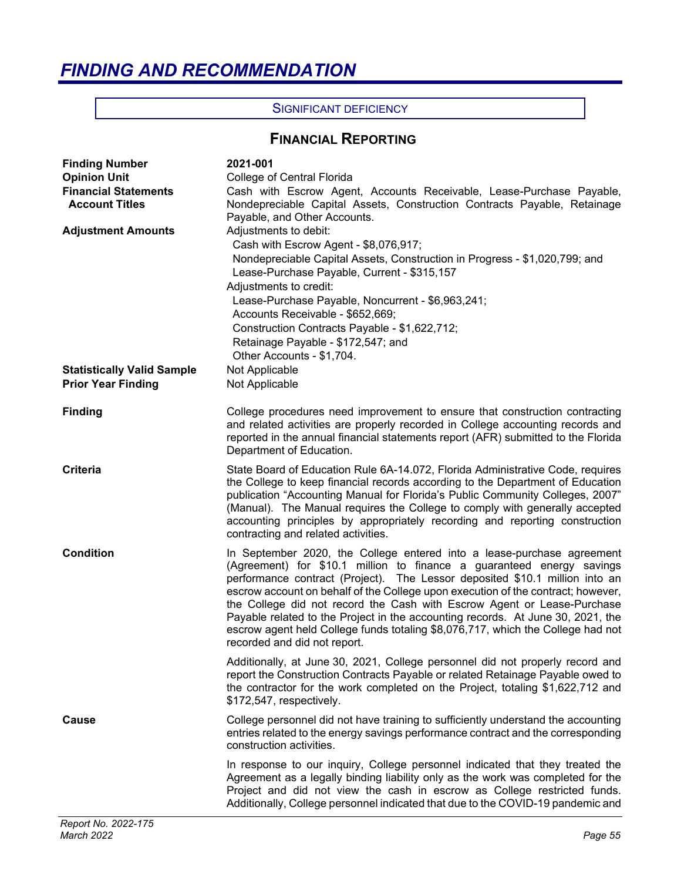# *FINDING AND RECOMMENDATION*

SIGNIFICANT DEFICIENCY

## FINANCIAL REPORTING

| | |
|---|---|
| **Finding Number** | **2021-001** |
| **Opinion Unit** | College of Central Florida |
| **Financial Statements Account Titles** | Cash with Escrow Agent, Accounts Receivable, Lease-Purchase Payable, Nondepreciable Capital Assets, Construction Contracts Payable, Retainage Payable, and Other Accounts. |
| **Adjustment Amounts** | Adjustments to debit:<br>Cash with Escrow Agent - $8,076,917;<br>Nondepreciable Capital Assets, Construction in Progress - $1,020,799; and<br>Lease-Purchase Payable, Current - $315,157<br>Adjustments to credit:<br>Lease-Purchase Payable, Noncurrent - $6,963,241;<br>Accounts Receivable - $652,669;<br>Construction Contracts Payable - $1,622,712;<br>Retainage Payable - $172,547; and<br>Other Accounts - $1,704. |
| **Statistically Valid Sample** | Not Applicable |
| **Prior Year Finding** | Not Applicable |
| **Finding** | College procedures need improvement to ensure that construction contracting and related activities are properly recorded in College accounting records and reported in the annual financial statements report (AFR) submitted to the Florida Department of Education. |
| **Criteria** | State Board of Education Rule 6A-14.072, Florida Administrative Code, requires the College to keep financial records according to the Department of Education publication "Accounting Manual for Florida's Public Community Colleges, 2007" (Manual). The Manual requires the College to comply with generally accepted accounting principles by appropriately recording and reporting construction contracting and related activities. |
| **Condition** | In September 2020, the College entered into a lease-purchase agreement (Agreement) for $10.1 million to finance a guaranteed energy savings performance contract (Project). The Lessor deposited $10.1 million into an escrow account on behalf of the College upon execution of the contract; however, the College did not record the Cash with Escrow Agent or Lease-Purchase Payable related to the Project in the accounting records. At June 30, 2021, the escrow agent held College funds totaling $8,076,717, which the College had not recorded and did not report.<br><br>Additionally, at June 30, 2021, College personnel did not properly record and report the Construction Contracts Payable or related Retainage Payable owed to the contractor for the work completed on the Project, totaling $1,622,712 and $172,547, respectively. |
| **Cause** | College personnel did not have training to sufficiently understand the accounting entries related to the energy savings performance contract and the corresponding construction activities.<br><br>In response to our inquiry, College personnel indicated that they treated the Agreement as a legally binding liability only as the work was completed for the Project and did not view the cash in escrow as College restricted funds. Additionally, College personnel indicated that due to the COVID-19 pandemic and |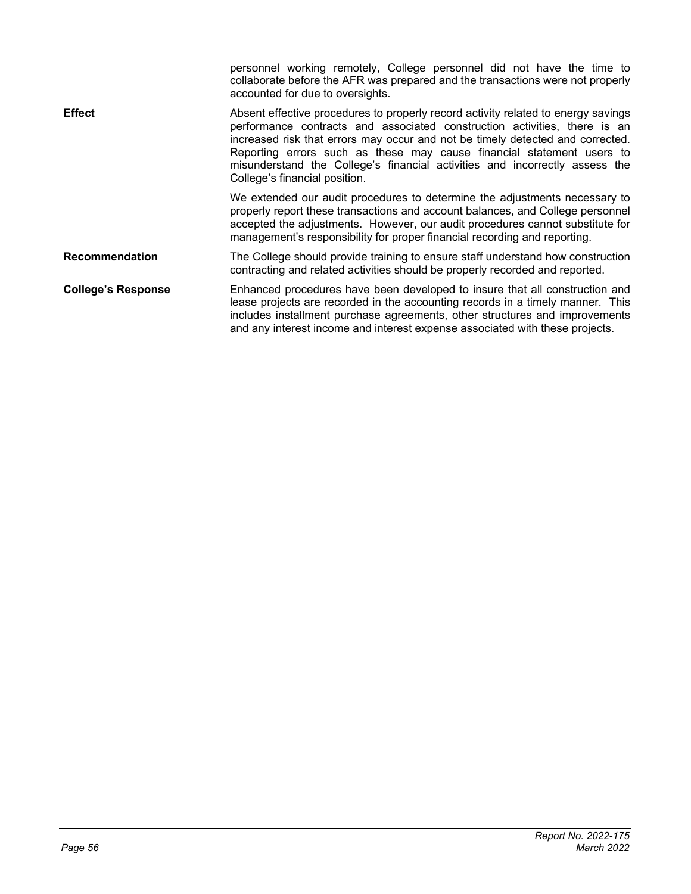personnel working remotely, College personnel did not have the time to collaborate before the AFR was prepared and the transactions were not properly accounted for due to oversights.

**Effect**

Absent effective procedures to properly record activity related to energy savings performance contracts and associated construction activities, there is an increased risk that errors may occur and not be timely detected and corrected. Reporting errors such as these may cause financial statement users to misunderstand the College's financial activities and incorrectly assess the College's financial position.

We extended our audit procedures to determine the adjustments necessary to properly report these transactions and account balances, and College personnel accepted the adjustments. However, our audit procedures cannot substitute for management's responsibility for proper financial recording and reporting.

**Recommendation**

The College should provide training to ensure staff understand how construction contracting and related activities should be properly recorded and reported.

**College's Response**

Enhanced procedures have been developed to insure that all construction and lease projects are recorded in the accounting records in a timely manner. This includes installment purchase agreements, other structures and improvements and any interest income and interest expense associated with these projects.